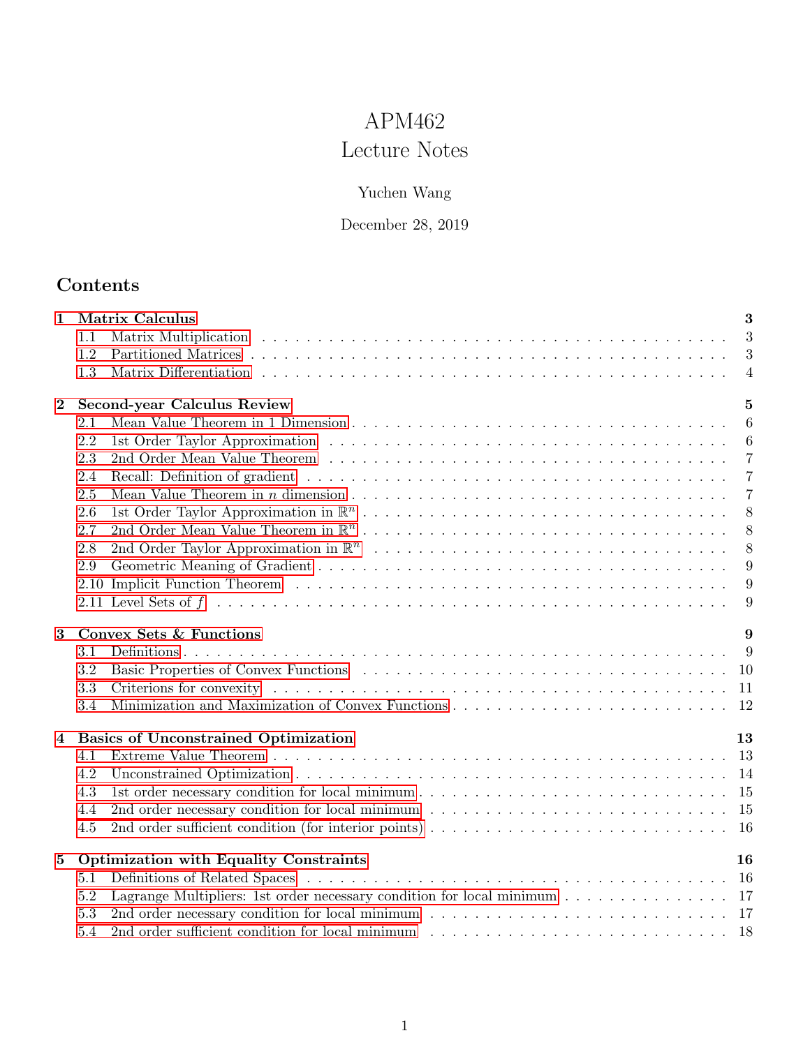# APM462
# Lecture Notes

Yuchen Wang

December 28, 2019

## Contents

**1 Matrix Calculus** **3**
- 1.1 Matrix Multiplication . . . 3
- 1.2 Partitioned Matrices . . . 3
- 1.3 Matrix Differentiation . . . 4

**2 Second-year Calculus Review** **5**
- 2.1 Mean Value Theorem in 1 Dimension . . . 6
- 2.2 1st Order Taylor Approximation . . . 6
- 2.3 2nd Order Mean Value Theorem . . . 7
- 2.4 Recall: Definition of gradient . . . 7
- 2.5 Mean Value Theorem in $n$ dimension . . . 7
- 2.6 1st Order Taylor Approximation in $\mathbb{R}^n$ . . . 8
- 2.7 2nd Order Mean Value Theorem in $\mathbb{R}^n$ . . . 8
- 2.8 2nd Order Taylor Approximation in $\mathbb{R}^n$ . . . 8
- 2.9 Geometric Meaning of Gradient . . . 9
- 2.10 Implicit Function Theorem . . . 9
- 2.11 Level Sets of $f$ . . . 9

**3 Convex Sets & Functions** **9**
- 3.1 Definitions . . . 9
- 3.2 Basic Properties of Convex Functions . . . 10
- 3.3 Criterions for convexity . . . 11
- 3.4 Minimization and Maximization of Convex Functions . . . 12

**4 Basics of Unconstrained Optimization** **13**
- 4.1 Extreme Value Theorem . . . 13
- 4.2 Unconstrained Optimization . . . 14
- 4.3 1st order necessary condition for local minimum . . . 15
- 4.4 2nd order necessary condition for local minimum . . . 15
- 4.5 2nd order sufficient condition (for interior points) . . . 16

**5 Optimization with Equality Constraints** **16**
- 5.1 Definitions of Related Spaces . . . 16
- 5.2 Lagrange Multipliers: 1st order necessary condition for local minimum . . . 17
- 5.3 2nd order necessary condition for local minimum . . . 17
- 5.4 2nd order sufficient condition for local minimum . . . 18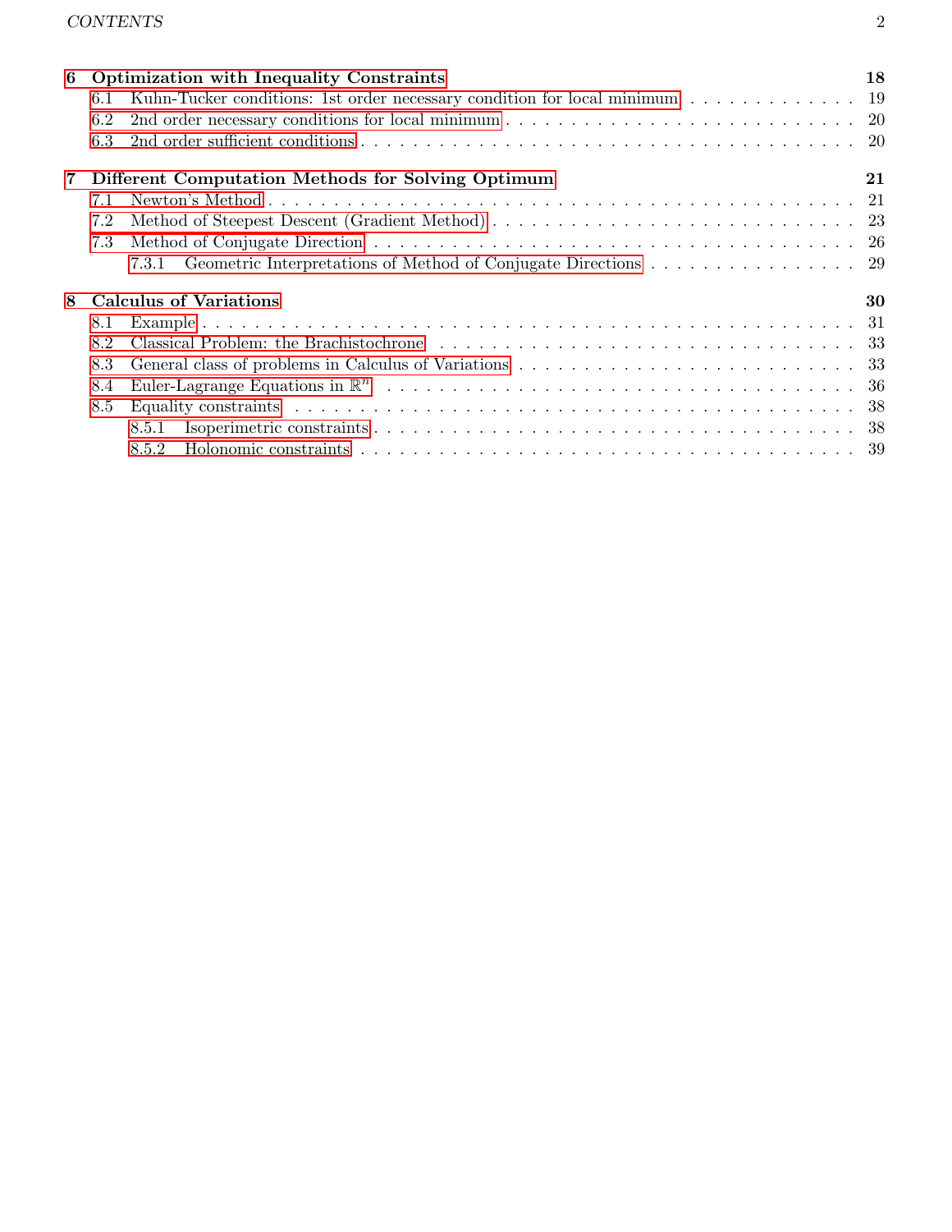**6 Optimization with Inequality Constraints** 18

- 6.1 Kuhn-Tucker conditions: 1st order necessary condition for local minimum . . . 19
- 6.2 2nd order necessary conditions for local minimum . . . 20
- 6.3 2nd order sufficient conditions . . . 20

**7 Different Computation Methods for Solving Optimum** 21

- 7.1 Newton's Method . . . 21
- 7.2 Method of Steepest Descent (Gradient Method) . . . 23
- 7.3 Method of Conjugate Direction . . . 26
  - 7.3.1 Geometric Interpretations of Method of Conjugate Directions . . . 29

**8 Calculus of Variations** 30

- 8.1 Example . . . 31
- 8.2 Classical Problem: the Brachistochrone . . . 33
- 8.3 General class of problems in Calculus of Variations . . . 33
- 8.4 Euler-Lagrange Equations in $\mathbb{R}^n$ . . . 36
- 8.5 Equality constraints . . . 38
  - 8.5.1 Isoperimetric constraints . . . 38
  - 8.5.2 Holonomic constraints . . . 39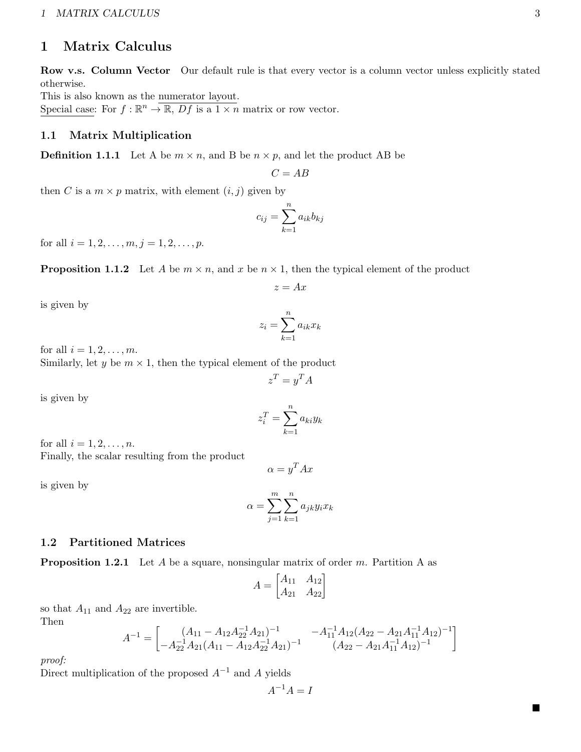# 1 Matrix Calculus

**Row v.s. Column Vector** Our default rule is that every vector is a column vector unless explicitly stated otherwise.
This is also known as the numerator layout.
Special case: For $f : \mathbb{R}^n \to \mathbb{R}$, $Df$ is a $1 \times n$ matrix or row vector.

## 1.1 Matrix Multiplication

**Definition 1.1.1** Let A be $m \times n$, and B be $n \times p$, and let the product AB be

$$C = AB$$

then $C$ is a $m \times p$ matrix, with element $(i, j)$ given by

$$c_{ij} = \sum_{k=1}^{n} a_{ik} b_{kj}$$

for all $i = 1, 2, \ldots, m, j = 1, 2, \ldots, p$.

**Proposition 1.1.2** Let $A$ be $m \times n$, and $x$ be $n \times 1$, then the typical element of the product

$$z = Ax$$

is given by

$$z_i = \sum_{k=1}^{n} a_{ik} x_k$$

for all $i = 1, 2, \ldots, m$.
Similarly, let $y$ be $m \times 1$, then the typical element of the product

$$z^T = y^T A$$

is given by

$$z_i^T = \sum_{k=1}^{n} a_{ki} y_k$$

for all $i = 1, 2, \ldots, n$.
Finally, the scalar resulting from the product

$$\alpha = y^T A x$$

is given by

$$\alpha = \sum_{j=1}^{m} \sum_{k=1}^{n} a_{jk} y_i x_k$$

## 1.2 Partitioned Matrices

**Proposition 1.2.1** Let $A$ be a square, nonsingular matrix of order $m$. Partition A as

$$A = \begin{bmatrix} A_{11} & A_{12} \\ A_{21} & A_{22} \end{bmatrix}$$

so that $A_{11}$ and $A_{22}$ are invertible.
Then

$$A^{-1} = \begin{bmatrix} (A_{11} - A_{12}A_{22}^{-1}A_{21})^{-1} & -A_{11}^{-1}A_{12}(A_{22} - A_{21}A_{11}^{-1}A_{12})^{-1} \\ -A_{22}^{-1}A_{21}(A_{11} - A_{12}A_{22}^{-1}A_{21})^{-1} & (A_{22} - A_{21}A_{11}^{-1}A_{12})^{-1} \end{bmatrix}$$

*proof:*
Direct multiplication of the proposed $A^{-1}$ and $A$ yields

$$A^{-1}A = I$$

■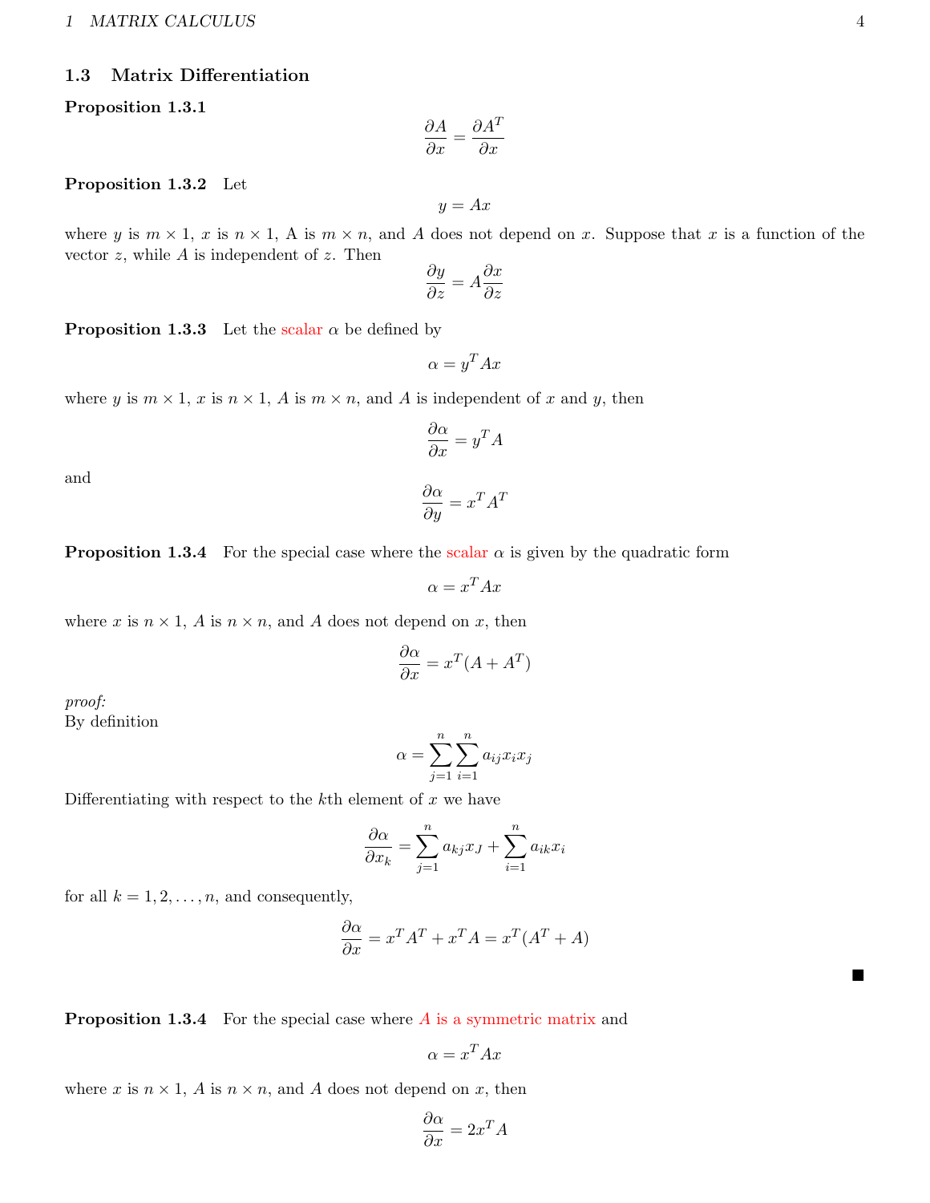### 1.3 Matrix Differentiation

**Proposition 1.3.1**

$$\frac{\partial A}{\partial x} = \frac{\partial A^T}{\partial x}$$

**Proposition 1.3.2** Let

$$y = Ax$$

where $y$ is $m \times 1$, $x$ is $n \times 1$, A is $m \times n$, and $A$ does not depend on $x$. Suppose that $x$ is a function of the vector $z$, while $A$ is independent of $z$. Then

$$\frac{\partial y}{\partial z} = A \frac{\partial x}{\partial z}$$

**Proposition 1.3.3** Let the scalar $\alpha$ be defined by

$$\alpha = y^T A x$$

where $y$ is $m \times 1$, $x$ is $n \times 1$, $A$ is $m \times n$, and $A$ is independent of $x$ and $y$, then

$$\frac{\partial \alpha}{\partial x} = y^T A$$

and

$$\frac{\partial \alpha}{\partial y} = x^T A^T$$

**Proposition 1.3.4** For the special case where the scalar $\alpha$ is given by the quadratic form

$$\alpha = x^T A x$$

where $x$ is $n \times 1$, $A$ is $n \times n$, and $A$ does not depend on $x$, then

$$\frac{\partial \alpha}{\partial x} = x^T (A + A^T)$$

*proof:*
By definition

$$\alpha = \sum_{j=1}^{n} \sum_{i=1}^{n} a_{ij} x_i x_j$$

Differentiating with respect to the $k$th element of $x$ we have

$$\frac{\partial \alpha}{\partial x_k} = \sum_{j=1}^{n} a_{kj} x_J + \sum_{i=1}^{n} a_{ik} x_i$$

for all $k = 1, 2, \ldots, n$, and consequently,

$$\frac{\partial \alpha}{\partial x} = x^T A^T + x^T A = x^T (A^T + A)$$

■

**Proposition 1.3.4** For the special case where $A$ is a symmetric matrix and

$$\alpha = x^T A x$$

where $x$ is $n \times 1$, $A$ is $n \times n$, and $A$ does not depend on $x$, then

$$\frac{\partial \alpha}{\partial x} = 2 x^T A$$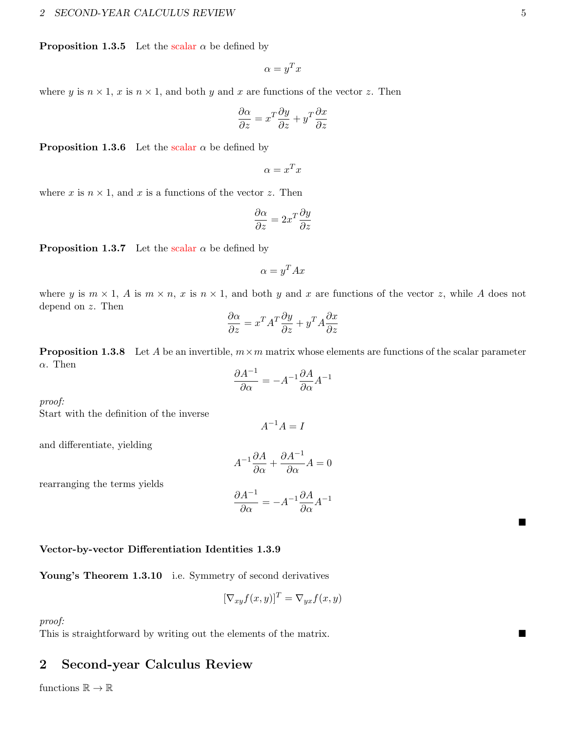**Proposition 1.3.5** Let the scalar $\alpha$ be defined by

$$\alpha = y^T x$$

where $y$ is $n \times 1$, $x$ is $n \times 1$, and both $y$ and $x$ are functions of the vector $z$. Then

$$\frac{\partial \alpha}{\partial z} = x^T \frac{\partial y}{\partial z} + y^T \frac{\partial x}{\partial z}$$

**Proposition 1.3.6** Let the scalar $\alpha$ be defined by

$$\alpha = x^T x$$

where $x$ is $n \times 1$, and $x$ is a functions of the vector $z$. Then

$$\frac{\partial \alpha}{\partial z} = 2x^T \frac{\partial y}{\partial z}$$

**Proposition 1.3.7** Let the scalar $\alpha$ be defined by

$$\alpha = y^T A x$$

where $y$ is $m \times 1$, $A$ is $m \times n$, $x$ is $n \times 1$, and both $y$ and $x$ are functions of the vector $z$, while $A$ does not depend on $z$. Then

$$\frac{\partial \alpha}{\partial z} = x^T A^T \frac{\partial y}{\partial z} + y^T A \frac{\partial x}{\partial z}$$

**Proposition 1.3.8** Let $A$ be an invertible, $m \times m$ matrix whose elements are functions of the scalar parameter $\alpha$. Then

$$\frac{\partial A^{-1}}{\partial \alpha} = -A^{-1} \frac{\partial A}{\partial \alpha} A^{-1}$$

*proof:*
Start with the definition of the inverse

$$A^{-1} A = I$$

and differentiate, yielding

$$A^{-1} \frac{\partial A}{\partial \alpha} + \frac{\partial A^{-1}}{\partial \alpha} A = 0$$

rearranging the terms yields

$$\frac{\partial A^{-1}}{\partial \alpha} = -A^{-1} \frac{\partial A}{\partial \alpha} A^{-1}$$

■

**Vector-by-vector Differentiation Identities 1.3.9**

**Young's Theorem 1.3.10** i.e. Symmetry of second derivatives

$$[\nabla_{xy} f(x, y)]^T = \nabla_{yx} f(x, y)$$

*proof:*
This is straightforward by writing out the elements of the matrix. ■

# 2 Second-year Calculus Review

functions $\mathbb{R} \to \mathbb{R}$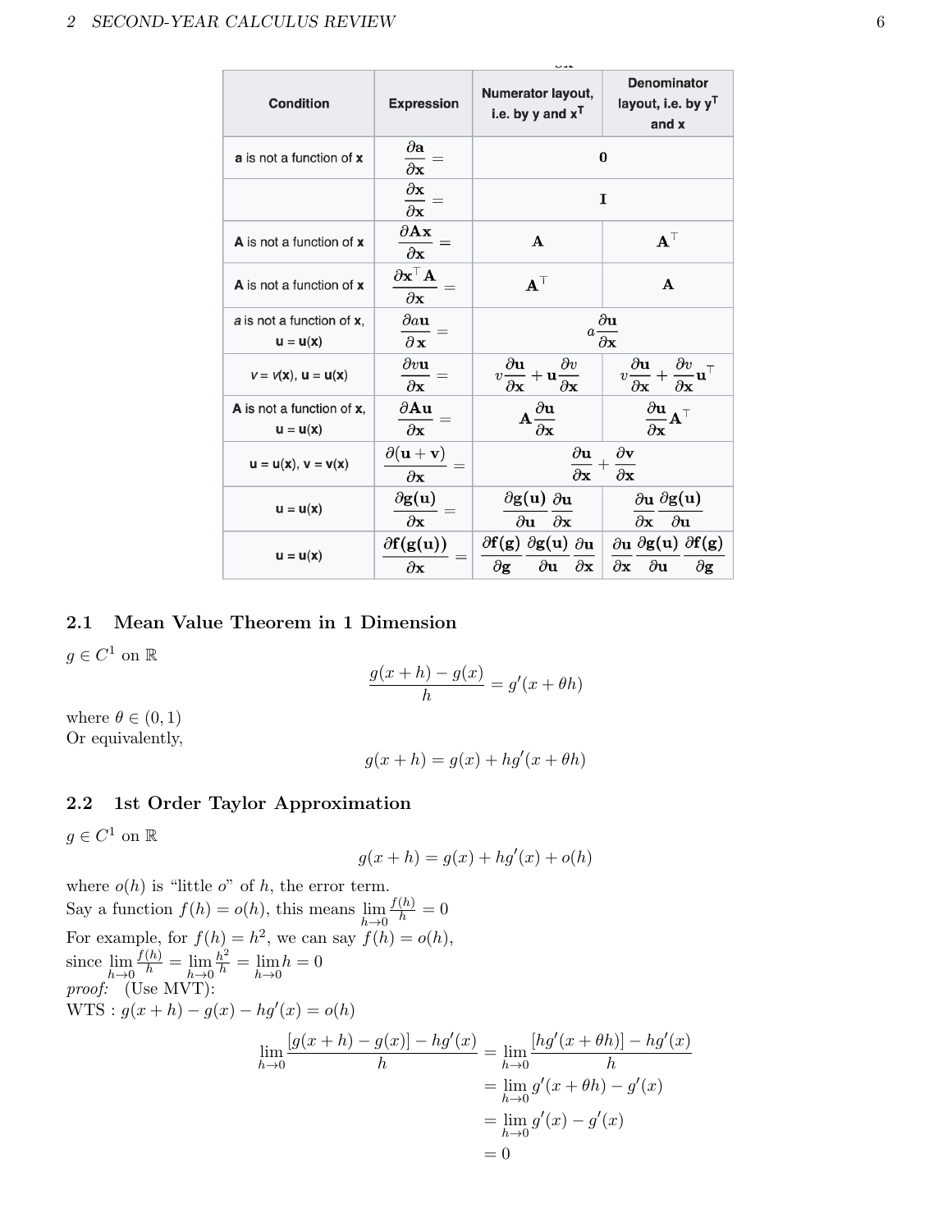| Condition | Expression | Numerator layout, i.e. by $\mathbf{y}$ and $\mathbf{x}^T$ | Denominator layout, i.e. by $\mathbf{y}^T$ and $\mathbf{x}$ |
|---|---|---|---|
| $\mathbf{a}$ is not a function of $\mathbf{x}$ | $\frac{\partial \mathbf{a}}{\partial \mathbf{x}} =$ | $\mathbf{0}$ | |
| | $\frac{\partial \mathbf{x}}{\partial \mathbf{x}} =$ | $\mathbf{I}$ | |
| $\mathbf{A}$ is not a function of $\mathbf{x}$ | $\frac{\partial \mathbf{A}\mathbf{x}}{\partial \mathbf{x}} =$ | $\mathbf{A}$ | $\mathbf{A}^\top$ |
| $\mathbf{A}$ is not a function of $\mathbf{x}$ | $\frac{\partial \mathbf{x}^\top \mathbf{A}}{\partial \mathbf{x}} =$ | $\mathbf{A}^\top$ | $\mathbf{A}$ |
| $a$ is not a function of $\mathbf{x}$, $\mathbf{u} = \mathbf{u}(\mathbf{x})$ | $\frac{\partial a\mathbf{u}}{\partial \mathbf{x}} =$ | $a\frac{\partial \mathbf{u}}{\partial \mathbf{x}}$ | |
| $v = v(\mathbf{x})$, $\mathbf{u} = \mathbf{u}(\mathbf{x})$ | $\frac{\partial v\mathbf{u}}{\partial \mathbf{x}} =$ | $v\frac{\partial \mathbf{u}}{\partial \mathbf{x}} + \mathbf{u}\frac{\partial v}{\partial \mathbf{x}}$ | $v\frac{\partial \mathbf{u}}{\partial \mathbf{x}} + \frac{\partial v}{\partial \mathbf{x}}\mathbf{u}^\top$ |
| $\mathbf{A}$ is not a function of $\mathbf{x}$, $\mathbf{u} = \mathbf{u}(\mathbf{x})$ | $\frac{\partial \mathbf{A}\mathbf{u}}{\partial \mathbf{x}} =$ | $\mathbf{A}\frac{\partial \mathbf{u}}{\partial \mathbf{x}}$ | $\frac{\partial \mathbf{u}}{\partial \mathbf{x}}\mathbf{A}^\top$ |
| $\mathbf{u} = \mathbf{u}(\mathbf{x})$, $\mathbf{v} = \mathbf{v}(\mathbf{x})$ | $\frac{\partial (\mathbf{u}+\mathbf{v})}{\partial \mathbf{x}} =$ | $\frac{\partial \mathbf{u}}{\partial \mathbf{x}} + \frac{\partial \mathbf{v}}{\partial \mathbf{x}}$ | |
| $\mathbf{u} = \mathbf{u}(\mathbf{x})$ | $\frac{\partial \mathbf{g}(\mathbf{u})}{\partial \mathbf{x}} =$ | $\frac{\partial \mathbf{g}(\mathbf{u})}{\partial \mathbf{u}}\frac{\partial \mathbf{u}}{\partial \mathbf{x}}$ | $\frac{\partial \mathbf{u}}{\partial \mathbf{x}}\frac{\partial \mathbf{g}(\mathbf{u})}{\partial \mathbf{u}}$ |
| $\mathbf{u} = \mathbf{u}(\mathbf{x})$ | $\frac{\partial \mathbf{f}(\mathbf{g}(\mathbf{u}))}{\partial \mathbf{x}} =$ | $\frac{\partial \mathbf{f}(\mathbf{g})}{\partial \mathbf{g}}\frac{\partial \mathbf{g}(\mathbf{u})}{\partial \mathbf{u}}\frac{\partial \mathbf{u}}{\partial \mathbf{x}}$ | $\frac{\partial \mathbf{u}}{\partial \mathbf{x}}\frac{\partial \mathbf{g}(\mathbf{u})}{\partial \mathbf{u}}\frac{\partial \mathbf{f}(\mathbf{g})}{\partial \mathbf{g}}$ |

## 2.1 Mean Value Theorem in 1 Dimension

$g \in C^1$ on $\mathbb{R}$

$$\frac{g(x+h) - g(x)}{h} = g'(x + \theta h)$$

where $\theta \in (0,1)$
Or equivalently,

$$g(x+h) = g(x) + hg'(x+\theta h)$$

## 2.2 1st Order Taylor Approximation

$g \in C^1$ on $\mathbb{R}$

$$g(x+h) = g(x) + hg'(x) + o(h)$$

where $o(h)$ is "little $o$" of $h$, the error term.
Say a function $f(h) = o(h)$, this means $\lim_{h\to 0} \frac{f(h)}{h} = 0$
For example, for $f(h) = h^2$, we can say $f(h) = o(h)$,
since $\lim_{h\to 0} \frac{f(h)}{h} = \lim_{h\to 0} \frac{h^2}{h} = \lim_{h\to 0} h = 0$
*proof:* (Use MVT):
WTS : $g(x+h) - g(x) - hg'(x) = o(h)$

$$\begin{aligned}
\lim_{h\to 0} \frac{[g(x+h) - g(x)] - hg'(x)}{h} &= \lim_{h\to 0} \frac{[hg'(x+\theta h)] - hg'(x)}{h} \\
&= \lim_{h\to 0} g'(x+\theta h) - g'(x) \\
&= \lim_{h\to 0} g'(x) - g'(x) \\
&= 0
\end{aligned}$$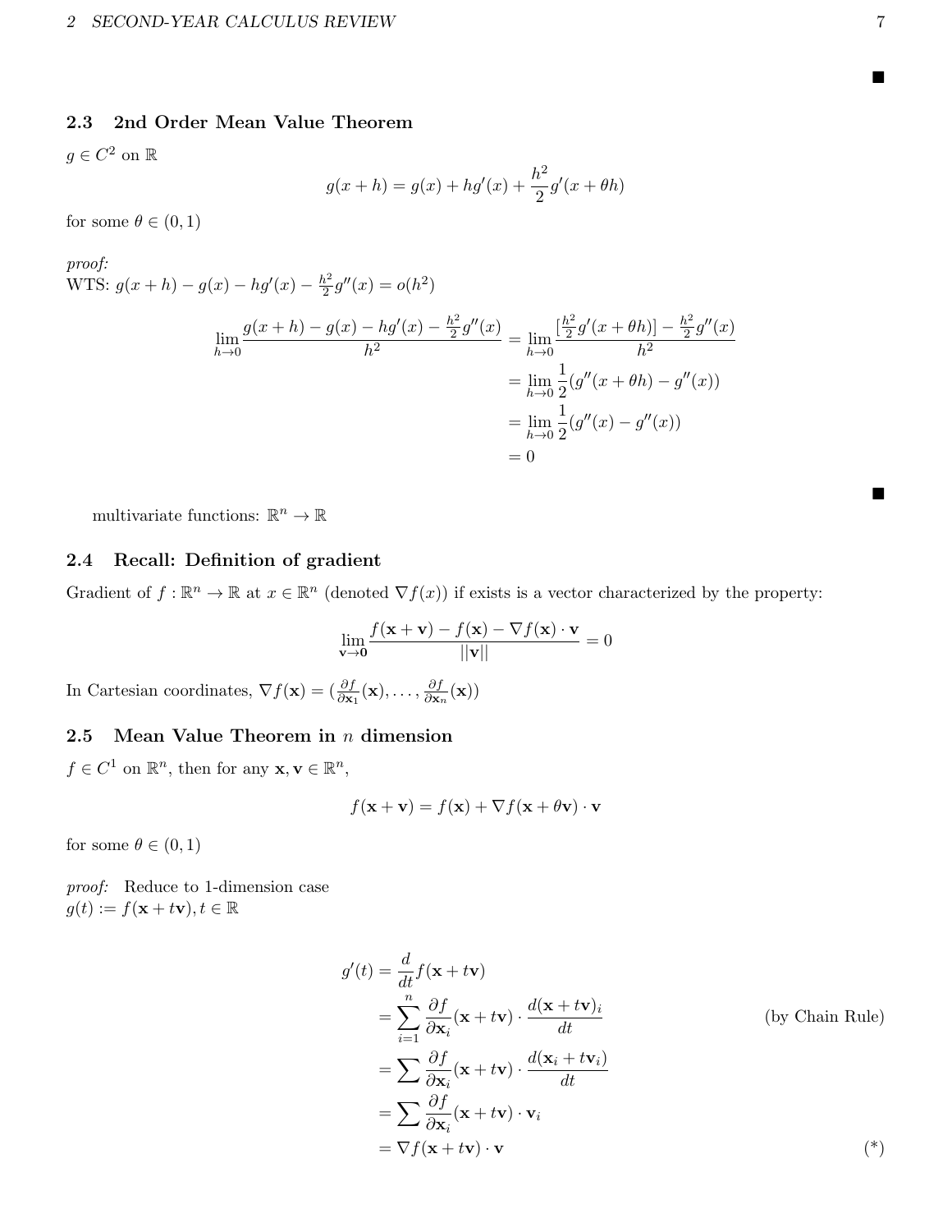■

## 2.3 2nd Order Mean Value Theorem

$g \in C^2$ on $\mathbb{R}$

$$g(x+h) = g(x) + hg'(x) + \frac{h^2}{2}g'(x+\theta h)$$

for some $\theta \in (0,1)$

*proof:*
WTS: $g(x+h) - g(x) - hg'(x) - \frac{h^2}{2}g''(x) = o(h^2)$

$$\begin{aligned}
\lim_{h\to 0}\frac{g(x+h) - g(x) - hg'(x) - \frac{h^2}{2}g''(x)}{h^2} &= \lim_{h\to 0}\frac{[\frac{h^2}{2}g'(x+\theta h)] - \frac{h^2}{2}g''(x)}{h^2} \\
&= \lim_{h\to 0}\frac{1}{2}(g''(x+\theta h) - g''(x)) \\
&= \lim_{h\to 0}\frac{1}{2}(g''(x) - g''(x)) \\
&= 0
\end{aligned}$$

■

multivariate functions: $\mathbb{R}^n \to \mathbb{R}$

## 2.4 Recall: Definition of gradient

Gradient of $f : \mathbb{R}^n \to \mathbb{R}$ at $x \in \mathbb{R}^n$ (denoted $\nabla f(x)$) if exists is a vector characterized by the property:

$$\lim_{\mathbf{v}\to\mathbf{0}}\frac{f(\mathbf{x}+\mathbf{v}) - f(\mathbf{x}) - \nabla f(\mathbf{x})\cdot\mathbf{v}}{||\mathbf{v}||} = 0$$

In Cartesian coordinates, $\nabla f(\mathbf{x}) = (\frac{\partial f}{\partial \mathbf{x}_1}(\mathbf{x}), \ldots, \frac{\partial f}{\partial \mathbf{x}_n}(\mathbf{x}))$

## 2.5 Mean Value Theorem in $n$ dimension

$f \in C^1$ on $\mathbb{R}^n$, then for any $\mathbf{x}, \mathbf{v} \in \mathbb{R}^n$,

$$f(\mathbf{x}+\mathbf{v}) = f(\mathbf{x}) + \nabla f(\mathbf{x}+\theta\mathbf{v})\cdot\mathbf{v}$$

for some $\theta \in (0,1)$

*proof:* Reduce to 1-dimension case
$g(t) := f(\mathbf{x}+t\mathbf{v}), t \in \mathbb{R}$

$$\begin{aligned}
g'(t) &= \frac{d}{dt}f(\mathbf{x}+t\mathbf{v}) \\
&= \sum_{i=1}^{n}\frac{\partial f}{\partial \mathbf{x}_i}(\mathbf{x}+t\mathbf{v})\cdot\frac{d(\mathbf{x}+t\mathbf{v})_i}{dt} && \text{(by Chain Rule)} \\
&= \sum\frac{\partial f}{\partial \mathbf{x}_i}(\mathbf{x}+t\mathbf{v})\cdot\frac{d(\mathbf{x}_i+t\mathbf{v}_i)}{dt} \\
&= \sum\frac{\partial f}{\partial \mathbf{x}_i}(\mathbf{x}+t\mathbf{v})\cdot\mathbf{v}_i \\
&= \nabla f(\mathbf{x}+t\mathbf{v})\cdot\mathbf{v} && (*)
\end{aligned}$$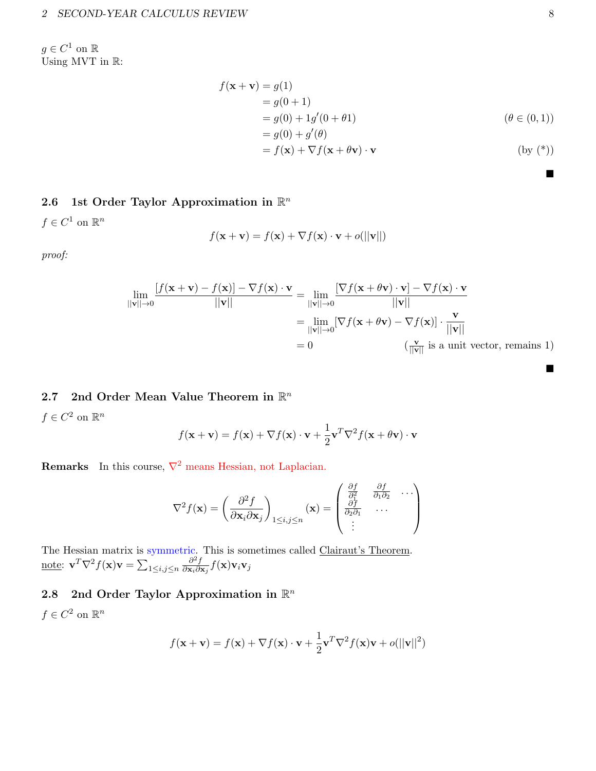$g \in C^1$ on $\mathbb{R}$
Using MVT in $\mathbb{R}$:

$$
\begin{aligned}
f(\mathbf{x}+\mathbf{v}) &= g(1) \\
&= g(0+1) \\
&= g(0) + 1g'(0+\theta 1) && (\theta \in (0,1)) \\
&= g(0) + g'(\theta) \\
&= f(\mathbf{x}) + \nabla f(\mathbf{x}+\theta\mathbf{v}) \cdot \mathbf{v} && \text{(by (*))}
\end{aligned}
$$

■

### 2.6 1st Order Taylor Approximation in $\mathbb{R}^n$

$f \in C^1$ on $\mathbb{R}^n$

$$f(\mathbf{x}+\mathbf{v}) = f(\mathbf{x}) + \nabla f(\mathbf{x}) \cdot \mathbf{v} + o(||\mathbf{v}||)$$

*proof:*

$$
\begin{aligned}
\lim_{||\mathbf{v}||\to 0} \frac{[f(\mathbf{x}+\mathbf{v}) - f(\mathbf{x})] - \nabla f(\mathbf{x}) \cdot \mathbf{v}}{||\mathbf{v}||} &= \lim_{||\mathbf{v}||\to 0} \frac{[\nabla f(\mathbf{x}+\theta\mathbf{v}) \cdot \mathbf{v}] - \nabla f(\mathbf{x}) \cdot \mathbf{v}}{||\mathbf{v}||} \\
&= \lim_{||\mathbf{v}||\to 0} [\nabla f(\mathbf{x}+\theta\mathbf{v}) - \nabla f(\mathbf{x})] \cdot \frac{\mathbf{v}}{||\mathbf{v}||} \\
&= 0 && \left(\tfrac{\mathbf{v}}{||\mathbf{v}||} \text{ is a unit vector, remains 1}\right)
\end{aligned}
$$

■

### 2.7 2nd Order Mean Value Theorem in $\mathbb{R}^n$

$f \in C^2$ on $\mathbb{R}^n$

$$f(\mathbf{x}+\mathbf{v}) = f(\mathbf{x}) + \nabla f(\mathbf{x}) \cdot \mathbf{v} + \frac{1}{2}\mathbf{v}^T \nabla^2 f(\mathbf{x}+\theta\mathbf{v}) \cdot \mathbf{v}$$

**Remarks** In this course, $\nabla^2$ means Hessian, not Laplacian.

$$\nabla^2 f(\mathbf{x}) = \left(\frac{\partial^2 f}{\partial \mathbf{x}_i \partial \mathbf{x}_j}\right)_{1 \le i,j \le n} (\mathbf{x}) = \begin{pmatrix} \frac{\partial f}{\partial_1^2} & \frac{\partial f}{\partial_1 \partial_2} & \cdots \\ \frac{\partial f}{\partial_2 \partial_1} & \cdots & \\ \vdots & & \end{pmatrix}$$

The Hessian matrix is symmetric. This is sometimes called Clairaut's Theorem.
note: $\mathbf{v}^T \nabla^2 f(\mathbf{x}) \mathbf{v} = \sum_{1 \le i,j \le n} \frac{\partial^2 f}{\partial \mathbf{x}_i \partial \mathbf{x}_j} f(\mathbf{x}) \mathbf{v}_i \mathbf{v}_j$

### 2.8 2nd Order Taylor Approximation in $\mathbb{R}^n$

$f \in C^2$ on $\mathbb{R}^n$

$$f(\mathbf{x}+\mathbf{v}) = f(\mathbf{x}) + \nabla f(\mathbf{x}) \cdot \mathbf{v} + \frac{1}{2}\mathbf{v}^T \nabla^2 f(\mathbf{x}) \mathbf{v} + o(||\mathbf{v}||^2)$$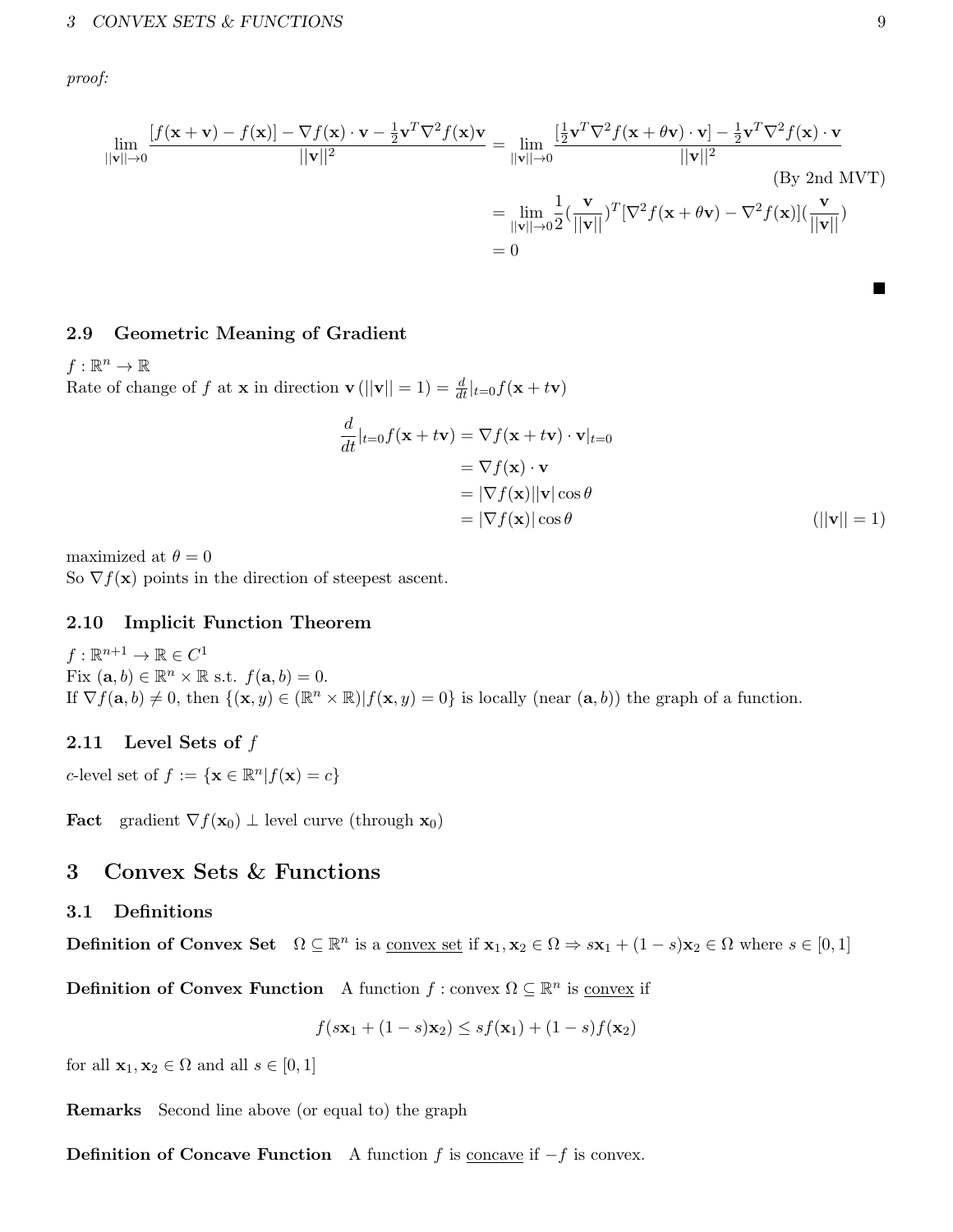*proof:*

$$\lim_{||\mathbf{v}||\to 0} \frac{[f(\mathbf{x}+\mathbf{v}) - f(\mathbf{x})] - \nabla f(\mathbf{x})\cdot \mathbf{v} - \frac{1}{2}\mathbf{v}^T\nabla^2 f(\mathbf{x})\mathbf{v}}{||\mathbf{v}||^2} = \lim_{||\mathbf{v}||\to 0} \frac{[\frac{1}{2}\mathbf{v}^T\nabla^2 f(\mathbf{x}+\theta\mathbf{v})\cdot \mathbf{v}] - \frac{1}{2}\mathbf{v}^T\nabla^2 f(\mathbf{x})\cdot \mathbf{v}}{||\mathbf{v}||^2} \quad \text{(By 2nd MVT)}$$

$$= \lim_{||\mathbf{v}||\to 0} \frac{1}{2}(\frac{\mathbf{v}}{||\mathbf{v}||})^T[\nabla^2 f(\mathbf{x}+\theta\mathbf{v}) - \nabla^2 f(\mathbf{x})](\frac{\mathbf{v}}{||\mathbf{v}||})$$

$$= 0$$

■

### 2.9 Geometric Meaning of Gradient

$f : \mathbb{R}^n \to \mathbb{R}$

Rate of change of $f$ at $\mathbf{x}$ in direction $\mathbf{v}\,(||\mathbf{v}|| = 1) = \frac{d}{dt}|_{t=0} f(\mathbf{x}+t\mathbf{v})$

$$\begin{aligned}
\frac{d}{dt}|_{t=0} f(\mathbf{x}+t\mathbf{v}) &= \nabla f(\mathbf{x}+t\mathbf{v})\cdot \mathbf{v}|_{t=0} \\
&= \nabla f(\mathbf{x})\cdot \mathbf{v} \\
&= |\nabla f(\mathbf{x})||\mathbf{v}|\cos\theta \\
&= |\nabla f(\mathbf{x})|\cos\theta \qquad (||\mathbf{v}|| = 1)
\end{aligned}$$

maximized at $\theta = 0$

So $\nabla f(\mathbf{x})$ points in the direction of steepest ascent.

### 2.10 Implicit Function Theorem

$f : \mathbb{R}^{n+1} \to \mathbb{R} \in C^1$

Fix $(\mathbf{a}, b) \in \mathbb{R}^n \times \mathbb{R}$ s.t. $f(\mathbf{a}, b) = 0$.

If $\nabla f(\mathbf{a}, b) \neq 0$, then $\{(\mathbf{x}, y) \in (\mathbb{R}^n \times \mathbb{R}) | f(\mathbf{x}, y) = 0\}$ is locally (near $(\mathbf{a}, b)$) the graph of a function.

### 2.11 Level Sets of $f$

$c$-level set of $f := \{\mathbf{x} \in \mathbb{R}^n | f(\mathbf{x}) = c\}$

**Fact** gradient $\nabla f(\mathbf{x}_0) \perp$ level curve (through $\mathbf{x}_0$)

## 3 Convex Sets & Functions

### 3.1 Definitions

**Definition of Convex Set** $\Omega \subseteq \mathbb{R}^n$ is a <u>convex set</u> if $\mathbf{x}_1, \mathbf{x}_2 \in \Omega \Rightarrow s\mathbf{x}_1 + (1-s)\mathbf{x}_2 \in \Omega$ where $s \in [0, 1]$

**Definition of Convex Function** A function $f$ : convex $\Omega \subseteq \mathbb{R}^n$ is <u>convex</u> if

$$f(s\mathbf{x}_1 + (1-s)\mathbf{x}_2) \leq sf(\mathbf{x}_1) + (1-s)f(\mathbf{x}_2)$$

for all $\mathbf{x}_1, \mathbf{x}_2 \in \Omega$ and all $s \in [0, 1]$

**Remarks** Second line above (or equal to) the graph

**Definition of Concave Function** A function $f$ is <u>concave</u> if $-f$ is convex.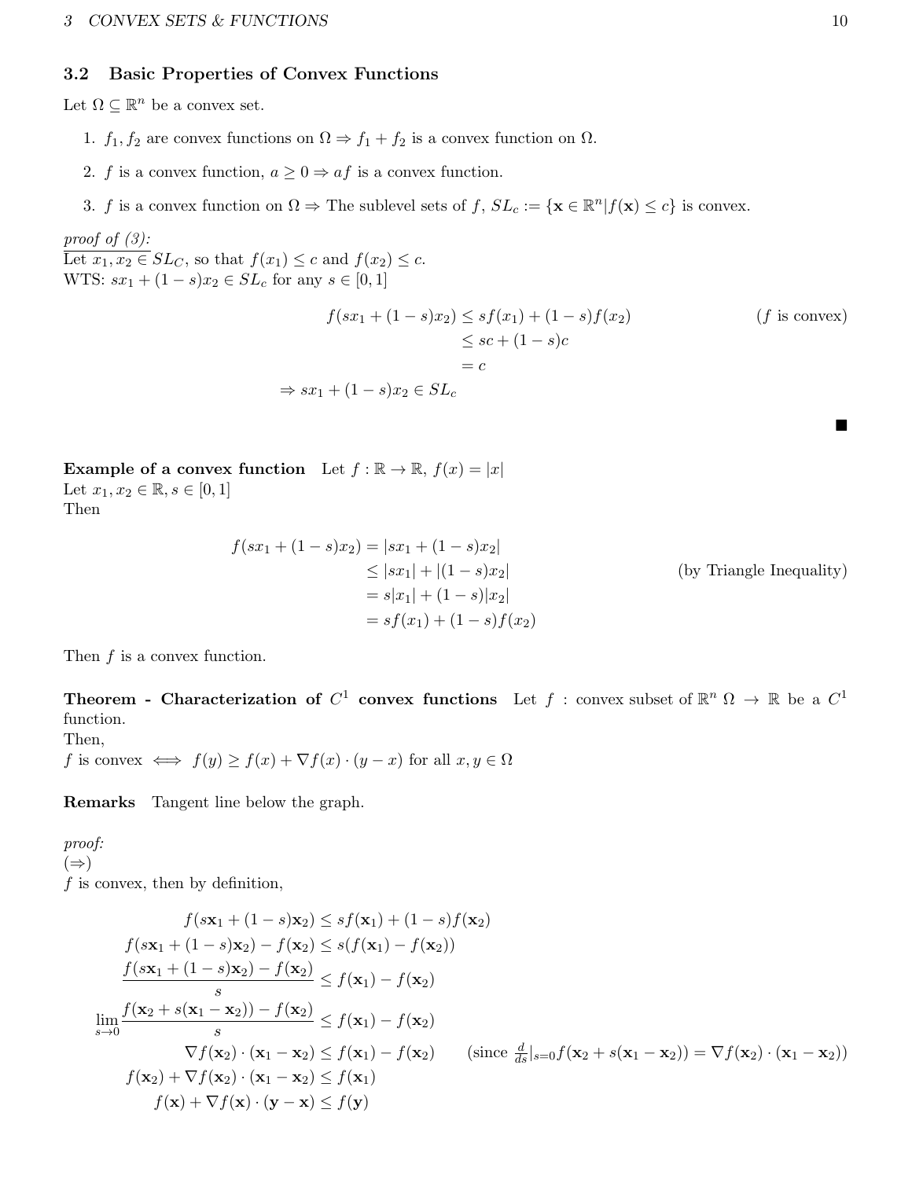### 3.2 Basic Properties of Convex Functions

Let $\Omega \subseteq \mathbb{R}^n$ be a convex set.

1. $f_1, f_2$ are convex functions on $\Omega \Rightarrow f_1 + f_2$ is a convex function on $\Omega$.
2. $f$ is a convex function, $a \geq 0 \Rightarrow af$ is a convex function.
3. $f$ is a convex function on $\Omega \Rightarrow$ The sublevel sets of $f$, $SL_c := \{\mathbf{x} \in \mathbb{R}^n | f(\mathbf{x}) \leq c\}$ is convex.

*proof of (3):*
Let $x_1, x_2 \in SL_C$, so that $f(x_1) \leq c$ and $f(x_2) \leq c$.
WTS: $sx_1 + (1-s)x_2 \in SL_c$ for any $s \in [0,1]$

$$
\begin{aligned}
f(sx_1 + (1-s)x_2) &\leq sf(x_1) + (1-s)f(x_2) && (f \text{ is convex}) \\
&\leq sc + (1-s)c \\
&= c \\
\Rightarrow sx_1 + (1-s)x_2 \in SL_c
\end{aligned}
$$

■

**Example of a convex function** Let $f : \mathbb{R} \to \mathbb{R}$, $f(x) = |x|$
Let $x_1, x_2 \in \mathbb{R}, s \in [0,1]$
Then

$$
\begin{aligned}
f(sx_1 + (1-s)x_2) &= |sx_1 + (1-s)x_2| \\
&\leq |sx_1| + |(1-s)x_2| && \text{(by Triangle Inequality)} \\
&= s|x_1| + (1-s)|x_2| \\
&= sf(x_1) + (1-s)f(x_2)
\end{aligned}
$$

Then $f$ is a convex function.

**Theorem - Characterization of $C^1$ convex functions** Let $f$ : convex subset of $\mathbb{R}^n$ $\Omega \to \mathbb{R}$ be a $C^1$ function.
Then,
$f$ is convex $\iff f(y) \geq f(x) + \nabla f(x) \cdot (y - x)$ for all $x, y \in \Omega$

**Remarks** Tangent line below the graph.

*proof:*
$(\Rightarrow)$
$f$ is convex, then by definition,

$$
\begin{aligned}
f(s\mathbf{x}_1 + (1-s)\mathbf{x}_2) &\leq sf(\mathbf{x}_1) + (1-s)f(\mathbf{x}_2) \\
f(s\mathbf{x}_1 + (1-s)\mathbf{x}_2) - f(\mathbf{x}_2) &\leq s(f(\mathbf{x}_1) - f(\mathbf{x}_2)) \\
\frac{f(s\mathbf{x}_1 + (1-s)\mathbf{x}_2) - f(\mathbf{x}_2)}{s} &\leq f(\mathbf{x}_1) - f(\mathbf{x}_2) \\
\lim_{s \to 0} \frac{f(\mathbf{x}_2 + s(\mathbf{x}_1 - \mathbf{x}_2)) - f(\mathbf{x}_2)}{s} &\leq f(\mathbf{x}_1) - f(\mathbf{x}_2) \\
\nabla f(\mathbf{x}_2) \cdot (\mathbf{x}_1 - \mathbf{x}_2) &\leq f(\mathbf{x}_1) - f(\mathbf{x}_2) \qquad (\text{since } \tfrac{d}{ds}|_{s=0} f(\mathbf{x}_2 + s(\mathbf{x}_1 - \mathbf{x}_2)) = \nabla f(\mathbf{x}_2) \cdot (\mathbf{x}_1 - \mathbf{x}_2)) \\
f(\mathbf{x}_2) + \nabla f(\mathbf{x}_2) \cdot (\mathbf{x}_1 - \mathbf{x}_2) &\leq f(\mathbf{x}_1) \\
f(\mathbf{x}) + \nabla f(\mathbf{x}) \cdot (\mathbf{y} - \mathbf{x}) &\leq f(\mathbf{y})
\end{aligned}
$$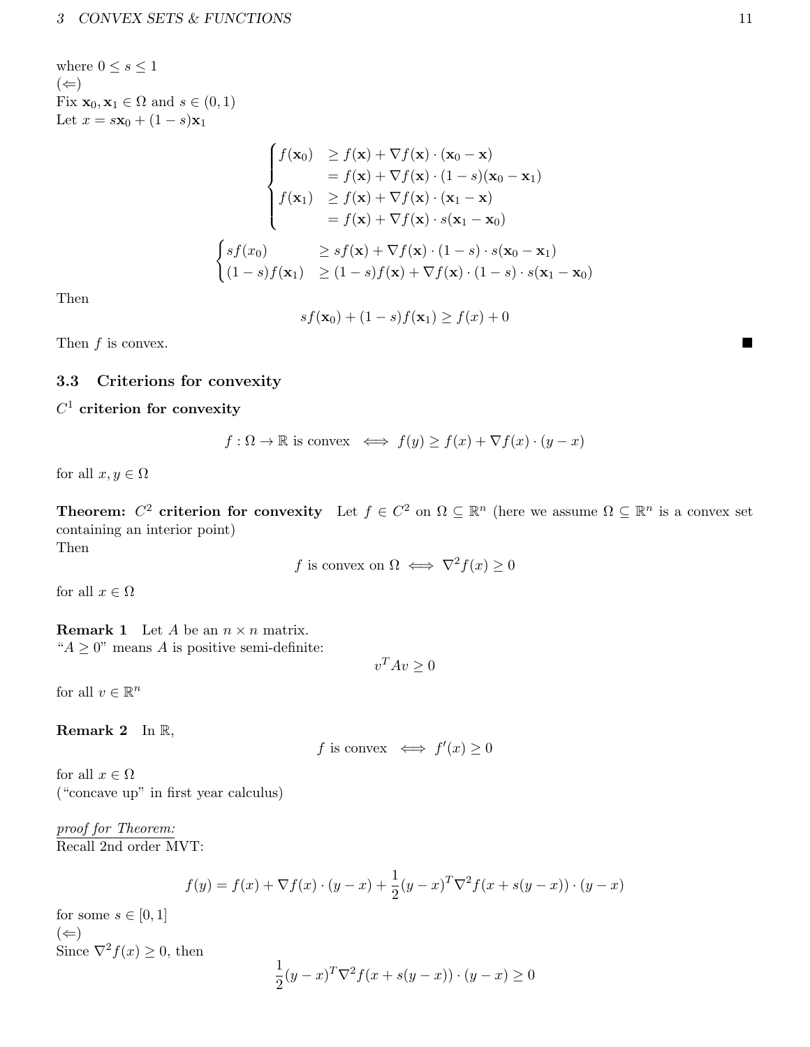where $0 \leq s \leq 1$
$(\Leftarrow)$
Fix $\mathbf{x}_0, \mathbf{x}_1 \in \Omega$ and $s \in (0,1)$
Let $x = s\mathbf{x}_0 + (1-s)\mathbf{x}_1$

$$
\begin{cases}
f(\mathbf{x}_0) & \geq f(\mathbf{x}) + \nabla f(\mathbf{x}) \cdot (\mathbf{x}_0 - \mathbf{x}) \\
& = f(\mathbf{x}) + \nabla f(\mathbf{x}) \cdot (1-s)(\mathbf{x}_0 - \mathbf{x}_1) \\
f(\mathbf{x}_1) & \geq f(\mathbf{x}) + \nabla f(\mathbf{x}) \cdot (\mathbf{x}_1 - \mathbf{x}) \\
& = f(\mathbf{x}) + \nabla f(\mathbf{x}) \cdot s(\mathbf{x}_1 - \mathbf{x}_0)
\end{cases}
$$

$$
\begin{cases}
sf(x_0) & \geq sf(\mathbf{x}) + \nabla f(\mathbf{x}) \cdot (1-s) \cdot s(\mathbf{x}_0 - \mathbf{x}_1) \\
(1-s)f(\mathbf{x}_1) & \geq (1-s)f(\mathbf{x}) + \nabla f(\mathbf{x}) \cdot (1-s) \cdot s(\mathbf{x}_1 - \mathbf{x}_0)
\end{cases}
$$

Then

$$
sf(\mathbf{x}_0) + (1-s)f(\mathbf{x}_1) \geq f(x) + 0
$$

Then $f$ is convex. ■

## 3.3 Criterions for convexity

**$C^1$ criterion for convexity**

$$
f : \Omega \to \mathbb{R} \text{ is convex } \iff f(y) \geq f(x) + \nabla f(x) \cdot (y - x)
$$

for all $x, y \in \Omega$

**Theorem: $C^2$ criterion for convexity** Let $f \in C^2$ on $\Omega \subseteq \mathbb{R}^n$ (here we assume $\Omega \subseteq \mathbb{R}^n$ is a convex set containing an interior point)
Then

$$
f \text{ is convex on } \Omega \iff \nabla^2 f(x) \geq 0
$$

for all $x \in \Omega$

**Remark 1** Let $A$ be an $n \times n$ matrix.
"$A \geq 0$" means $A$ is positive semi-definite:

$$
v^T A v \geq 0
$$

for all $v \in \mathbb{R}^n$

**Remark 2** In $\mathbb{R}$,

$$
f \text{ is convex } \iff f'(x) \geq 0
$$

for all $x \in \Omega$
("concave up" in first year calculus)

*proof for Theorem:*
Recall 2nd order MVT:

$$
f(y) = f(x) + \nabla f(x) \cdot (y - x) + \frac{1}{2}(y - x)^T \nabla^2 f(x + s(y - x)) \cdot (y - x)
$$

for some $s \in [0,1]$
$(\Leftarrow)$
Since $\nabla^2 f(x) \geq 0$, then

$$
\frac{1}{2}(y - x)^T \nabla^2 f(x + s(y - x)) \cdot (y - x) \geq 0
$$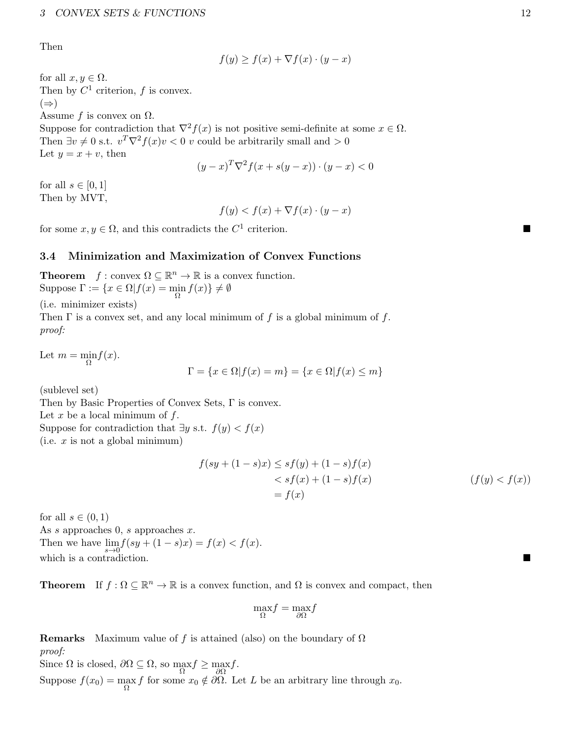Then

$$f(y) \geq f(x) + \nabla f(x) \cdot (y - x)$$

for all $x, y \in \Omega$.
Then by $C^1$ criterion, $f$ is convex.
$(\Rightarrow)$
Assume $f$ is convex on $\Omega$.
Suppose for contradiction that $\nabla^2 f(x)$ is not positive semi-definite at some $x \in \Omega$.
Then $\exists v \neq 0$ s.t. $v^T \nabla^2 f(x) v < 0$ $v$ could be arbitrarily small and $> 0$
Let $y = x + v$, then

$$(y - x)^T \nabla^2 f(x + s(y - x)) \cdot (y - x) < 0$$

for all $s \in [0, 1]$
Then by MVT,

$$f(y) < f(x) + \nabla f(x) \cdot (y - x)$$

for some $x, y \in \Omega$, and this contradicts the $C^1$ criterion. ■

## 3.4 Minimization and Maximization of Convex Functions

**Theorem** $f$ : convex $\Omega \subseteq \mathbb{R}^n \to \mathbb{R}$ is a convex function.
Suppose $\Gamma := \{x \in \Omega | f(x) = \min_{\Omega} f(x)\} \neq \emptyset$
(i.e. minimizer exists)
Then $\Gamma$ is a convex set, and any local minimum of $f$ is a global minimum of $f$.
*proof:*

Let $m = \min_{\Omega} f(x)$.

$$\Gamma = \{x \in \Omega | f(x) = m\} = \{x \in \Omega | f(x) \leq m\}$$

(sublevel set)
Then by Basic Properties of Convex Sets, $\Gamma$ is convex.
Let $x$ be a local minimum of $f$.
Suppose for contradiction that $\exists y$ s.t. $f(y) < f(x)$
(i.e. $x$ is not a global minimum)

$$\begin{aligned} f(sy + (1 - s)x) &\leq sf(y) + (1 - s)f(x) \\ &< sf(x) + (1 - s)f(x) && (f(y) < f(x)) \\ &= f(x) \end{aligned}$$

for all $s \in (0, 1)$
As $s$ approaches 0, $s$ approaches $x$.
Then we have $\lim_{s \to 0} f(sy + (1 - s)x) = f(x) < f(x)$.
which is a contradiction. ■

**Theorem** If $f : \Omega \subseteq \mathbb{R}^n \to \mathbb{R}$ is a convex function, and $\Omega$ is convex and compact, then

$$\max_{\Omega} f = \max_{\partial \Omega} f$$

**Remarks** Maximum value of $f$ is attained (also) on the boundary of $\Omega$
*proof:*
Since $\Omega$ is closed, $\partial \Omega \subseteq \Omega$, so $\max_{\Omega} f \geq \max_{\partial \Omega} f$.
Suppose $f(x_0) = \max_{\Omega} f$ for some $x_0 \notin \partial \Omega$. Let $L$ be an arbitrary line through $x_0$.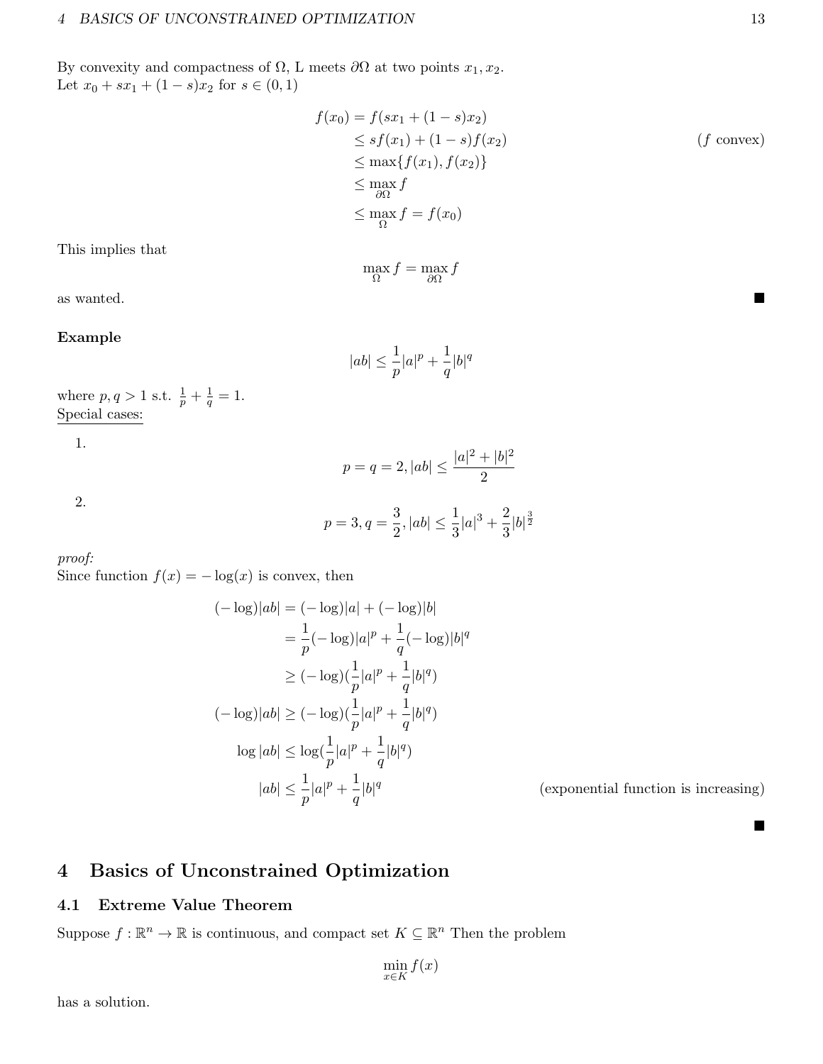By convexity and compactness of $\Omega$, L meets $\partial\Omega$ at two points $x_1, x_2$.
Let $x_0 + sx_1 + (1-s)x_2$ for $s \in (0,1)$

$$
\begin{aligned}
f(x_0) &= f(sx_1 + (1-s)x_2) \\
&\leq sf(x_1) + (1-s)f(x_2) && (f \text{ convex}) \\
&\leq \max\{f(x_1), f(x_2)\} \\
&\leq \max_{\partial\Omega} f \\
&\leq \max_{\Omega} f = f(x_0)
\end{aligned}
$$

This implies that

$$
\max_{\Omega} f = \max_{\partial\Omega} f
$$

as wanted. ■

**Example**

$$
|ab| \leq \frac{1}{p}|a|^p + \frac{1}{q}|b|^q
$$

where $p, q > 1$ s.t. $\frac{1}{p} + \frac{1}{q} = 1$.
Special cases:

1. $$p = q = 2, |ab| \leq \frac{|a|^2 + |b|^2}{2}$$

2. $$p = 3, q = \frac{3}{2}, |ab| \leq \frac{1}{3}|a|^3 + \frac{2}{3}|b|^{\frac{3}{2}}$$

*proof:*
Since function $f(x) = -\log(x)$ is convex, then

$$
\begin{aligned}
(-\log)|ab| &= (-\log)|a| + (-\log)|b| \\
&= \frac{1}{p}(-\log)|a|^p + \frac{1}{q}(-\log)|b|^q \\
&\geq (-\log)(\frac{1}{p}|a|^p + \frac{1}{q}|b|^q) \\
(-\log)|ab| &\geq (-\log)(\frac{1}{p}|a|^p + \frac{1}{q}|b|^q) \\
\log|ab| &\leq \log(\frac{1}{p}|a|^p + \frac{1}{q}|b|^q) \\
|ab| &\leq \frac{1}{p}|a|^p + \frac{1}{q}|b|^q && (\text{exponential function is increasing})
\end{aligned}
$$

■

# 4 Basics of Unconstrained Optimization

## 4.1 Extreme Value Theorem

Suppose $f : \mathbb{R}^n \to \mathbb{R}$ is continuous, and compact set $K \subseteq \mathbb{R}^n$ Then the problem

$$
\min_{x \in K} f(x)
$$

has a solution.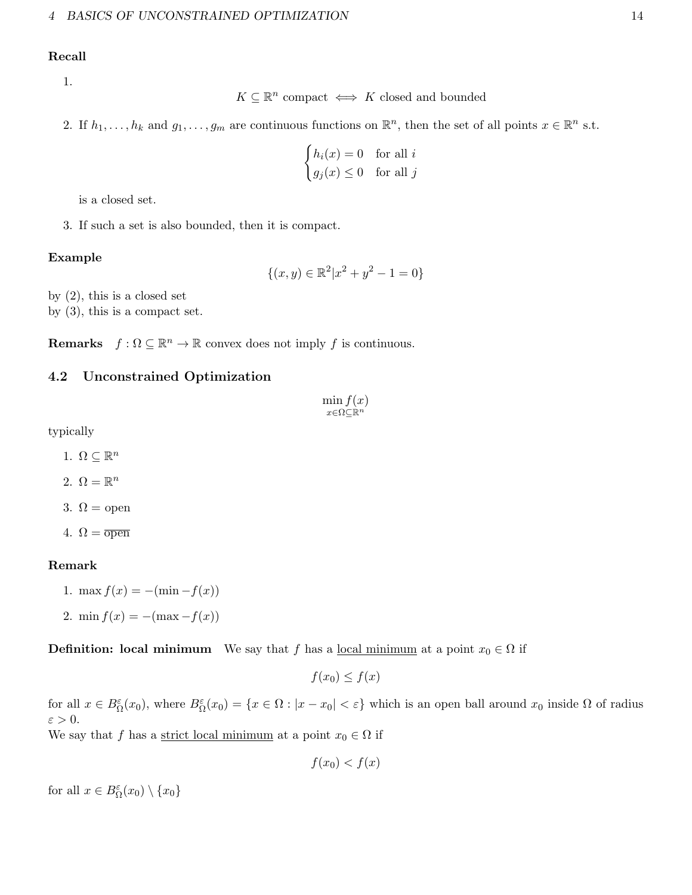**Recall**

1. $$K \subseteq \mathbb{R}^n \text{ compact} \iff K \text{ closed and bounded}$$

2. If $h_1, \ldots, h_k$ and $g_1, \ldots, g_m$ are continuous functions on $\mathbb{R}^n$, then the set of all points $x \in \mathbb{R}^n$ s.t.

$$\begin{cases} h_i(x) = 0 & \text{for all } i \\ g_j(x) \leq 0 & \text{for all } j \end{cases}$$

is a closed set.

3. If such a set is also bounded, then it is compact.

**Example**

$$\{(x, y) \in \mathbb{R}^2 | x^2 + y^2 - 1 = 0\}$$

by (2), this is a closed set
by (3), this is a compact set.

**Remarks** $f : \Omega \subseteq \mathbb{R}^n \to \mathbb{R}$ convex does not imply $f$ is continuous.

## 4.2 Unconstrained Optimization

$$\min_{x \in \Omega \subseteq \mathbb{R}^n} f(x)$$

typically

1. $\Omega \subseteq \mathbb{R}^n$
2. $\Omega = \mathbb{R}^n$
3. $\Omega = \text{open}$
4. $\Omega = \overline{\text{open}}$

**Remark**

1. $\max f(x) = -(\min -f(x))$
2. $\min f(x) = -(\max -f(x))$

**Definition: local minimum** We say that $f$ has a local minimum at a point $x_0 \in \Omega$ if

$$f(x_0) \leq f(x)$$

for all $x \in B^{\varepsilon}_{\Omega}(x_0)$, where $B^{\varepsilon}_{\Omega}(x_0) = \{x \in \Omega : |x - x_0| < \varepsilon\}$ which is an open ball around $x_0$ inside $\Omega$ of radius $\varepsilon > 0$.
We say that $f$ has a strict local minimum at a point $x_0 \in \Omega$ if

$$f(x_0) < f(x)$$

for all $x \in B^{\varepsilon}_{\Omega}(x_0) \setminus \{x_0\}$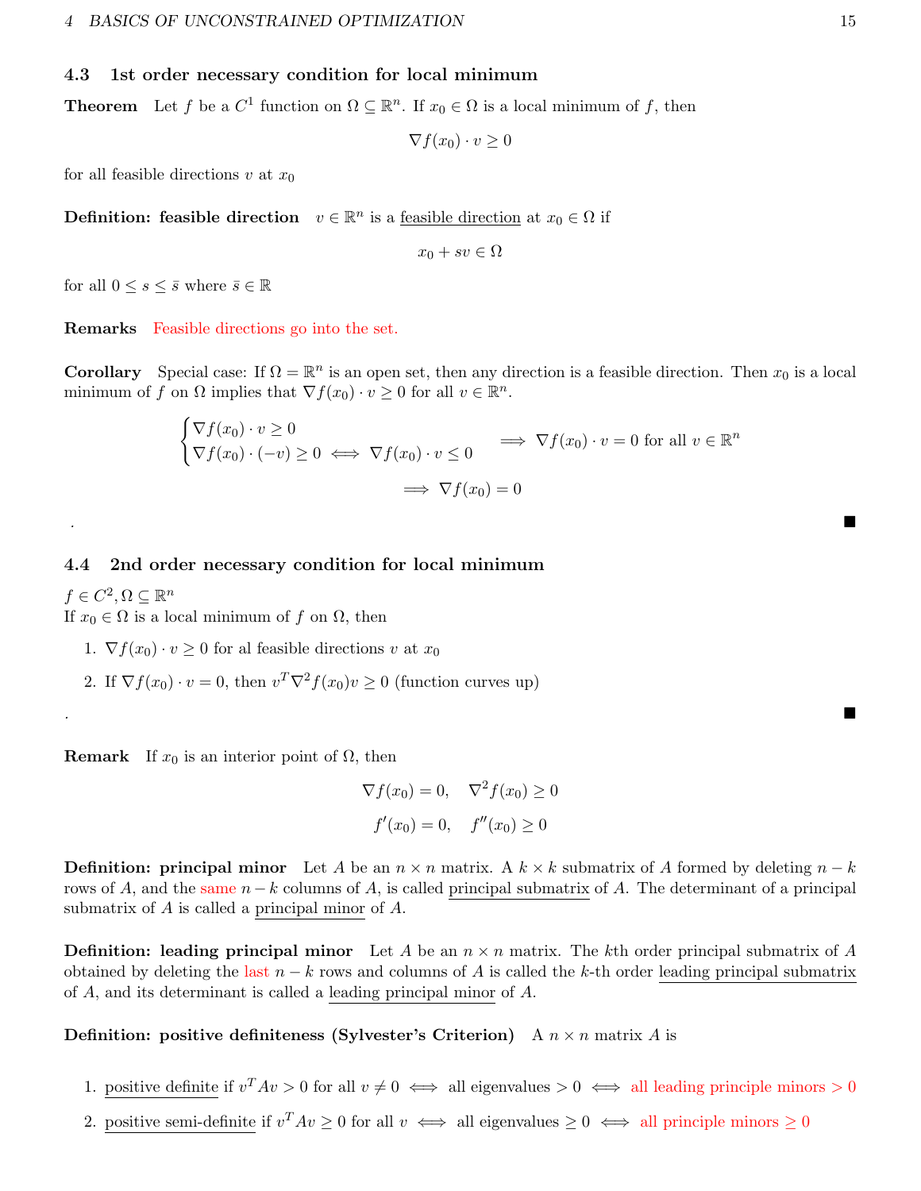### 4.3 1st order necessary condition for local minimum

**Theorem** Let $f$ be a $C^1$ function on $\Omega \subseteq \mathbb{R}^n$. If $x_0 \in \Omega$ is a local minimum of $f$, then

$$\nabla f(x_0) \cdot v \geq 0$$

for all feasible directions $v$ at $x_0$

**Definition: feasible direction** $v \in \mathbb{R}^n$ is a feasible direction at $x_0 \in \Omega$ if

$$x_0 + sv \in \Omega$$

for all $0 \leq s \leq \bar{s}$ where $\bar{s} \in \mathbb{R}$

**Remarks** Feasible directions go into the set.

**Corollary** Special case: If $\Omega = \mathbb{R}^n$ is an open set, then any direction is a feasible direction. Then $x_0$ is a local minimum of $f$ on $\Omega$ implies that $\nabla f(x_0) \cdot v \geq 0$ for all $v \in \mathbb{R}^n$.

$$\begin{cases} \nabla f(x_0) \cdot v \geq 0 \\ \nabla f(x_0) \cdot (-v) \geq 0 \iff \nabla f(x_0) \cdot v \leq 0 \end{cases} \implies \nabla f(x_0) \cdot v = 0 \text{ for all } v \in \mathbb{R}^n$$

$$\implies \nabla f(x_0) = 0$$

∎

### 4.4 2nd order necessary condition for local minimum

$f \in C^2, \Omega \subseteq \mathbb{R}^n$
If $x_0 \in \Omega$ is a local minimum of $f$ on $\Omega$, then

1. $\nabla f(x_0) \cdot v \geq 0$ for al feasible directions $v$ at $x_0$
2. If $\nabla f(x_0) \cdot v = 0$, then $v^T \nabla^2 f(x_0) v \geq 0$ (function curves up)

∎

**Remark** If $x_0$ is an interior point of $\Omega$, then

$$\nabla f(x_0) = 0, \quad \nabla^2 f(x_0) \geq 0$$

$$f'(x_0) = 0, \quad f''(x_0) \geq 0$$

**Definition: principal minor** Let $A$ be an $n \times n$ matrix. A $k \times k$ submatrix of $A$ formed by deleting $n-k$ rows of $A$, and the same $n-k$ columns of $A$, is called principal submatrix of $A$. The determinant of a principal submatrix of $A$ is called a principal minor of $A$.

**Definition: leading principal minor** Let $A$ be an $n \times n$ matrix. The $k$th order principal submatrix of $A$ obtained by deleting the last $n-k$ rows and columns of $A$ is called the $k$-th order leading principal submatrix of $A$, and its determinant is called a leading principal minor of $A$.

**Definition: positive definiteness (Sylvester's Criterion)** A $n \times n$ matrix $A$ is

1. positive definite if $v^T A v > 0$ for all $v \neq 0 \iff$ all eigenvalues $> 0 \iff$ all leading principle minors $> 0$
2. positive semi-definite if $v^T A v \geq 0$ for all $v \iff$ all eigenvalues $\geq 0 \iff$ all principle minors $\geq 0$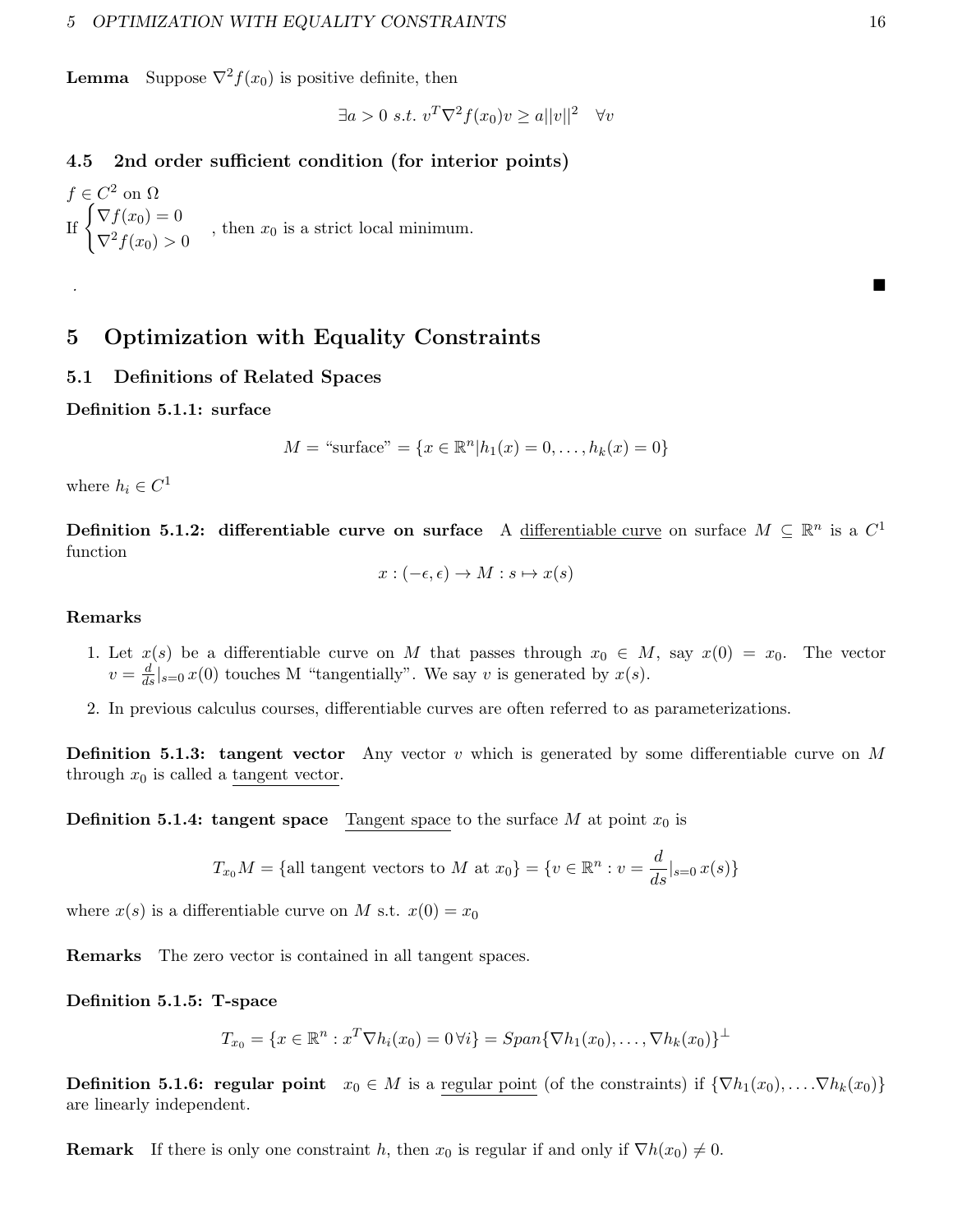**Lemma** Suppose $\nabla^2 f(x_0)$ is positive definite, then

$$\exists a > 0 \ s.t. \ v^T \nabla^2 f(x_0) v \geq a||v||^2 \quad \forall v$$

### 4.5 2nd order sufficient condition (for interior points)

$f \in C^2$ on $\Omega$

If $\begin{cases} \nabla f(x_0) = 0 \\ \nabla^2 f(x_0) > 0 \end{cases}$, then $x_0$ is a strict local minimum.

. ■

# 5 Optimization with Equality Constraints

## 5.1 Definitions of Related Spaces

**Definition 5.1.1: surface**

$$M = \text{"surface"} = \{x \in \mathbb{R}^n | h_1(x) = 0, \ldots, h_k(x) = 0\}$$

where $h_i \in C^1$

**Definition 5.1.2: differentiable curve on surface** A differentiable curve on surface $M \subseteq \mathbb{R}^n$ is a $C^1$ function

$$x : (-\epsilon, \epsilon) \to M : s \mapsto x(s)$$

**Remarks**

1. Let $x(s)$ be a differentiable curve on $M$ that passes through $x_0 \in M$, say $x(0) = x_0$. The vector $v = \frac{d}{ds}|_{s=0}\, x(0)$ touches M "tangentially". We say $v$ is generated by $x(s)$.
2. In previous calculus courses, differentiable curves are often referred to as parameterizations.

**Definition 5.1.3: tangent vector** Any vector $v$ which is generated by some differentiable curve on $M$ through $x_0$ is called a tangent vector.

**Definition 5.1.4: tangent space** Tangent space to the surface $M$ at point $x_0$ is

$$T_{x_0} M = \{\text{all tangent vectors to } M \text{ at } x_0\} = \{v \in \mathbb{R}^n : v = \frac{d}{ds}|_{s=0}\, x(s)\}$$

where $x(s)$ is a differentiable curve on $M$ s.t. $x(0) = x_0$

**Remarks** The zero vector is contained in all tangent spaces.

**Definition 5.1.5: T-space**

$$T_{x_0} = \{x \in \mathbb{R}^n : x^T \nabla h_i(x_0) = 0 \, \forall i\} = Span\{\nabla h_1(x_0), \ldots, \nabla h_k(x_0)\}^\perp$$

**Definition 5.1.6: regular point** $x_0 \in M$ is a regular point (of the constraints) if $\{\nabla h_1(x_0), \ldots . \nabla h_k(x_0)\}$ are linearly independent.

**Remark** If there is only one constraint $h$, then $x_0$ is regular if and only if $\nabla h(x_0) \neq 0$.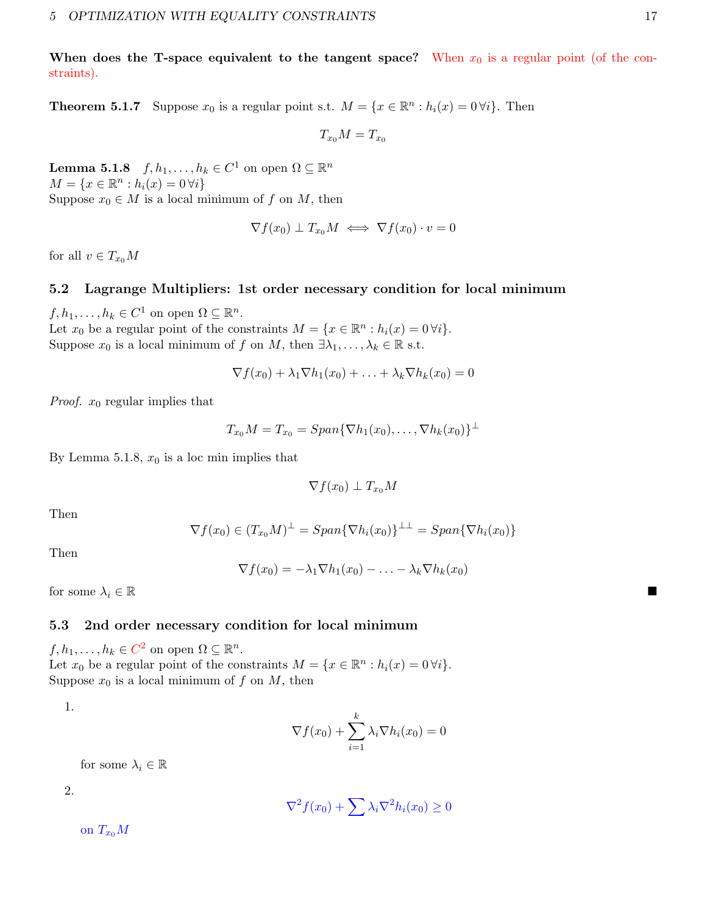**When does the T-space equivalent to the tangent space?** When $x_0$ is a regular point (of the constraints).

**Theorem 5.1.7** Suppose $x_0$ is a regular point s.t. $M = \{x \in \mathbb{R}^n : h_i(x) = 0 \, \forall i\}$. Then

$$T_{x_0}M = T_{x_0}$$

**Lemma 5.1.8** $f, h_1, \ldots, h_k \in C^1$ on open $\Omega \subseteq \mathbb{R}^n$
$M = \{x \in \mathbb{R}^n : h_i(x) = 0 \, \forall i\}$
Suppose $x_0 \in M$ is a local minimum of $f$ on $M$, then

$$\nabla f(x_0) \perp T_{x_0}M \iff \nabla f(x_0) \cdot v = 0$$

for all $v \in T_{x_0}M$

### 5.2 Lagrange Multipliers: 1st order necessary condition for local minimum

$f, h_1, \ldots, h_k \in C^1$ on open $\Omega \subseteq \mathbb{R}^n$.
Let $x_0$ be a regular point of the constraints $M = \{x \in \mathbb{R}^n : h_i(x) = 0 \, \forall i\}$.
Suppose $x_0$ is a local minimum of $f$ on $M$, then $\exists \lambda_1, \ldots, \lambda_k \in \mathbb{R}$ s.t.

$$\nabla f(x_0) + \lambda_1 \nabla h_1(x_0) + \ldots + \lambda_k \nabla h_k(x_0) = 0$$

*Proof.* $x_0$ regular implies that

$$T_{x_0}M = T_{x_0} = Span\{\nabla h_1(x_0), \ldots, \nabla h_k(x_0)\}^{\perp}$$

By Lemma 5.1.8, $x_0$ is a loc min implies that

$$\nabla f(x_0) \perp T_{x_0}M$$

Then

$$\nabla f(x_0) \in (T_{x_0}M)^{\perp} = Span\{\nabla h_i(x_0)\}^{\perp\perp} = Span\{\nabla h_i(x_0)\}$$

Then

$$\nabla f(x_0) = -\lambda_1 \nabla h_1(x_0) - \ldots - \lambda_k \nabla h_k(x_0)$$

for some $\lambda_i \in \mathbb{R}$ ∎

### 5.3 2nd order necessary condition for local minimum

$f, h_1, \ldots, h_k \in C^2$ on open $\Omega \subseteq \mathbb{R}^n$.
Let $x_0$ be a regular point of the constraints $M = \{x \in \mathbb{R}^n : h_i(x) = 0 \, \forall i\}$.
Suppose $x_0$ is a local minimum of $f$ on $M$, then

1. $$\nabla f(x_0) + \sum_{i=1}^{k} \lambda_i \nabla h_i(x_0) = 0$$

   for some $\lambda_i \in \mathbb{R}$

2. $$\nabla^2 f(x_0) + \sum \lambda_i \nabla^2 h_i(x_0) \geq 0$$

   on $T_{x_0}M$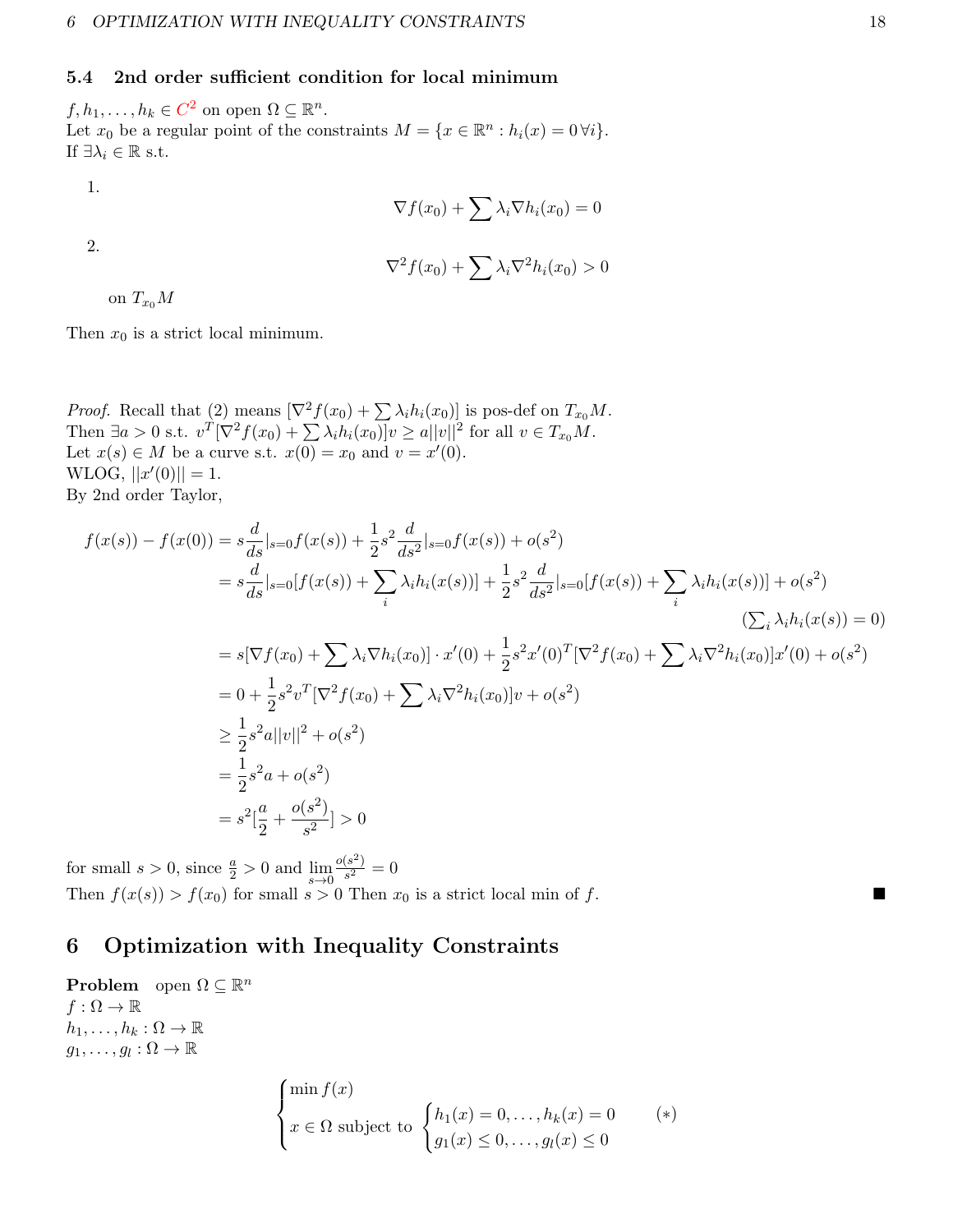### 5.4 2nd order sufficient condition for local minimum

$f, h_1, \ldots, h_k \in C^2$ on open $\Omega \subseteq \mathbb{R}^n$.
Let $x_0$ be a regular point of the constraints $M = \{x \in \mathbb{R}^n : h_i(x) = 0 \, \forall i\}$.
If $\exists \lambda_i \in \mathbb{R}$ s.t.

1. $$\nabla f(x_0) + \sum \lambda_i \nabla h_i(x_0) = 0$$

2. $$\nabla^2 f(x_0) + \sum \lambda_i \nabla^2 h_i(x_0) > 0$$

   on $T_{x_0}M$

Then $x_0$ is a strict local minimum.

*Proof.* Recall that (2) means $[\nabla^2 f(x_0) + \sum \lambda_i h_i(x_0)]$ is pos-def on $T_{x_0}M$.
Then $\exists a > 0$ s.t. $v^T[\nabla^2 f(x_0) + \sum \lambda_i h_i(x_0)]v \geq a||v||^2$ for all $v \in T_{x_0}M$.
Let $x(s) \in M$ be a curve s.t. $x(0) = x_0$ and $v = x'(0)$.
WLOG, $||x'(0)|| = 1$.
By 2nd order Taylor,

$$
\begin{aligned}
f(x(s)) - f(x(0)) &= s\frac{d}{ds}|_{s=0} f(x(s)) + \frac{1}{2}s^2 \frac{d}{ds^2}|_{s=0} f(x(s)) + o(s^2) \\
&= s\frac{d}{ds}|_{s=0}[f(x(s)) + \sum_i \lambda_i h_i(x(s))] + \frac{1}{2}s^2 \frac{d}{ds^2}|_{s=0}[f(x(s)) + \sum_i \lambda_i h_i(x(s))] + o(s^2) \\
&\qquad\qquad (\textstyle\sum_i \lambda_i h_i(x(s)) = 0) \\
&= s[\nabla f(x_0) + \sum \lambda_i \nabla h_i(x_0)] \cdot x'(0) + \frac{1}{2}s^2 x'(0)^T[\nabla^2 f(x_0) + \sum \lambda_i \nabla^2 h_i(x_0)]x'(0) + o(s^2) \\
&= 0 + \frac{1}{2}s^2 v^T[\nabla^2 f(x_0) + \sum \lambda_i \nabla^2 h_i(x_0)]v + o(s^2) \\
&\geq \frac{1}{2}s^2 a||v||^2 + o(s^2) \\
&= \frac{1}{2}s^2 a + o(s^2) \\
&= s^2[\frac{a}{2} + \frac{o(s^2)}{s^2}] > 0
\end{aligned}
$$

for small $s > 0$, since $\frac{a}{2} > 0$ and $\lim_{s \to 0} \frac{o(s^2)}{s^2} = 0$
Then $f(x(s)) > f(x_0)$ for small $s > 0$ Then $x_0$ is a strict local min of $f$. ■

## 6 Optimization with Inequality Constraints

**Problem** open $\Omega \subseteq \mathbb{R}^n$
$f : \Omega \to \mathbb{R}$
$h_1, \ldots, h_k : \Omega \to \mathbb{R}$
$g_1, \ldots, g_l : \Omega \to \mathbb{R}$

$$
\begin{cases}
\min f(x) \\
x \in \Omega \text{ subject to } \begin{cases} h_1(x) = 0, \ldots, h_k(x) = 0 \\ g_1(x) \leq 0, \ldots, g_l(x) \leq 0 \end{cases} \qquad (*)
\end{cases}
$$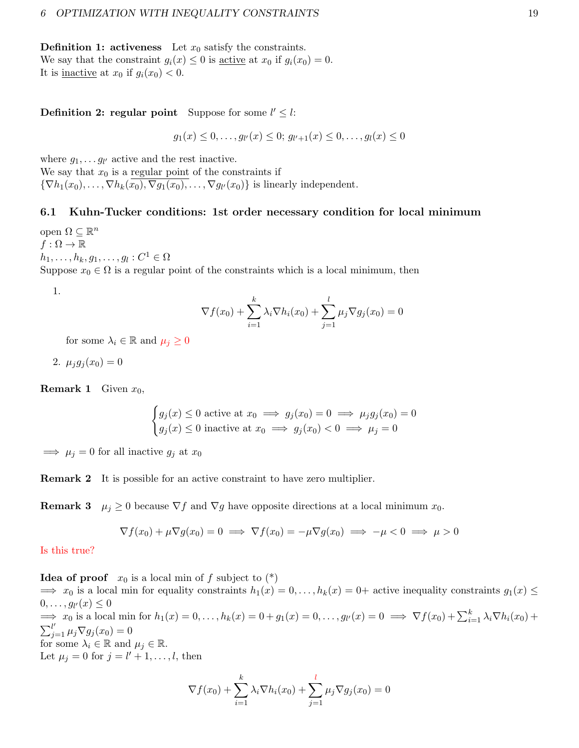**Definition 1: activeness** Let $x_0$ satisfy the constraints.
We say that the constraint $g_i(x) \le 0$ is <u>active</u> at $x_0$ if $g_i(x_0) = 0$.
It is <u>inactive</u> at $x_0$ if $g_i(x_0) < 0$.

**Definition 2: regular point** Suppose for some $l' \le l$:

$$g_1(x) \le 0, \ldots, g_{l'}(x) \le 0;\ g_{l'+1}(x) \le 0, \ldots, g_l(x) \le 0$$

where $g_1, \ldots g_{l'}$ active and the rest inactive.
We say that $x_0$ is a <u>regular point</u> of the constraints if
$\{\nabla h_1(x_0), \ldots, \nabla h_k(x_0), \nabla g_1(x_0), \ldots, \nabla g_{l'}(x_0)\}$ is linearly independent.

## 6.1 Kuhn-Tucker conditions: 1st order necessary condition for local minimum

open $\Omega \subseteq \mathbb{R}^n$
$f : \Omega \to \mathbb{R}$
$h_1, \ldots, h_k, g_1, \ldots, g_l : C^1 \in \Omega$
Suppose $x_0 \in \Omega$ is a regular point of the constraints which is a local minimum, then

1. $$\nabla f(x_0) + \sum_{i=1}^{k} \lambda_i \nabla h_i(x_0) + \sum_{j=1}^{l} \mu_j \nabla g_j(x_0) = 0$$

   for some $\lambda_i \in \mathbb{R}$ and $\mu_j \ge 0$

2. $\mu_j g_j(x_0) = 0$

**Remark 1** Given $x_0$,

$$\begin{cases} g_j(x) \le 0 \text{ active at } x_0 \implies g_j(x_0) = 0 \implies \mu_j g_j(x_0) = 0 \\ g_j(x) \le 0 \text{ inactive at } x_0 \implies g_j(x_0) < 0 \implies \mu_j = 0 \end{cases}$$

$\implies \mu_j = 0$ for all inactive $g_j$ at $x_0$

**Remark 2** It is possible for an active constraint to have zero multiplier.

**Remark 3** $\mu_j \ge 0$ because $\nabla f$ and $\nabla g$ have opposite directions at a local minimum $x_0$.

$$\nabla f(x_0) + \mu \nabla g(x_0) = 0 \implies \nabla f(x_0) = -\mu \nabla g(x_0) \implies -\mu < 0 \implies \mu > 0$$

Is this true?

**Idea of proof** $x_0$ is a local min of $f$ subject to (*)
$\implies$ $x_0$ is a local min for equality constraints $h_1(x) = 0, \ldots, h_k(x) = 0+$ active inequality constraints $g_1(x) \le 0, \ldots, g_{l'}(x) \le 0$
$\implies$ $x_0$ is a local min for $h_1(x) = 0, \ldots, h_k(x) = 0 + g_1(x) = 0, \ldots, g_{l'}(x) = 0 \implies \nabla f(x_0) + \sum_{i=1}^{k} \lambda_i \nabla h_i(x_0) + \sum_{j=1}^{l'} \mu_j \nabla g_j(x_0) = 0$
for some $\lambda_i \in \mathbb{R}$ and $\mu_j \in \mathbb{R}$.
Let $\mu_j = 0$ for $j = l' + 1, \ldots, l$, then

$$\nabla f(x_0) + \sum_{i=1}^{k} \lambda_i \nabla h_i(x_0) + \sum_{j=1}^{l} \mu_j \nabla g_j(x_0) = 0$$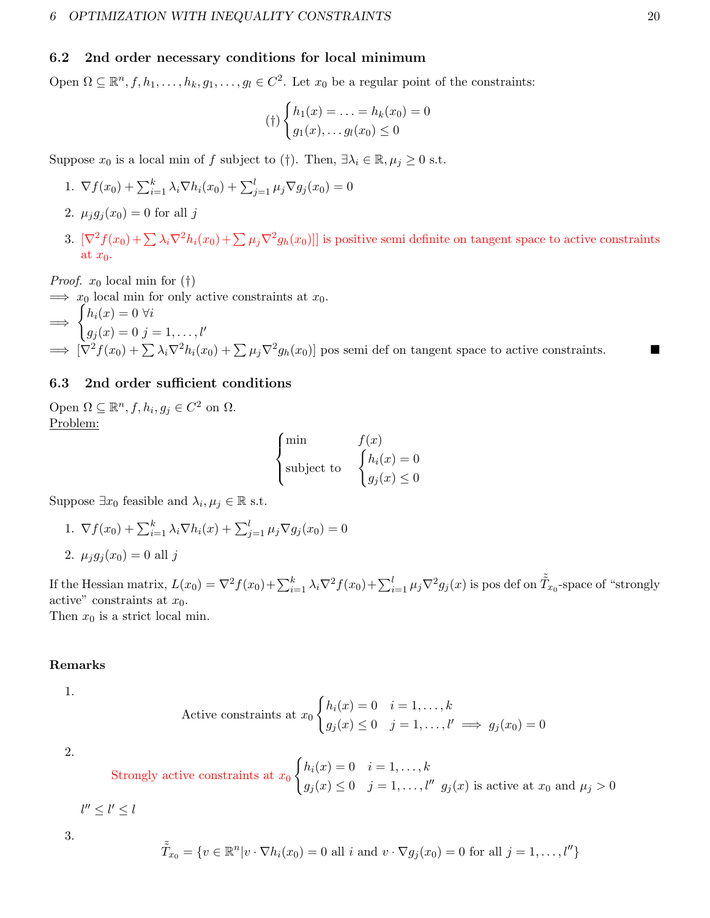## 6.2 2nd order necessary conditions for local minimum

Open $\Omega \subseteq \mathbb{R}^n, f, h_1, \ldots, h_k, g_1, \ldots, g_l \in C^2$. Let $x_0$ be a regular point of the constraints:

$$(\dagger) \begin{cases} h_1(x) = \ldots = h_k(x_0) = 0 \\ g_1(x), \ldots g_l(x_0) \leq 0 \end{cases}$$

Suppose $x_0$ is a local min of $f$ subject to ($\dagger$). Then, $\exists \lambda_i \in \mathbb{R}, \mu_j \geq 0$ s.t.

1. $\nabla f(x_0) + \sum_{i=1}^{k} \lambda_i \nabla h_i(x_0) + \sum_{j=1}^{l} \mu_j \nabla g_j(x_0) = 0$
2. $\mu_j g_j(x_0) = 0$ for all $j$
3. $[\nabla^2 f(x_0) + \sum \lambda_i \nabla^2 h_i(x_0) + \sum \mu_j \nabla^2 g_h(x_0)]]$ is positive semi definite on tangent space to active constraints at $x_0$.

*Proof.* $x_0$ local min for ($\dagger$)
$\implies$ $x_0$ local min for only active constraints at $x_0$.
$\implies \begin{cases} h_i(x) = 0 \ \forall i \\ g_j(x) = 0 \ j = 1, \ldots, l' \end{cases}$
$\implies$ $[\nabla^2 f(x_0) + \sum \lambda_i \nabla^2 h_i(x_0) + \sum \mu_j \nabla^2 g_h(x_0)]$ pos semi def on tangent space to active constraints. ■

## 6.3 2nd order sufficient conditions

Open $\Omega \subseteq \mathbb{R}^n, f, h_i, g_j \in C^2$ on $\Omega$.
Problem:

$$\begin{cases} \text{min} & f(x) \\ \text{subject to} & \begin{cases} h_i(x) = 0 \\ g_j(x) \leq 0 \end{cases} \end{cases}$$

Suppose $\exists x_0$ feasible and $\lambda_i, \mu_j \in \mathbb{R}$ s.t.

1. $\nabla f(x_0) + \sum_{i=1}^{k} \lambda_i \nabla h_i(x) + \sum_{j=1}^{l} \mu_j \nabla g_j(x_0) = 0$
2. $\mu_j g_j(x_0) = 0$ all $j$

If the Hessian matrix, $L(x_0) = \nabla^2 f(x_0) + \sum_{i=1}^{k} \lambda_i \nabla^2 f(x_0) + \sum_{i=1}^{l} \mu_j \nabla^2 g_j(x)$ is pos def on $\tilde{\tilde{T}}_{x_0}$-space of "strongly active" constraints at $x_0$.
Then $x_0$ is a strict local min.

### Remarks

1. 
$$\text{Active constraints at } x_0 \begin{cases} h_i(x) = 0 & i = 1, \ldots, k \\ g_j(x) \leq 0 & j = 1, \ldots, l' \implies g_j(x_0) = 0 \end{cases}$$

2. 
$$\text{Strongly active constraints at } x_0 \begin{cases} h_i(x) = 0 & i = 1, \ldots, k \\ g_j(x) \leq 0 & j = 1, \ldots, l'' \ \ g_j(x) \text{ is active at } x_0 \text{ and } \mu_j > 0 \end{cases}$$

   $l'' \leq l' \leq l$

3. 
$$\tilde{\tilde{T}}_{x_0} = \{v \in \mathbb{R}^n | v \cdot \nabla h_i(x_0) = 0 \text{ all } i \text{ and } v \cdot \nabla g_j(x_0) = 0 \text{ for all } j = 1, \ldots, l''\}$$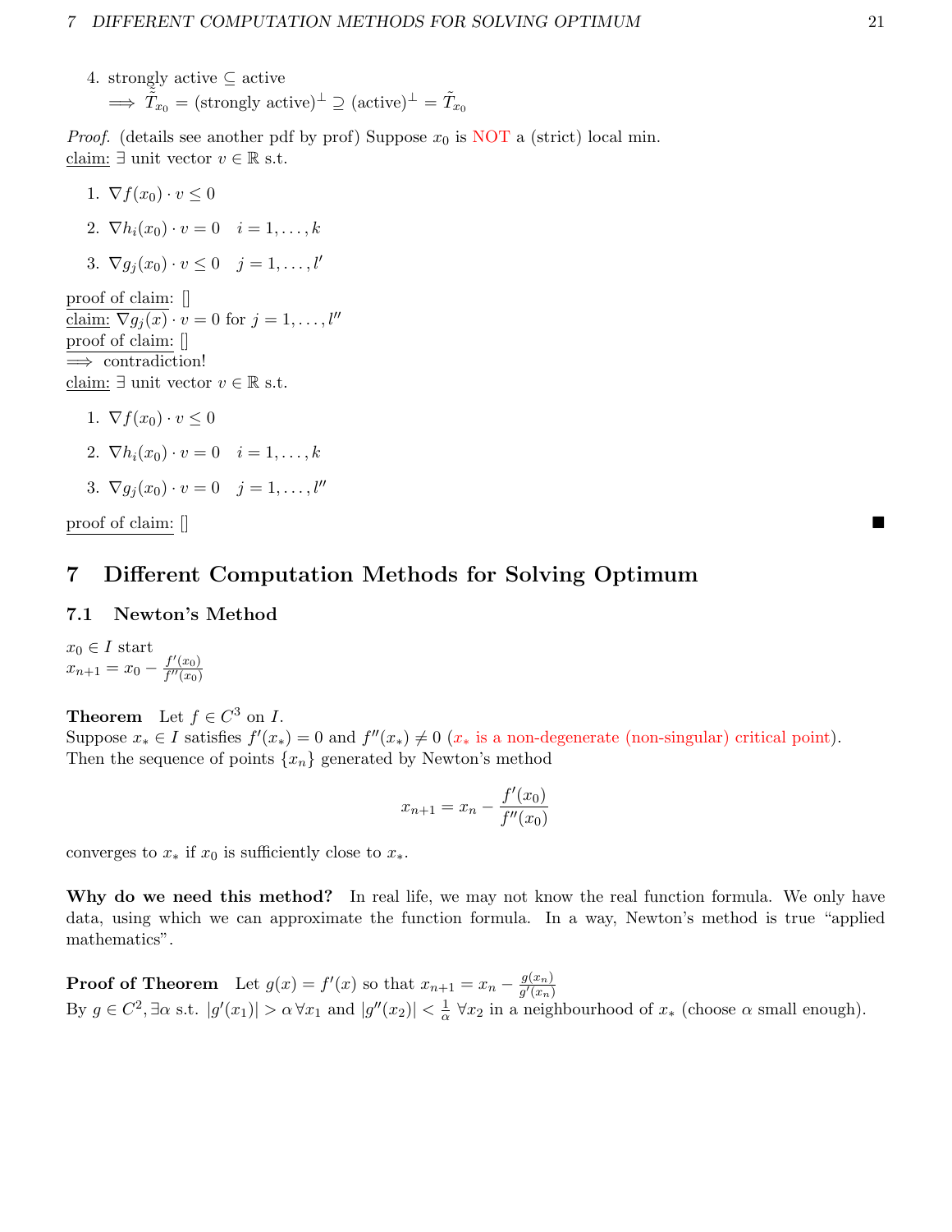4. strongly active $\subseteq$ active
   $\implies \tilde{\tilde{T}}_{x_0} = (\text{strongly active})^\perp \supseteq (\text{active})^\perp = \tilde{T}_{x_0}$

*Proof.* (details see another pdf by prof) Suppose $x_0$ is NOT a (strict) local min.
claim: $\exists$ unit vector $v \in \mathbb{R}$ s.t.

1. $\nabla f(x_0) \cdot v \leq 0$
2. $\nabla h_i(x_0) \cdot v = 0 \quad i = 1, \ldots, k$
3. $\nabla g_j(x_0) \cdot v \leq 0 \quad j = 1, \ldots, l'$

proof of claim: []
claim: $\nabla g_j(x) \cdot v = 0$ for $j = 1, \ldots, l''$
proof of claim: []
$\implies$ contradiction!
claim: $\exists$ unit vector $v \in \mathbb{R}$ s.t.

1. $\nabla f(x_0) \cdot v \leq 0$
2. $\nabla h_i(x_0) \cdot v = 0 \quad i = 1, \ldots, k$
3. $\nabla g_j(x_0) \cdot v = 0 \quad j = 1, \ldots, l''$

proof of claim: [] ■

# 7 Different Computation Methods for Solving Optimum

## 7.1 Newton's Method

$x_0 \in I$ start
$x_{n+1} = x_0 - \frac{f'(x_0)}{f''(x_0)}$

**Theorem** Let $f \in C^3$ on $I$.
Suppose $x_* \in I$ satisfies $f'(x_*) = 0$ and $f''(x_*) \neq 0$ ($x_*$ is a non-degenerate (non-singular) critical point).
Then the sequence of points $\{x_n\}$ generated by Newton's method

$$x_{n+1} = x_n - \frac{f'(x_0)}{f''(x_0)}$$

converges to $x_*$ if $x_0$ is sufficiently close to $x_*$.

**Why do we need this method?** In real life, we may not know the real function formula. We only have data, using which we can approximate the function formula. In a way, Newton's method is true "applied mathematics".

**Proof of Theorem** Let $g(x) = f'(x)$ so that $x_{n+1} = x_n - \frac{g(x_n)}{g'(x_n)}$
By $g \in C^2, \exists \alpha$ s.t. $|g'(x_1)| > \alpha \, \forall x_1$ and $|g''(x_2)| < \frac{1}{\alpha} \, \forall x_2$ in a neighbourhood of $x_*$ (choose $\alpha$ small enough).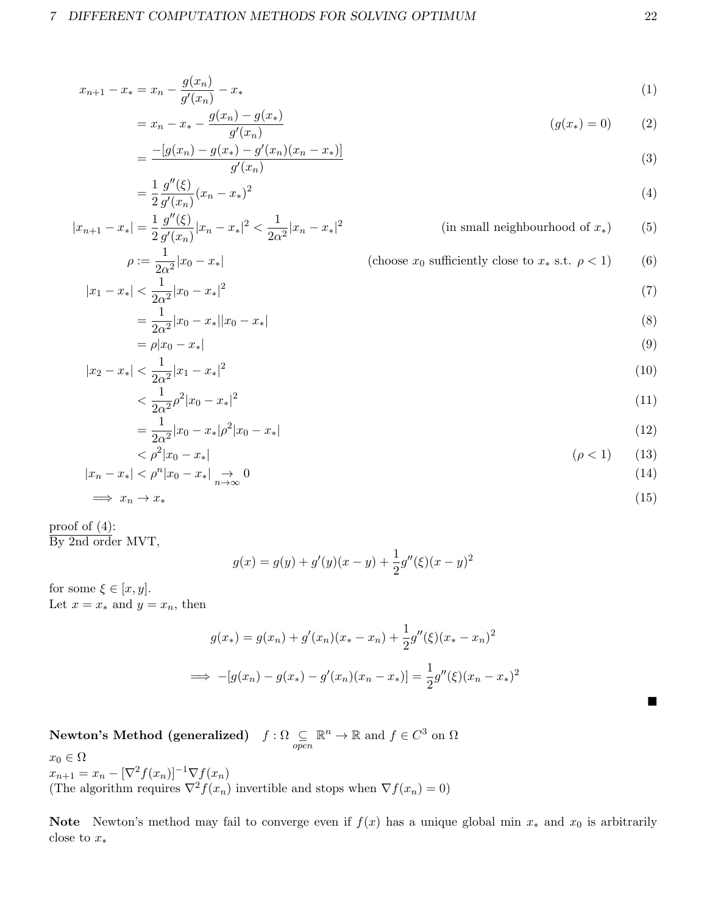$$
\begin{aligned}
x_{n+1} - x_* &= x_n - \frac{g(x_n)}{g'(x_n)} - x_* && (1)\\
&= x_n - x_* - \frac{g(x_n) - g(x_*)}{g'(x_n)} \qquad (g(x_*) = 0) && (2)\\
&= \frac{-[g(x_n) - g(x_*) - g'(x_n)(x_n - x_*)]}{g'(x_n)} && (3)\\
&= \frac{1}{2}\frac{g''(\xi)}{g'(x_n)}(x_n - x_*)^2 && (4)\\
|x_{n+1} - x_*| &= \frac{1}{2}\frac{g''(\xi)}{g'(x_n)}|x_n - x_*|^2 < \frac{1}{2\alpha^2}|x_n - x_*|^2 \qquad \text{(in small neighbourhood of } x_*) && (5)\\
\rho &:= \frac{1}{2\alpha^2}|x_0 - x_*| \qquad \text{(choose } x_0 \text{ sufficiently close to } x_* \text{ s.t. } \rho < 1) && (6)\\
|x_1 - x_*| &< \frac{1}{2\alpha^2}|x_0 - x_*|^2 && (7)\\
&= \frac{1}{2\alpha^2}|x_0 - x_*||x_0 - x_*| && (8)\\
&= \rho|x_0 - x_*| && (9)\\
|x_2 - x_*| &< \frac{1}{2\alpha^2}|x_1 - x_*|^2 && (10)\\
&< \frac{1}{2\alpha^2}\rho^2|x_0 - x_*|^2 && (11)\\
&= \frac{1}{2\alpha^2}|x_0 - x_*|\rho^2|x_0 - x_*| && (12)\\
&< \rho^2|x_0 - x_*| \qquad (\rho < 1) && (13)\\
|x_n - x_*| &< \rho^n|x_0 - x_*| \underset{n\to\infty}{\to} 0 && (14)\\
&\implies x_n \to x_* && (15)
\end{aligned}
$$

<u>proof of (4):</u>
By 2nd order MVT,

$$g(x) = g(y) + g'(y)(x - y) + \frac{1}{2}g''(\xi)(x - y)^2$$

for some $\xi \in [x, y]$.
Let $x = x_*$ and $y = x_n$, then

$$g(x_*) = g(x_n) + g'(x_n)(x_* - x_n) + \frac{1}{2}g''(\xi)(x_* - x_n)^2$$

$$\implies -[g(x_n) - g(x_*) - g'(x_n)(x_n - x_*)] = \frac{1}{2}g''(\xi)(x_n - x_*)^2$$

■

**Newton's Method (generalized)** $\quad f : \Omega \underset{open}{\subseteq} \mathbb{R}^n \to \mathbb{R}$ and $f \in C^3$ on $\Omega$

$x_0 \in \Omega$
$x_{n+1} = x_n - [\nabla^2 f(x_n)]^{-1}\nabla f(x_n)$
(The algorithm requires $\nabla^2 f(x_n)$ invertible and stops when $\nabla f(x_n) = 0$)

**Note** Newton's method may fail to converge even if $f(x)$ has a unique global min $x_*$ and $x_0$ is arbitrarily close to $x_*$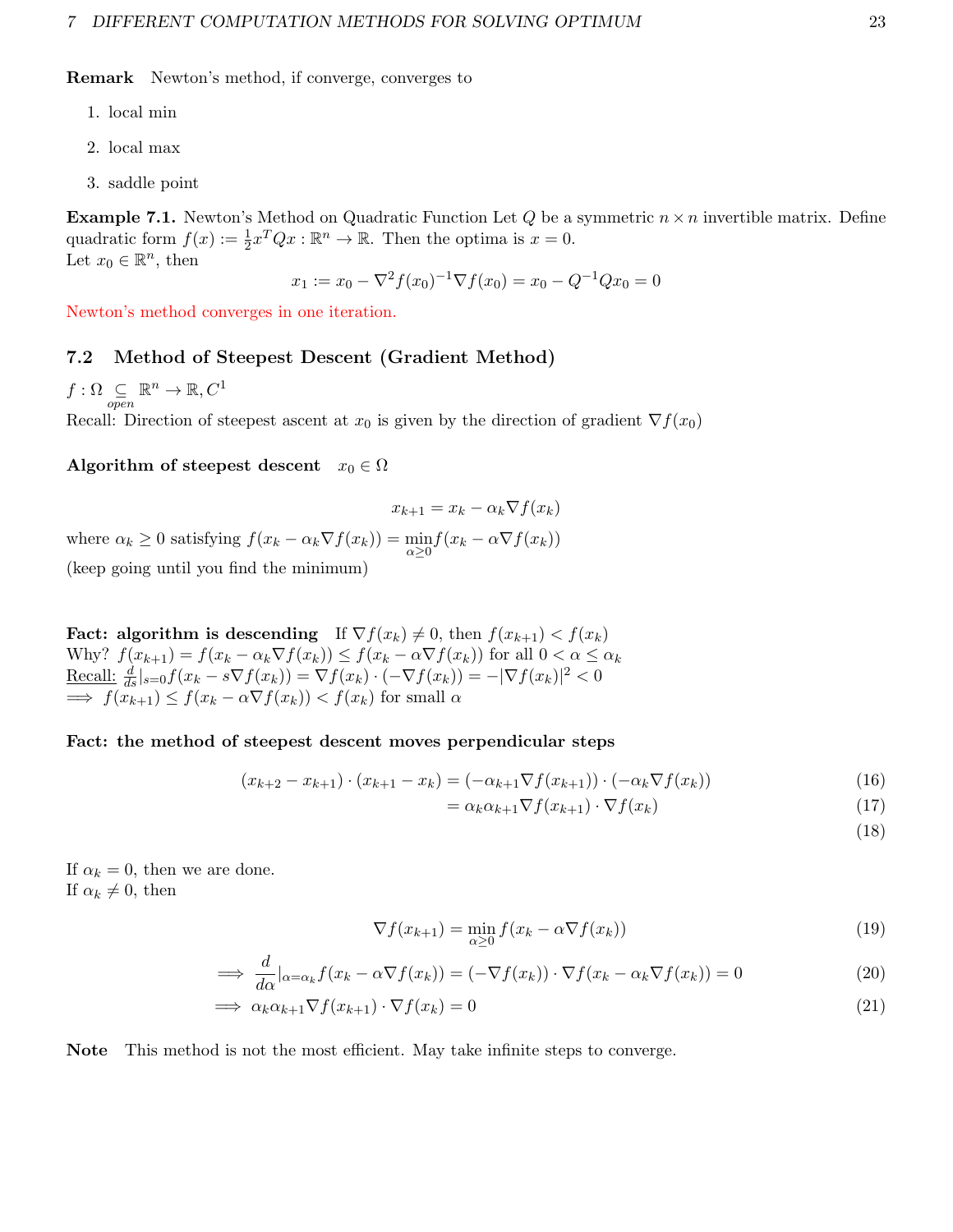**Remark** Newton's method, if converge, converges to

1. local min
2. local max
3. saddle point

**Example 7.1.** Newton's Method on Quadratic Function Let $Q$ be a symmetric $n \times n$ invertible matrix. Define quadratic form $f(x) := \frac{1}{2}x^T Q x : \mathbb{R}^n \to \mathbb{R}$. Then the optima is $x = 0$.
Let $x_0 \in \mathbb{R}^n$, then

$$x_1 := x_0 - \nabla^2 f(x_0)^{-1} \nabla f(x_0) = x_0 - Q^{-1} Q x_0 = 0$$

Newton's method converges in one iteration.

## 7.2 Method of Steepest Descent (Gradient Method)

$f : \Omega \underset{open}{\subseteq} \mathbb{R}^n \to \mathbb{R}, C^1$
Recall: Direction of steepest ascent at $x_0$ is given by the direction of gradient $\nabla f(x_0)$

**Algorithm of steepest descent** $x_0 \in \Omega$

$$x_{k+1} = x_k - \alpha_k \nabla f(x_k)$$

where $\alpha_k \geq 0$ satisfying $f(x_k - \alpha_k \nabla f(x_k)) = \min_{\alpha \geq 0} f(x_k - \alpha \nabla f(x_k))$
(keep going until you find the minimum)

**Fact: algorithm is descending** If $\nabla f(x_k) \neq 0$, then $f(x_{k+1}) < f(x_k)$
Why? $f(x_{k+1}) = f(x_k - \alpha_k \nabla f(x_k)) \leq f(x_k - \alpha \nabla f(x_k))$ for all $0 < \alpha \leq \alpha_k$
Recall: $\frac{d}{ds}|_{s=0} f(x_k - s\nabla f(x_k)) = \nabla f(x_k) \cdot (-\nabla f(x_k)) = -|\nabla f(x_k)|^2 < 0$
$\implies f(x_{k+1}) \leq f(x_k - \alpha \nabla f(x_k)) < f(x_k)$ for small $\alpha$

**Fact: the method of steepest descent moves perpendicular steps**

$$(x_{k+2} - x_{k+1}) \cdot (x_{k+1} - x_k) = (-\alpha_{k+1} \nabla f(x_{k+1})) \cdot (-\alpha_k \nabla f(x_k)) \tag{16}$$

$$= \alpha_k \alpha_{k+1} \nabla f(x_{k+1}) \cdot \nabla f(x_k) \tag{17}$$

$$\tag{18}$$

If $\alpha_k = 0$, then we are done.
If $\alpha_k \neq 0$, then

$$\nabla f(x_{k+1}) = \min_{\alpha \geq 0} f(x_k - \alpha \nabla f(x_k)) \tag{19}$$

$$\implies \frac{d}{d\alpha}|_{\alpha=\alpha_k} f(x_k - \alpha \nabla f(x_k)) = (-\nabla f(x_k)) \cdot \nabla f(x_k - \alpha_k \nabla f(x_k)) = 0 \tag{20}$$

$$\implies \alpha_k \alpha_{k+1} \nabla f(x_{k+1}) \cdot \nabla f(x_k) = 0 \tag{21}$$

**Note** This method is not the most efficient. May take infinite steps to converge.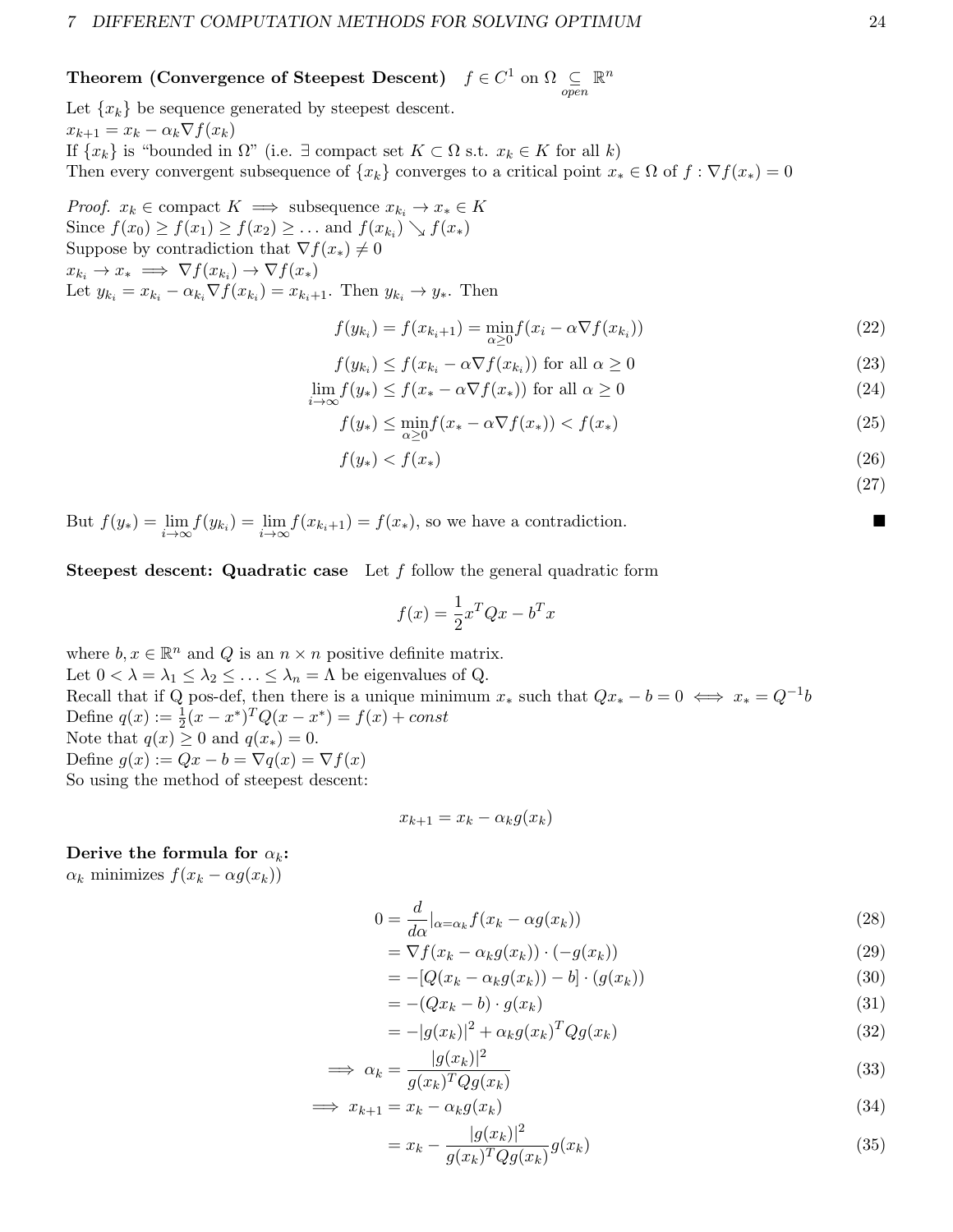**Theorem (Convergence of Steepest Descent)** $f \in C^1$ on $\Omega \underset{open}{\subseteq} \mathbb{R}^n$

Let $\{x_k\}$ be sequence generated by steepest descent.
$x_{k+1} = x_k - \alpha_k \nabla f(x_k)$
If $\{x_k\}$ is "bounded in $\Omega$" (i.e. $\exists$ compact set $K \subset \Omega$ s.t. $x_k \in K$ for all $k$)
Then every convergent subsequence of $\{x_k\}$ converges to a critical point $x_* \in \Omega$ of $f : \nabla f(x_*) = 0$

*Proof.* $x_k \in$ compact $K \implies$ subsequence $x_{k_i} \to x_* \in K$
Since $f(x_0) \geq f(x_1) \geq f(x_2) \geq \ldots$ and $f(x_{k_i}) \searrow f(x_*)$
Suppose by contradiction that $\nabla f(x_*) \neq 0$
$x_{k_i} \to x_* \implies \nabla f(x_{k_i}) \to \nabla f(x_*)$
Let $y_{k_i} = x_{k_i} - \alpha_{k_i} \nabla f(x_{k_i}) = x_{k_i+1}$. Then $y_{k_i} \to y_*$. Then

$$f(y_{k_i}) = f(x_{k_i+1}) = \min_{\alpha \geq 0} f(x_i - \alpha \nabla f(x_{k_i})) \tag{22}$$

$$f(y_{k_i}) \leq f(x_{k_i} - \alpha \nabla f(x_{k_i})) \text{ for all } \alpha \geq 0 \tag{23}$$

$$\lim_{i \to \infty} f(y_*) \leq f(x_* - \alpha \nabla f(x_*)) \text{ for all } \alpha \geq 0 \tag{24}$$

$$f(y_*) \leq \min_{\alpha \geq 0} f(x_* - \alpha \nabla f(x_*)) < f(x_*) \tag{25}$$

$$f(y_*) < f(x_*) \tag{26}$$

$$\tag{27}$$

But $f(y_*) = \lim_{i \to \infty} f(y_{k_i}) = \lim_{i \to \infty} f(x_{k_i+1}) = f(x_*)$, so we have a contradiction. ■

**Steepest descent: Quadratic case** Let $f$ follow the general quadratic form

$$f(x) = \frac{1}{2} x^T Q x - b^T x$$

where $b, x \in \mathbb{R}^n$ and $Q$ is an $n \times n$ positive definite matrix.
Let $0 < \lambda = \lambda_1 \leq \lambda_2 \leq \ldots \leq \lambda_n = \Lambda$ be eigenvalues of Q.
Recall that if Q pos-def, then there is a unique minimum $x_*$ such that $Qx_* - b = 0 \iff x_* = Q^{-1}b$
Define $q(x) := \frac{1}{2}(x - x^*)^T Q (x - x^*) = f(x) + const$
Note that $q(x) \geq 0$ and $q(x_*) = 0$.
Define $g(x) := Qx - b = \nabla q(x) = \nabla f(x)$
So using the method of steepest descent:

$$x_{k+1} = x_k - \alpha_k g(x_k)$$

**Derive the formula for $\alpha_k$:**
$\alpha_k$ minimizes $f(x_k - \alpha g(x_k))$

$$0 = \frac{d}{d\alpha}\Big|_{\alpha = \alpha_k} f(x_k - \alpha g(x_k)) \tag{28}$$

$$= \nabla f(x_k - \alpha_k g(x_k)) \cdot (-g(x_k)) \tag{29}$$

$$= -[Q(x_k - \alpha_k g(x_k)) - b] \cdot (g(x_k)) \tag{30}$$

$$= -(Qx_k - b) \cdot g(x_k) \tag{31}$$

$$= -|g(x_k)|^2 + \alpha_k g(x_k)^T Q g(x_k) \tag{32}$$

$$\implies \alpha_k = \frac{|g(x_k)|^2}{g(x_k)^T Q g(x_k)} \tag{33}$$

$$\implies x_{k+1} = x_k - \alpha_k g(x_k) \tag{34}$$

$$= x_k - \frac{|g(x_k)|^2}{g(x_k)^T Q g(x_k)} g(x_k) \tag{35}$$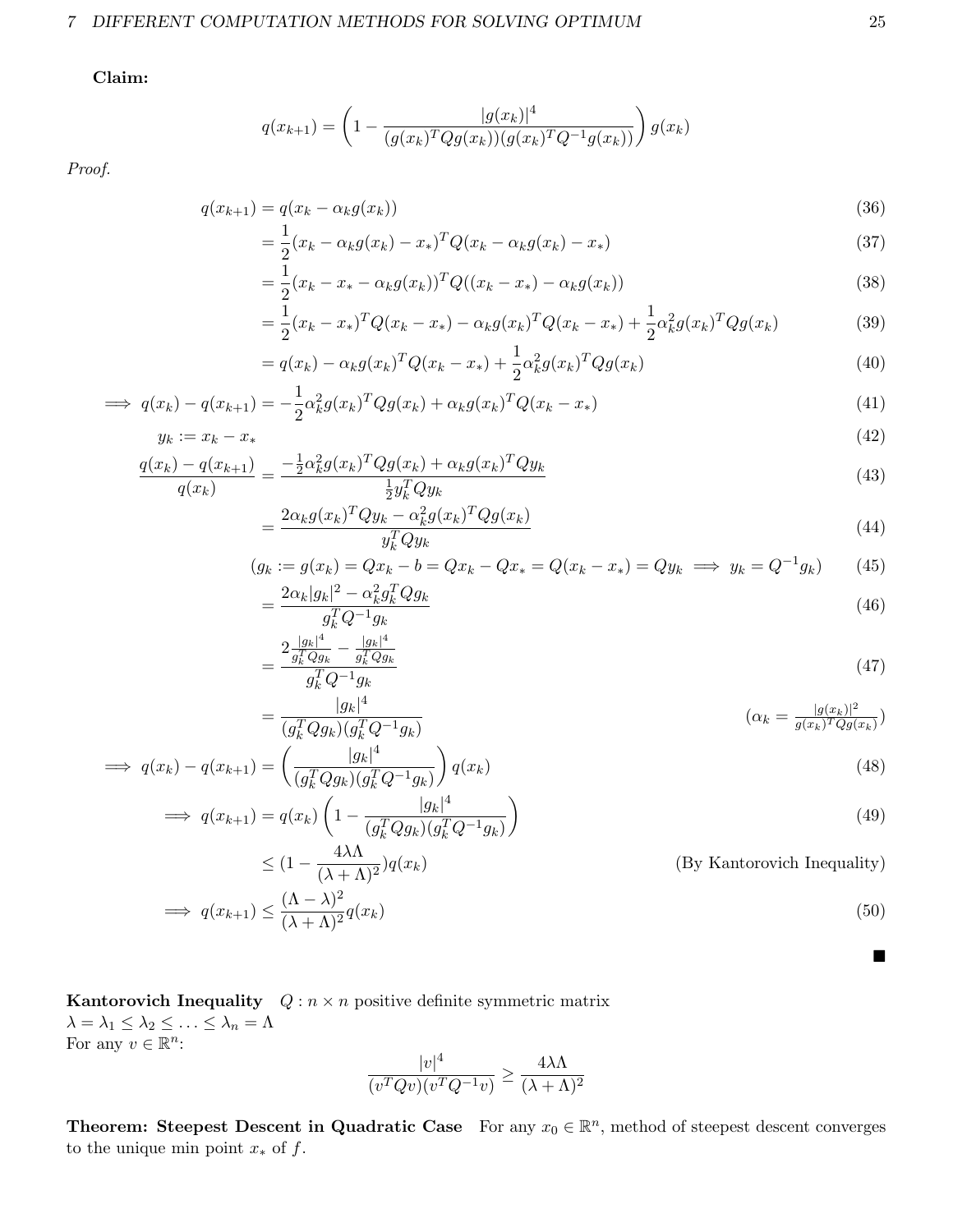**Claim:**

$$q(x_{k+1}) = \left(1 - \frac{|g(x_k)|^4}{(g(x_k)^T Q g(x_k))(g(x_k)^T Q^{-1} g(x_k))}\right) g(x_k)$$

*Proof.*

$$
\begin{aligned}
q(x_{k+1}) &= q(x_k - \alpha_k g(x_k)) && (36)\\
&= \frac{1}{2}(x_k - \alpha_k g(x_k) - x_*)^T Q (x_k - \alpha_k g(x_k) - x_*) && (37)\\
&= \frac{1}{2}(x_k - x_* - \alpha_k g(x_k))^T Q((x_k - x_*) - \alpha_k g(x_k)) && (38)\\
&= \frac{1}{2}(x_k - x_*)^T Q (x_k - x_*) - \alpha_k g(x_k)^T Q (x_k - x_*) + \frac{1}{2}\alpha_k^2 g(x_k)^T Q g(x_k) && (39)\\
&= q(x_k) - \alpha_k g(x_k)^T Q (x_k - x_*) + \frac{1}{2}\alpha_k^2 g(x_k)^T Q g(x_k) && (40)\\
\implies q(x_k) - q(x_{k+1}) &= -\frac{1}{2}\alpha_k^2 g(x_k)^T Q g(x_k) + \alpha_k g(x_k)^T Q (x_k - x_*) && (41)\\
y_k &:= x_k - x_* && (42)\\
\frac{q(x_k) - q(x_{k+1})}{q(x_k)} &= \frac{-\frac{1}{2}\alpha_k^2 g(x_k)^T Q g(x_k) + \alpha_k g(x_k)^T Q y_k}{\frac{1}{2} y_k^T Q y_k} && (43)\\
&= \frac{2\alpha_k g(x_k)^T Q y_k - \alpha_k^2 g(x_k)^T Q g(x_k)}{y_k^T Q y_k} && (44)\\
(g_k := g(x_k) &= Q x_k - b = Q x_k - Q x_* = Q(x_k - x_*) = Q y_k \implies y_k = Q^{-1} g_k) && (45)\\
&= \frac{2\alpha_k |g_k|^2 - \alpha_k^2 g_k^T Q g_k}{g_k^T Q^{-1} g_k} && (46)\\
&= \frac{2\frac{|g_k|^4}{g_k^T Q g_k} - \frac{|g_k|^4}{g_k^T Q g_k}}{g_k^T Q^{-1} g_k} && (47)\\
&= \frac{|g_k|^4}{(g_k^T Q g_k)(g_k^T Q^{-1} g_k)} && \left(\alpha_k = \frac{|g(x_k)|^2}{g(x_k)^T Q g(x_k)}\right)\\
\implies q(x_k) - q(x_{k+1}) &= \left(\frac{|g_k|^4}{(g_k^T Q g_k)(g_k^T Q^{-1} g_k)}\right) q(x_k) && (48)\\
\implies q(x_{k+1}) &= q(x_k)\left(1 - \frac{|g_k|^4}{(g_k^T Q g_k)(g_k^T Q^{-1} g_k)}\right) && (49)\\
&\le \left(1 - \frac{4\lambda\Lambda}{(\lambda + \Lambda)^2}\right) q(x_k) && \text{(By Kantorovich Inequality)}\\
\implies q(x_{k+1}) &\le \frac{(\Lambda - \lambda)^2}{(\lambda + \Lambda)^2} q(x_k) && (50)
\end{aligned}
$$

∎

**Kantorovich Inequality** $Q$ : $n \times n$ positive definite symmetric matrix
$\lambda = \lambda_1 \le \lambda_2 \le \ldots \le \lambda_n = \Lambda$
For any $v \in \mathbb{R}^n$:

$$\frac{|v|^4}{(v^T Q v)(v^T Q^{-1} v)} \ge \frac{4\lambda\Lambda}{(\lambda + \Lambda)^2}$$

**Theorem: Steepest Descent in Quadratic Case** For any $x_0 \in \mathbb{R}^n$, method of steepest descent converges to the unique min point $x_*$ of $f$.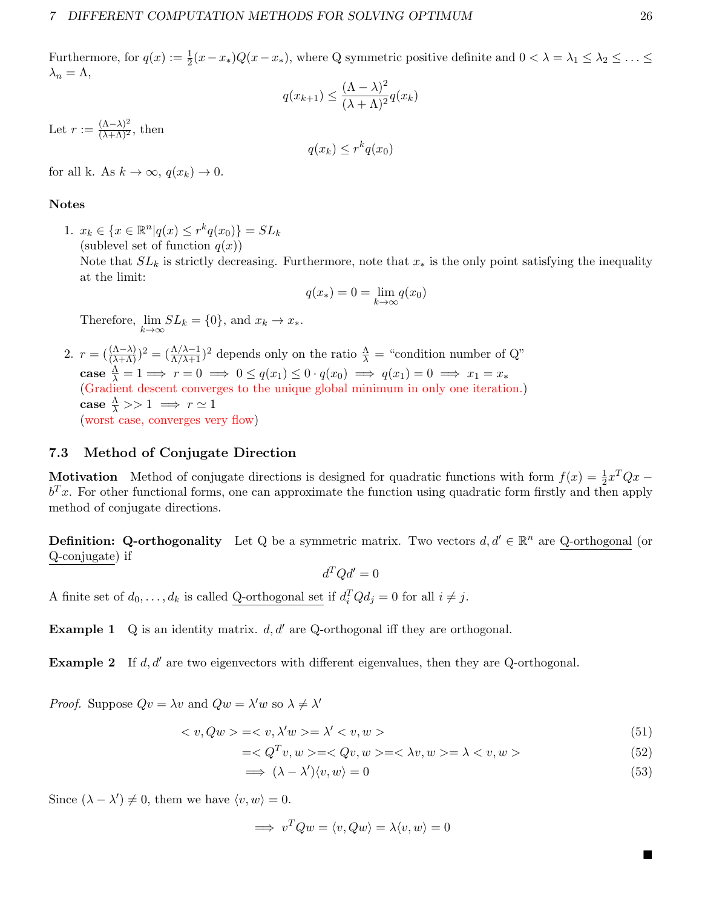Furthermore, for $q(x) := \frac{1}{2}(x - x_*)Q(x - x_*)$, where Q symmetric positive definite and $0 < \lambda = \lambda_1 \le \lambda_2 \le \ldots \le \lambda_n = \Lambda$,

$$q(x_{k+1}) \le \frac{(\Lambda - \lambda)^2}{(\lambda + \Lambda)^2} q(x_k)$$

Let $r := \frac{(\Lambda-\lambda)^2}{(\lambda+\Lambda)^2}$, then

$$q(x_k) \le r^k q(x_0)$$

for all k. As $k \to \infty$, $q(x_k) \to 0$.

**Notes**

1. $x_k \in \{x \in \mathbb{R}^n | q(x) \le r^k q(x_0)\} = SL_k$
   (sublevel set of function $q(x)$)
   Note that $SL_k$ is strictly decreasing. Furthermore, note that $x_*$ is the only point satisfying the inequality at the limit:
   $$q(x_*) = 0 = \lim_{k\to\infty} q(x_0)$$
   Therefore, $\lim_{k\to\infty} SL_k = \{0\}$, and $x_k \to x_*$.

2. $r = (\frac{(\Lambda-\lambda)}{(\lambda+\Lambda)})^2 = (\frac{\Lambda/\lambda-1}{\Lambda/\lambda+1})^2$ depends only on the ratio $\frac{\Lambda}{\lambda}$ = "condition number of Q"
   **case** $\frac{\Lambda}{\lambda} = 1 \implies r = 0 \implies 0 \le q(x_1) \le 0 \cdot q(x_0) \implies q(x_1) = 0 \implies x_1 = x_*$
   (Gradient descent converges to the unique global minimum in only one iteration.)
   **case** $\frac{\Lambda}{\lambda} >> 1 \implies r \simeq 1$
   (worst case, converges very flow)

## 7.3 Method of Conjugate Direction

**Motivation** Method of conjugate directions is designed for quadratic functions with form $f(x) = \frac{1}{2}x^TQx - b^Tx$. For other functional forms, one can approximate the function using quadratic form firstly and then apply method of conjugate directions.

**Definition: Q-orthogonality** Let Q be a symmetric matrix. Two vectors $d, d' \in \mathbb{R}^n$ are Q-orthogonal (or Q-conjugate) if

$$d^TQd' = 0$$

A finite set of $d_0, \ldots, d_k$ is called Q-orthogonal set if $d_i^TQd_j = 0$ for all $i \neq j$.

**Example 1** Q is an identity matrix. $d, d'$ are Q-orthogonal iff they are orthogonal.

**Example 2** If $d, d'$ are two eigenvectors with different eigenvalues, then they are Q-orthogonal.

*Proof.* Suppose $Qv = \lambda v$ and $Qw = \lambda' w$ so $\lambda \neq \lambda'$

$$< v, Qw > = < v, \lambda' w > = \lambda' < v, w > \tag{51}$$

$$= < Q^Tv, w > = < Qv, w > = < \lambda v, w > = \lambda < v, w > \tag{52}$$

$$\implies (\lambda - \lambda')\langle v, w\rangle = 0 \tag{53}$$

Since $(\lambda - \lambda') \neq 0$, them we have $\langle v, w\rangle = 0$.

$$\implies v^TQw = \langle v, Qw\rangle = \lambda\langle v, w\rangle = 0$$

■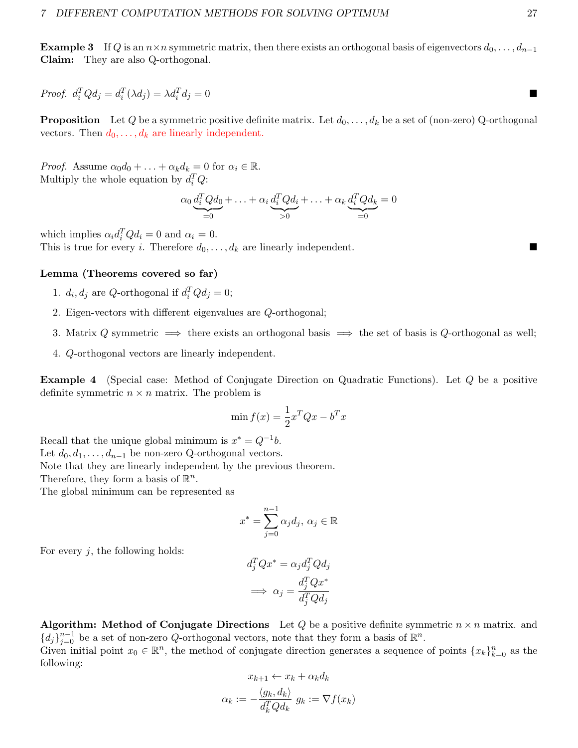**Example 3** If $Q$ is an $n \times n$ symmetric matrix, then there exists an orthogonal basis of eigenvectors $d_0, \ldots, d_{n-1}$
**Claim:** They are also Q-orthogonal.

*Proof.* $d_i^T Q d_j = d_i^T(\lambda d_j) = \lambda d_i^T d_j = 0$ ∎

**Proposition** Let $Q$ be a symmetric positive definite matrix. Let $d_0, \ldots, d_k$ be a set of (non-zero) Q-orthogonal vectors. Then $d_0, \ldots, d_k$ are linearly independent.

*Proof.* Assume $\alpha_0 d_0 + \ldots + \alpha_k d_k = 0$ for $\alpha_i \in \mathbb{R}$.
Multiply the whole equation by $d_i^T Q$:

$$\alpha_0 \underbrace{d_i^T Q d_0}_{=0} + \ldots + \alpha_i \underbrace{d_i^T Q d_i}_{>0} + \ldots + \alpha_k \underbrace{d_i^T Q d_k}_{=0} = 0$$

which implies $\alpha_i d_i^T Q d_i = 0$ and $\alpha_i = 0$.
This is true for every $i$. Therefore $d_0, \ldots, d_k$ are linearly independent. ∎

**Lemma (Theorems covered so far)**

1. $d_i, d_j$ are $Q$-orthogonal if $d_i^T Q d_j = 0$;
2. Eigen-vectors with different eigenvalues are $Q$-orthogonal;
3. Matrix $Q$ symmetric $\implies$ there exists an orthogonal basis $\implies$ the set of basis is $Q$-orthogonal as well;
4. $Q$-orthogonal vectors are linearly independent.

**Example 4** (Special case: Method of Conjugate Direction on Quadratic Functions). Let $Q$ be a positive definite symmetric $n \times n$ matrix. The problem is

$$\min f(x) = \frac{1}{2} x^T Q x - b^T x$$

Recall that the unique global minimum is $x^* = Q^{-1} b$.
Let $d_0, d_1, \ldots, d_{n-1}$ be non-zero Q-orthogonal vectors.
Note that they are linearly independent by the previous theorem.
Therefore, they form a basis of $\mathbb{R}^n$.
The global minimum can be represented as

$$x^* = \sum_{j=0}^{n-1} \alpha_j d_j, \; \alpha_j \in \mathbb{R}$$

For every $j$, the following holds:

$$d_j^T Q x^* = \alpha_j d_j^T Q d_j$$

$$\implies \alpha_j = \frac{d_j^T Q x^*}{d_j^T Q d_j}$$

**Algorithm: Method of Conjugate Directions** Let $Q$ be a positive definite symmetric $n \times n$ matrix. and $\{d_j\}_{j=0}^{n-1}$ be a set of non-zero $Q$-orthogonal vectors, note that they form a basis of $\mathbb{R}^n$.
Given initial point $x_0 \in \mathbb{R}^n$, the method of conjugate direction generates a sequence of points $\{x_k\}_{k=0}^{n}$ as the following:

$$x_{k+1} \leftarrow x_k + \alpha_k d_k$$

$$\alpha_k := -\frac{\langle g_k, d_k \rangle}{d_k^T Q d_k} \; g_k := \nabla f(x_k)$$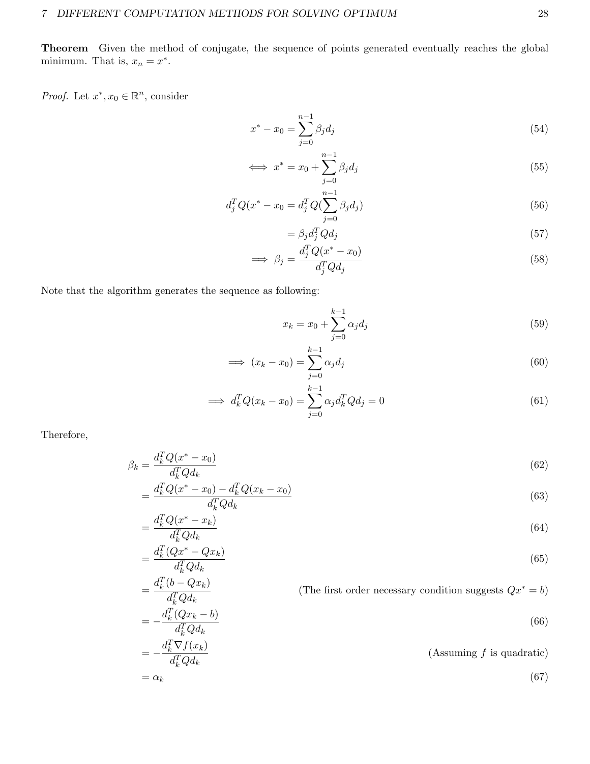**Theorem** Given the method of conjugate, the sequence of points generated eventually reaches the global minimum. That is, $x_n = x^*$.

*Proof.* Let $x^*, x_0 \in \mathbb{R}^n$, consider

$$x^* - x_0 = \sum_{j=0}^{n-1} \beta_j d_j \tag{54}$$

$$\iff x^* = x_0 + \sum_{j=0}^{n-1} \beta_j d_j \tag{55}$$

$$d_j^T Q(x^* - x_0 = d_j^T Q(\sum_{j=0}^{n-1} \beta_j d_j) \tag{56}$$

$$= \beta_j d_j^T Q d_j \tag{57}$$

$$\implies \beta_j = \frac{d_j^T Q(x^* - x_0)}{d_j^T Q d_j} \tag{58}$$

Note that the algorithm generates the sequence as following:

$$x_k = x_0 + \sum_{j=0}^{k-1} \alpha_j d_j \tag{59}$$

$$\implies (x_k - x_0) = \sum_{j=0}^{k-1} \alpha_j d_j \tag{60}$$

$$\implies d_k^T Q(x_k - x_0) = \sum_{j=0}^{k-1} \alpha_j d_k^T Q d_j = 0 \tag{61}$$

Therefore,

$$\beta_k = \frac{d_k^T Q(x^* - x_0)}{d_k^T Q d_k} \tag{62}$$

$$= \frac{d_k^T Q(x^* - x_0) - d_k^T Q(x_k - x_0)}{d_k^T Q d_k} \tag{63}$$

$$= \frac{d_k^T Q(x^* - x_k)}{d_k^T Q d_k} \tag{64}$$

$$= \frac{d_k^T (Qx^* - Qx_k)}{d_k^T Q d_k} \tag{65}$$

$$= \frac{d_k^T (b - Qx_k)}{d_k^T Q d_k} \qquad \text{(The first order necessary condition suggests } Qx^* = b\text{)}$$

$$= -\frac{d_k^T (Qx_k - b)}{d_k^T Q d_k} \tag{66}$$

$$= -\frac{d_k^T \nabla f(x_k)}{d_k^T Q d_k} \qquad \text{(Assuming } f \text{ is quadratic)}$$

$$= \alpha_k \tag{67}$$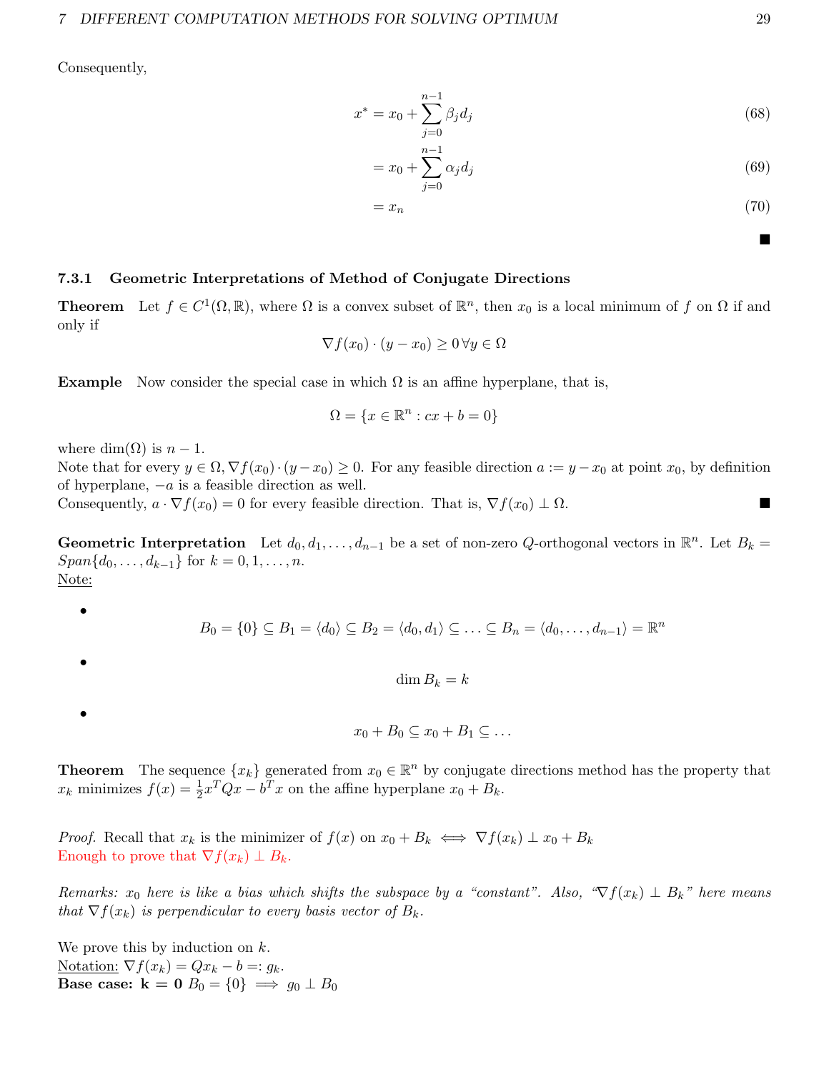Consequently,

$$x^* = x_0 + \sum_{j=0}^{n-1} \beta_j d_j \tag{68}$$

$$= x_0 + \sum_{j=0}^{n-1} \alpha_j d_j \tag{69}$$

$$= x_n \tag{70}$$

■

### 7.3.1 Geometric Interpretations of Method of Conjugate Directions

**Theorem** Let $f \in C^1(\Omega, \mathbb{R})$, where $\Omega$ is a convex subset of $\mathbb{R}^n$, then $x_0$ is a local minimum of $f$ on $\Omega$ if and only if

$$\nabla f(x_0) \cdot (y - x_0) \geq 0 \, \forall y \in \Omega$$

**Example** Now consider the special case in which $\Omega$ is an affine hyperplane, that is,

$$\Omega = \{x \in \mathbb{R}^n : cx + b = 0\}$$

where $\dim(\Omega)$ is $n-1$.
Note that for every $y \in \Omega, \nabla f(x_0) \cdot (y - x_0) \geq 0$. For any feasible direction $a := y - x_0$ at point $x_0$, by definition of hyperplane, $-a$ is a feasible direction as well.
Consequently, $a \cdot \nabla f(x_0) = 0$ for every feasible direction. That is, $\nabla f(x_0) \perp \Omega$. ■

**Geometric Interpretation** Let $d_0, d_1, \ldots, d_{n-1}$ be a set of non-zero $Q$-orthogonal vectors in $\mathbb{R}^n$. Let $B_k = Span\{d_0, \ldots, d_{k-1}\}$ for $k = 0, 1, \ldots, n$.
Note:

- $$B_0 = \{0\} \subseteq B_1 = \langle d_0 \rangle \subseteq B_2 = \langle d_0, d_1 \rangle \subseteq \ldots \subseteq B_n = \langle d_0, \ldots, d_{n-1} \rangle = \mathbb{R}^n$$
- $$\dim B_k = k$$
- $$x_0 + B_0 \subseteq x_0 + B_1 \subseteq \ldots$$

**Theorem** The sequence $\{x_k\}$ generated from $x_0 \in \mathbb{R}^n$ by conjugate directions method has the property that $x_k$ minimizes $f(x) = \frac{1}{2}x^T Qx - b^T x$ on the affine hyperplane $x_0 + B_k$.

*Proof.* Recall that $x_k$ is the minimizer of $f(x)$ on $x_0 + B_k \iff \nabla f(x_k) \perp x_0 + B_k$
Enough to prove that $\nabla f(x_k) \perp B_k$.

*Remarks: $x_0$ here is like a bias which shifts the subspace by a "constant". Also, "$\nabla f(x_k) \perp B_k$" here means that $\nabla f(x_k)$ is perpendicular to every basis vector of $B_k$.*

We prove this by induction on $k$.
Notation: $\nabla f(x_k) = Qx_k - b =: g_k$.
**Base case: k = 0** $B_0 = \{0\} \implies g_0 \perp B_0$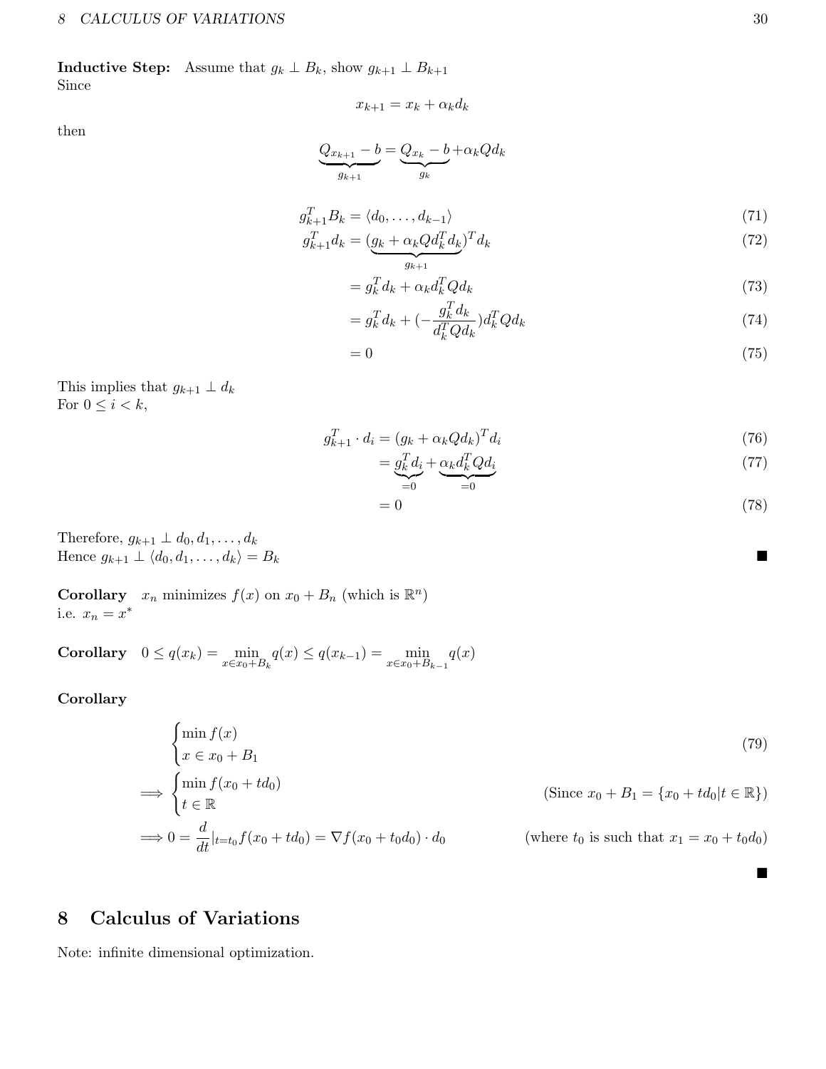**Inductive Step:** Assume that $g_k \perp B_k$, show $g_{k+1} \perp B_{k+1}$
Since

$$x_{k+1} = x_k + \alpha_k d_k$$

then

$$\underbrace{Q_{x_{k+1}} - b}_{g_{k+1}} = \underbrace{Q_{x_k} - b}_{g_k} + \alpha_k Q d_k$$

$$g_{k+1}^T B_k = \langle d_0, \ldots, d_{k-1} \rangle \tag{71}$$

$$g_{k+1}^T d_k = (\underbrace{g_k + \alpha_k Q d_k^T d_k}_{g_{k+1}})^T d_k \tag{72}$$

$$= g_k^T d_k + \alpha_k d_k^T Q d_k \tag{73}$$

$$= g_k^T d_k + (-\frac{g_k^T d_k}{d_k^T Q d_k}) d_k^T Q d_k \tag{74}$$

$$= 0 \tag{75}$$

This implies that $g_{k+1} \perp d_k$
For $0 \leq i < k$,

$$g_{k+1}^T \cdot d_i = (g_k + \alpha_k Q d_k)^T d_i \tag{76}$$

$$= \underbrace{g_k^T d_i}_{=0} + \underbrace{\alpha_k d_k^T Q d_i}_{=0} \tag{77}$$

$$= 0 \tag{78}$$

Therefore, $g_{k+1} \perp d_0, d_1, \ldots, d_k$
Hence $g_{k+1} \perp \langle d_0, d_1, \ldots, d_k \rangle = B_k$ ■

**Corollary** $x_n$ minimizes $f(x)$ on $x_0 + B_n$ (which is $\mathbb{R}^n$)
i.e. $x_n = x^*$

**Corollary** $0 \leq q(x_k) = \min_{x \in x_0 + B_k} q(x) \leq q(x_{k-1}) = \min_{x \in x_0 + B_{k-1}} q(x)$

**Corollary**

$$\begin{cases} \min f(x) \\ x \in x_0 + B_1 \end{cases} \tag{79}$$

$$\implies \begin{cases} \min f(x_0 + t d_0) \\ t \in \mathbb{R} \end{cases} \qquad \text{(Since } x_0 + B_1 = \{x_0 + t d_0 | t \in \mathbb{R}\}\text{)}$$

$$\implies 0 = \frac{d}{dt}|_{t=t_0} f(x_0 + t d_0) = \nabla f(x_0 + t_0 d_0) \cdot d_0 \qquad \text{(where } t_0 \text{ is such that } x_1 = x_0 + t_0 d_0\text{)}$$

■

## 8 Calculus of Variations

Note: infinite dimensional optimization.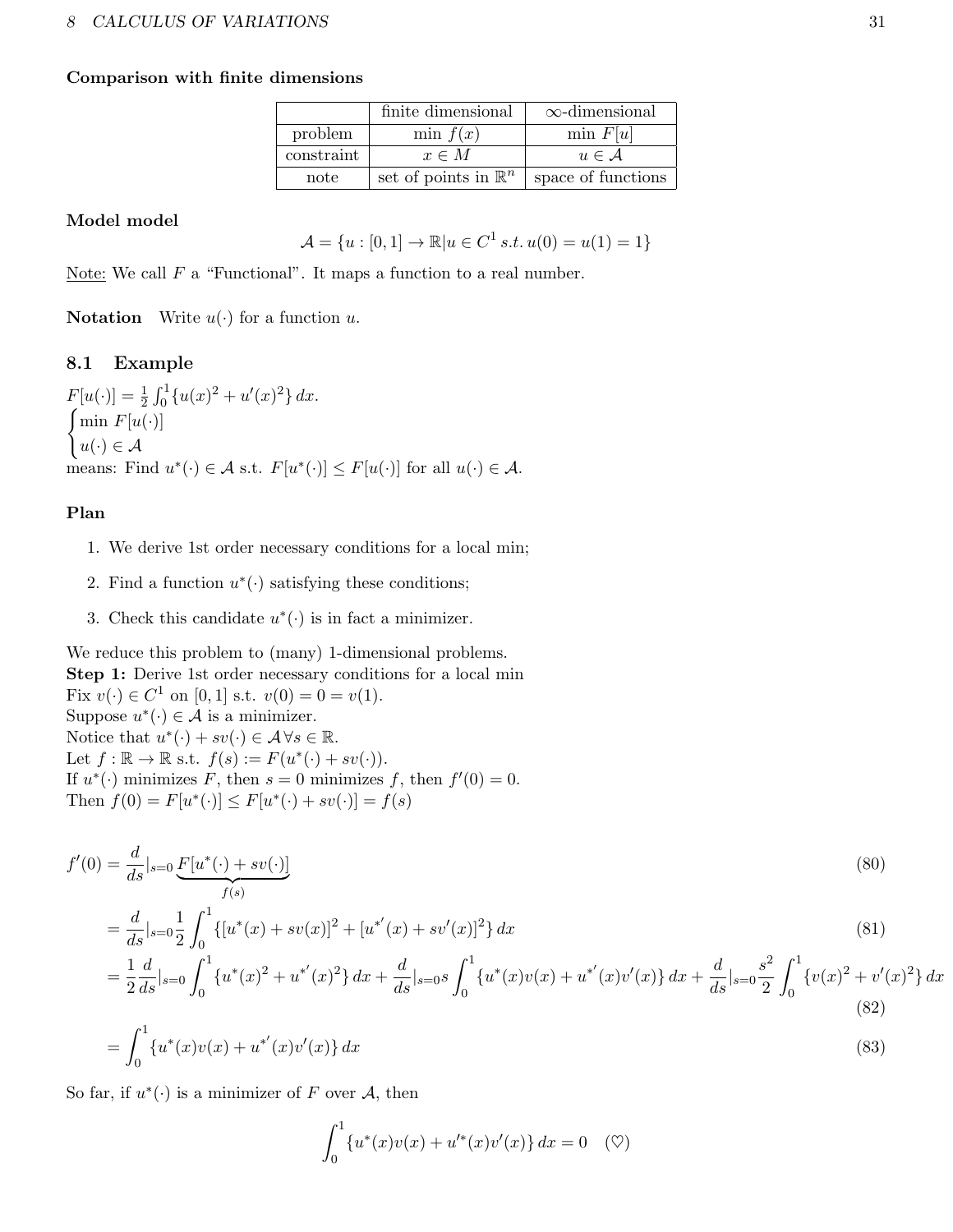**Comparison with finite dimensions**

| | finite dimensional | $\infty$-dimensional |
|---|---|---|
| problem | $\min f(x)$ | $\min F[u]$ |
| constraint | $x \in M$ | $u \in \mathcal{A}$ |
| note | set of points in $\mathbb{R}^n$ | space of functions |

**Model model**

$$\mathcal{A} = \{u : [0,1] \to \mathbb{R} | u \in C^1 \, s.t. \, u(0) = u(1) = 1\}$$

<u>Note:</u> We call $F$ a "Functional". It maps a function to a real number.

**Notation** Write $u(\cdot)$ for a function $u$.

## 8.1 Example

$F[u(\cdot)] = \frac{1}{2}\int_0^1 \{u(x)^2 + u'(x)^2\}\, dx.$

$\begin{cases} \min F[u(\cdot)] \\ u(\cdot) \in \mathcal{A} \end{cases}$

means: Find $u^*(\cdot) \in \mathcal{A}$ s.t. $F[u^*(\cdot)] \leq F[u(\cdot)]$ for all $u(\cdot) \in \mathcal{A}$.

**Plan**

1. We derive 1st order necessary conditions for a local min;
2. Find a function $u^*(\cdot)$ satisfying these conditions;
3. Check this candidate $u^*(\cdot)$ is in fact a minimizer.

We reduce this problem to (many) 1-dimensional problems.
**Step 1:** Derive 1st order necessary conditions for a local min
Fix $v(\cdot) \in C^1$ on $[0,1]$ s.t. $v(0) = 0 = v(1)$.
Suppose $u^*(\cdot) \in \mathcal{A}$ is a minimizer.
Notice that $u^*(\cdot) + sv(\cdot) \in \mathcal{A} \, \forall s \in \mathbb{R}$.
Let $f : \mathbb{R} \to \mathbb{R}$ s.t. $f(s) := F(u^*(\cdot) + sv(\cdot))$.
If $u^*(\cdot)$ minimizes $F$, then $s = 0$ minimizes $f$, then $f'(0) = 0$.
Then $f(0) = F[u^*(\cdot)] \leq F[u^*(\cdot) + sv(\cdot)] = f(s)$

$$f'(0) = \frac{d}{ds}|_{s=0} \underbrace{F[u^*(\cdot) + sv(\cdot)]}_{f(s)} \tag{80}$$

$$= \frac{d}{ds}|_{s=0} \frac{1}{2}\int_0^1 \{[u^*(x) + sv(x)]^2 + [u^{*'}(x) + sv'(x)]^2\}\, dx \tag{81}$$

$$= \frac{1}{2}\frac{d}{ds}|_{s=0} \int_0^1 \{u^*(x)^2 + u^{*'}(x)^2\}\, dx + \frac{d}{ds}|_{s=0} s\int_0^1 \{u^*(x)v(x) + u^{*'}(x)v'(x)\}\, dx + \frac{d}{ds}|_{s=0} \frac{s^2}{2}\int_0^1 \{v(x)^2 + v'(x)^2\}\, dx \tag{82}$$

$$= \int_0^1 \{u^*(x)v(x) + u^{*'}(x)v'(x)\}\, dx \tag{83}$$

So far, if $u^*(\cdot)$ is a minimizer of $F$ over $\mathcal{A}$, then

$$\int_0^1 \{u^*(x)v(x) + u'^*(x)v'(x)\}\, dx = 0 \quad (\heartsuit)$$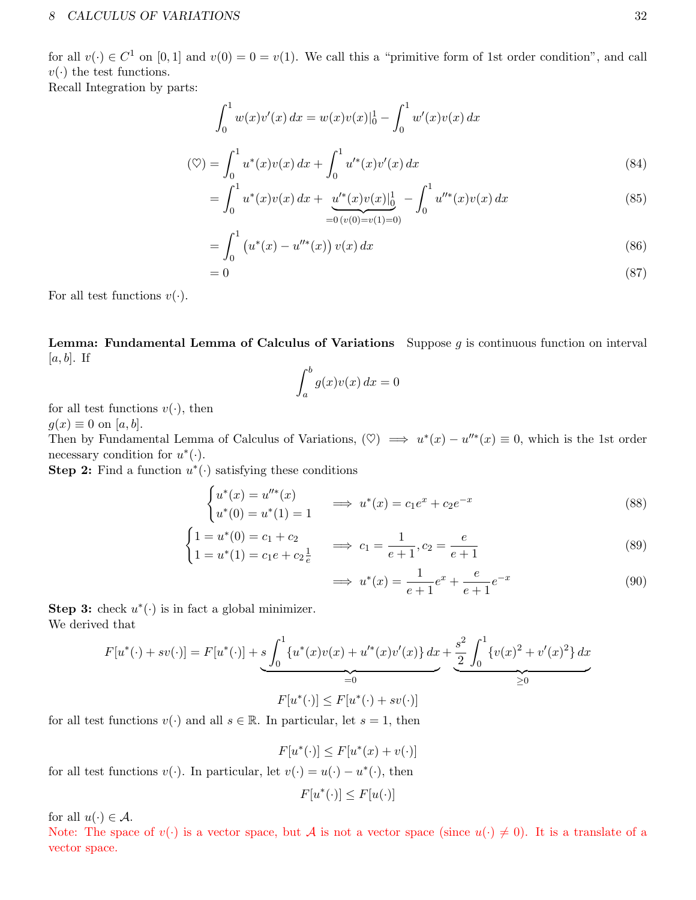for all $v(\cdot) \in C^1$ on $[0,1]$ and $v(0) = 0 = v(1)$. We call this a "primitive form of 1st order condition", and call $v(\cdot)$ the test functions.
Recall Integration by parts:

$$\int_0^1 w(x)v'(x)\,dx = w(x)v(x)|_0^1 - \int_0^1 w'(x)v(x)\,dx$$

$$\begin{aligned}
(\heartsuit) &= \int_0^1 u^*(x)v(x)\,dx + \int_0^1 u'^*(x)v'(x)\,dx && (84)\\
&= \int_0^1 u^*(x)v(x)\,dx + \underbrace{u'^*(x)v(x)|_0^1}_{=0\,(v(0)=v(1)=0)} - \int_0^1 u''^*(x)v(x)\,dx && (85)\\
&= \int_0^1 \left(u^*(x) - u''^*(x)\right)v(x)\,dx && (86)\\
&= 0 && (87)
\end{aligned}$$

For all test functions $v(\cdot)$.

**Lemma: Fundamental Lemma of Calculus of Variations** Suppose $g$ is continuous function on interval $[a,b]$. If

$$\int_a^b g(x)v(x)\,dx = 0$$

for all test functions $v(\cdot)$, then
$g(x) \equiv 0$ on $[a,b]$.
Then by Fundamental Lemma of Calculus of Variations, $(\heartsuit) \implies u^*(x) - u''^*(x) \equiv 0$, which is the 1st order necessary condition for $u^*(\cdot)$.
**Step 2:** Find a function $u^*(\cdot)$ satisfying these conditions

$$\begin{cases} u^*(x) = u''^*(x) \\ u^*(0) = u^*(1) = 1 \end{cases} \implies u^*(x) = c_1 e^x + c_2 e^{-x} \qquad (88)$$

$$\begin{cases} 1 = u^*(0) = c_1 + c_2 \\ 1 = u^*(1) = c_1 e + c_2 \frac{1}{e} \end{cases} \implies c_1 = \frac{1}{e+1}, c_2 = \frac{e}{e+1} \qquad (89)$$

$$\implies u^*(x) = \frac{1}{e+1}e^x + \frac{e}{e+1}e^{-x} \qquad (90)$$

**Step 3:** check $u^*(\cdot)$ is in fact a global minimizer.
We derived that

$$F[u^*(\cdot) + sv(\cdot)] = F[u^*(\cdot)] + \underbrace{s\int_0^1 \{u^*(x)v(x) + u'^*(x)v'(x)\}\,dx}_{=0} + \underbrace{\frac{s^2}{2}\int_0^1 \{v(x)^2 + v'(x)^2\}\,dx}_{\geq 0}$$

$$F[u^*(\cdot)] \leq F[u^*(\cdot) + sv(\cdot)]$$

for all test functions $v(\cdot)$ and all $s \in \mathbb{R}$. In particular, let $s = 1$, then

$$F[u^*(\cdot)] \leq F[u^*(x) + v(\cdot)]$$

for all test functions $v(\cdot)$. In particular, let $v(\cdot) = u(\cdot) - u^*(\cdot)$, then

$$F[u^*(\cdot)] \leq F[u(\cdot)]$$

for all $u(\cdot) \in \mathcal{A}$.
Note: The space of $v(\cdot)$ is a vector space, but $\mathcal{A}$ is not a vector space (since $u(\cdot) \neq 0$). It is a translate of a vector space.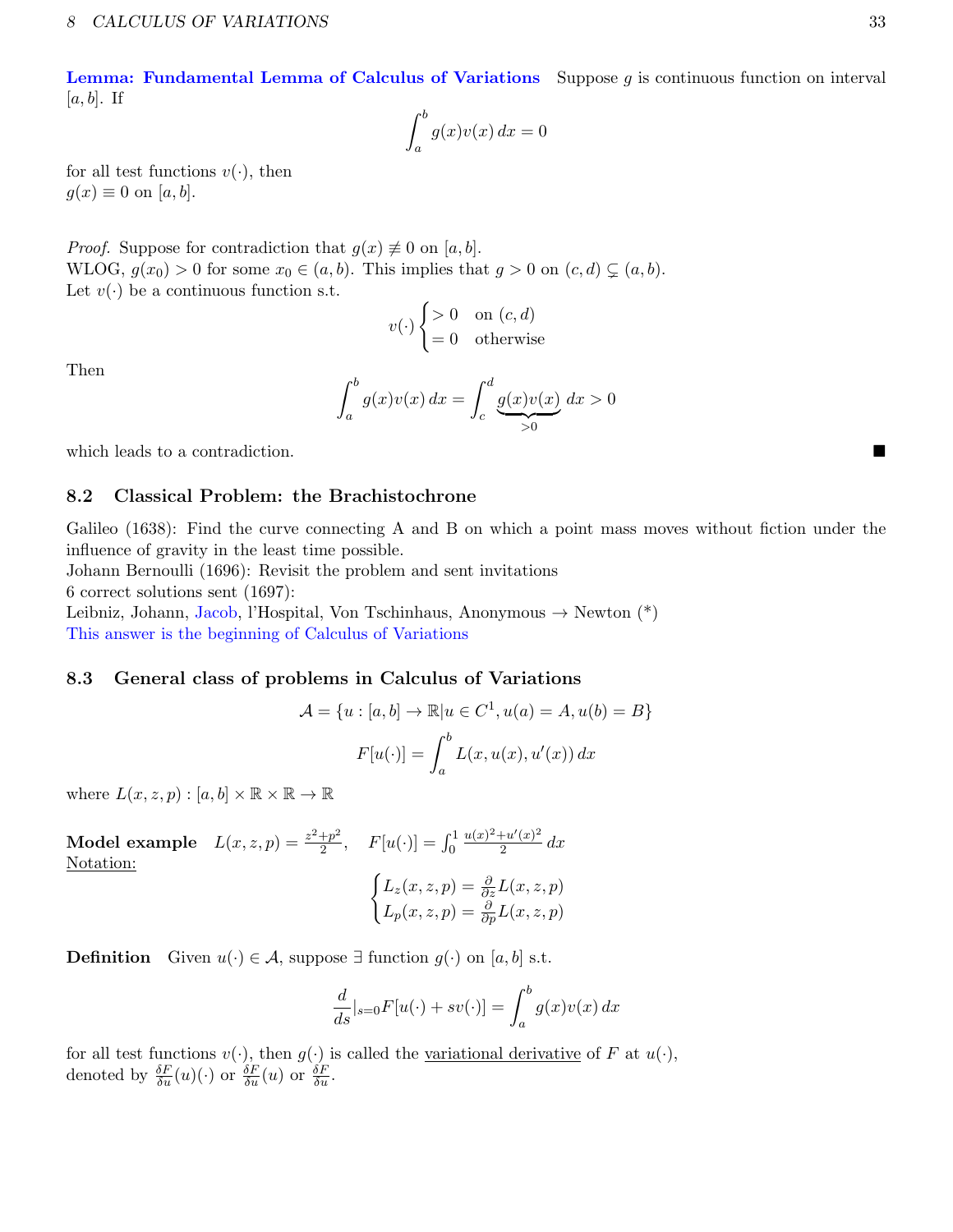**Lemma: Fundamental Lemma of Calculus of Variations** Suppose $g$ is continuous function on interval $[a, b]$. If

$$\int_a^b g(x)v(x)\,dx = 0$$

for all test functions $v(\cdot)$, then
$g(x) \equiv 0$ on $[a, b]$.

*Proof.* Suppose for contradiction that $g(x) \not\equiv 0$ on $[a, b]$.
WLOG, $g(x_0) > 0$ for some $x_0 \in (a, b)$. This implies that $g > 0$ on $(c, d) \subsetneq (a, b)$.
Let $v(\cdot)$ be a continuous function s.t.

$$v(\cdot) \begin{cases} > 0 & \text{on } (c, d) \\ = 0 & \text{otherwise} \end{cases}$$

Then

$$\int_a^b g(x)v(x)\,dx = \int_c^d \underbrace{g(x)v(x)}_{>0}\,dx > 0$$

which leads to a contradiction. ■

## 8.2 Classical Problem: the Brachistochrone

Galileo (1638): Find the curve connecting A and B on which a point mass moves without fiction under the influence of gravity in the least time possible.
Johann Bernoulli (1696): Revisit the problem and sent invitations
6 correct solutions sent (1697):
Leibniz, Johann, Jacob, l'Hospital, Von Tschinhaus, Anonymous → Newton (*)
This answer is the beginning of Calculus of Variations

## 8.3 General class of problems in Calculus of Variations

$$\mathcal{A} = \{u : [a, b] \to \mathbb{R} | u \in C^1, u(a) = A, u(b) = B\}$$

$$F[u(\cdot)] = \int_a^b L(x, u(x), u'(x))\,dx$$

where $L(x, z, p) : [a, b] \times \mathbb{R} \times \mathbb{R} \to \mathbb{R}$

**Model example** $L(x, z, p) = \frac{z^2+p^2}{2}$, $F[u(\cdot)] = \int_0^1 \frac{u(x)^2+u'(x)^2}{2}\,dx$
<u>Notation:</u>

$$\begin{cases} L_z(x, z, p) = \frac{\partial}{\partial z} L(x, z, p) \\ L_p(x, z, p) = \frac{\partial}{\partial p} L(x, z, p) \end{cases}$$

**Definition** Given $u(\cdot) \in \mathcal{A}$, suppose $\exists$ function $g(\cdot)$ on $[a, b]$ s.t.

$$\frac{d}{ds}\Big|_{s=0} F[u(\cdot) + sv(\cdot)] = \int_a^b g(x)v(x)\,dx$$

for all test functions $v(\cdot)$, then $g(\cdot)$ is called the <u>variational derivative</u> of $F$ at $u(\cdot)$,
denoted by $\frac{\delta F}{\delta u}(u)(\cdot)$ or $\frac{\delta F}{\delta u}(u)$ or $\frac{\delta F}{\delta u}$.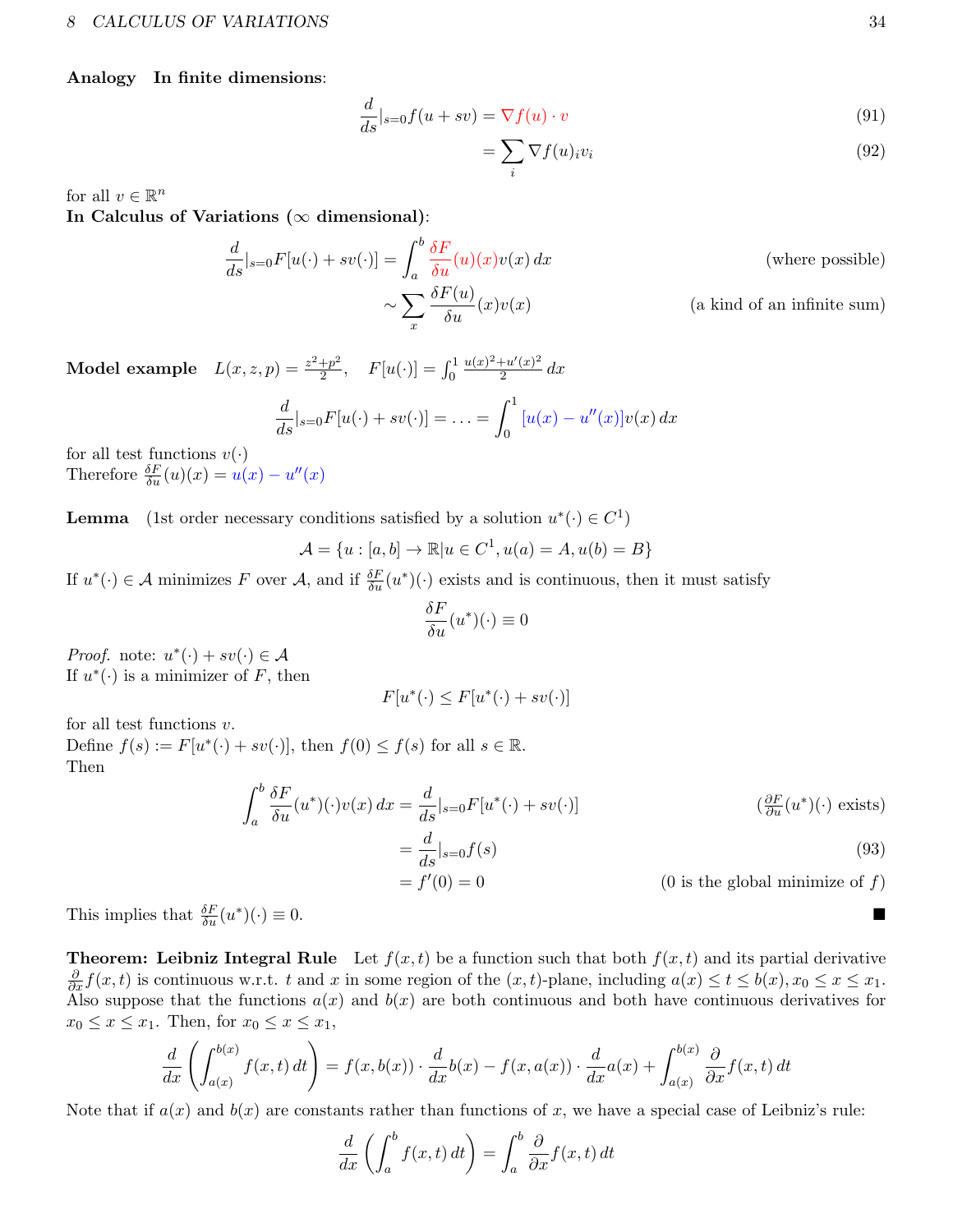**Analogy  In finite dimensions**:

$$\frac{d}{ds}|_{s=0} f(u+sv) = \nabla f(u) \cdot v \tag{91}$$

$$= \sum_i \nabla f(u)_i v_i \tag{92}$$

for all $v \in \mathbb{R}^n$

**In Calculus of Variations ($\infty$ dimensional)**:

$$\frac{d}{ds}|_{s=0} F[u(\cdot) + sv(\cdot)] = \int_a^b \frac{\delta F}{\delta u}(u)(x) v(x)\, dx \qquad \text{(where possible)}$$

$$\sim \sum_x \frac{\delta F(u)}{\delta u}(x) v(x) \qquad \text{(a kind of an infinite sum)}$$

**Model example**  $L(x,z,p) = \frac{z^2+p^2}{2}$,  $F[u(\cdot)] = \int_0^1 \frac{u(x)^2 + u'(x)^2}{2}\, dx$

$$\frac{d}{ds}|_{s=0} F[u(\cdot) + sv(\cdot)] = \ldots = \int_0^1 [u(x) - u''(x)] v(x)\, dx$$

for all test functions $v(\cdot)$

Therefore $\frac{\delta F}{\delta u}(u)(x) = u(x) - u''(x)$

**Lemma**  (1st order necessary conditions satisfied by a solution $u^*(\cdot) \in C^1$)

$$\mathcal{A} = \{u : [a,b] \to \mathbb{R} | u \in C^1, u(a) = A, u(b) = B\}$$

If $u^*(\cdot) \in \mathcal{A}$ minimizes $F$ over $\mathcal{A}$, and if $\frac{\delta F}{\delta u}(u^*)(\cdot)$ exists and is continuous, then it must satisfy

$$\frac{\delta F}{\delta u}(u^*)(\cdot) \equiv 0$$

*Proof.* note: $u^*(\cdot) + sv(\cdot) \in \mathcal{A}$

If $u^*(\cdot)$ is a minimizer of $F$, then

$$F[u^*(\cdot) \le F[u^*(\cdot) + sv(\cdot)]$$

for all test functions $v$.

Define $f(s) := F[u^*(\cdot) + sv(\cdot)]$, then $f(0) \le f(s)$ for all $s \in \mathbb{R}$.

Then

$$\int_a^b \frac{\delta F}{\delta u}(u^*)(\cdot) v(x)\, dx = \frac{d}{ds}|_{s=0} F[u^*(\cdot) + sv(\cdot)] \qquad (\tfrac{\partial F}{\partial u}(u^*)(\cdot) \text{ exists})$$

$$= \frac{d}{ds}|_{s=0} f(s) \tag{93}$$

$$= f'(0) = 0 \qquad \text{(0 is the global minimize of } f\text{)}$$

This implies that $\frac{\delta F}{\delta u}(u^*)(\cdot) \equiv 0$. ■

**Theorem: Leibniz Integral Rule**  Let $f(x,t)$ be a function such that both $f(x,t)$ and its partial derivative $\frac{\partial}{\partial x} f(x,t)$ is continuous w.r.t. $t$ and $x$ in some region of the $(x,t)$-plane, including $a(x) \le t \le b(x), x_0 \le x \le x_1$. Also suppose that the functions $a(x)$ and $b(x)$ are both continuous and both have continuous derivatives for $x_0 \le x \le x_1$. Then, for $x_0 \le x \le x_1$,

$$\frac{d}{dx}\left(\int_{a(x)}^{b(x)} f(x,t)\, dt\right) = f(x, b(x)) \cdot \frac{d}{dx} b(x) - f(x, a(x)) \cdot \frac{d}{dx} a(x) + \int_{a(x)}^{b(x)} \frac{\partial}{\partial x} f(x,t)\, dt$$

Note that if $a(x)$ and $b(x)$ are constants rather than functions of $x$, we have a special case of Leibniz's rule:

$$\frac{d}{dx}\left(\int_a^b f(x,t)\, dt\right) = \int_a^b \frac{\partial}{\partial x} f(x,t)\, dt$$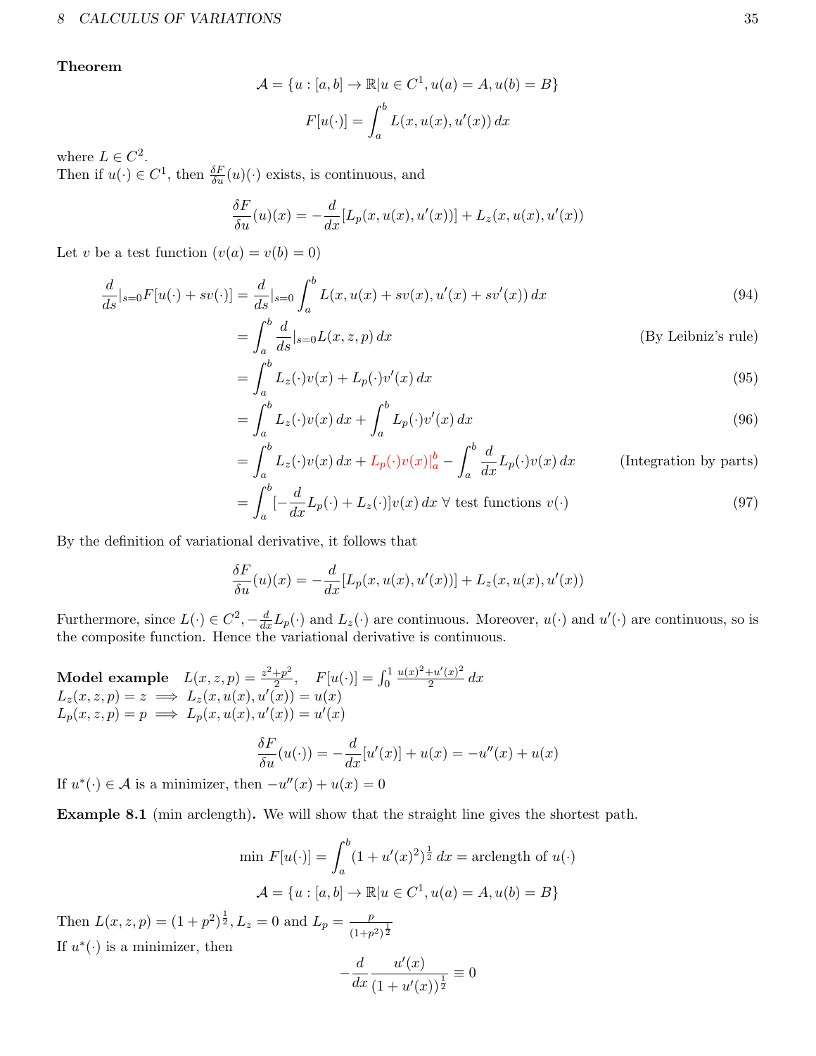**Theorem**

$$\mathcal{A} = \{u : [a,b] \to \mathbb{R} | u \in C^1, u(a) = A, u(b) = B\}$$

$$F[u(\cdot)] = \int_a^b L(x, u(x), u'(x))\, dx$$

where $L \in C^2$.
Then if $u(\cdot) \in C^1$, then $\frac{\delta F}{\delta u}(u)(\cdot)$ exists, is continuous, and

$$\frac{\delta F}{\delta u}(u)(x) = -\frac{d}{dx}[L_p(x, u(x), u'(x))] + L_z(x, u(x), u'(x))$$

Let $v$ be a test function ($v(a) = v(b) = 0$)

$$\begin{aligned}
\frac{d}{ds}|_{s=0} F[u(\cdot) + sv(\cdot)] &= \frac{d}{ds}|_{s=0} \int_a^b L(x, u(x) + sv(x), u'(x) + sv'(x))\, dx && (94)\\
&= \int_a^b \frac{d}{ds}|_{s=0} L(x, z, p)\, dx && \text{(By Leibniz's rule)}\\
&= \int_a^b L_z(\cdot)v(x) + L_p(\cdot)v'(x)\, dx && (95)\\
&= \int_a^b L_z(\cdot)v(x)\, dx + \int_a^b L_p(\cdot)v'(x)\, dx && (96)\\
&= \int_a^b L_z(\cdot)v(x)\, dx + L_p(\cdot)v(x)|_a^b - \int_a^b \frac{d}{dx}L_p(\cdot)v(x)\, dx && \text{(Integration by parts)}\\
&= \int_a^b [-\frac{d}{dx}L_p(\cdot) + L_z(\cdot)]v(x)\, dx \ \forall \text{ test functions } v(\cdot) && (97)
\end{aligned}$$

By the definition of variational derivative, it follows that

$$\frac{\delta F}{\delta u}(u)(x) = -\frac{d}{dx}[L_p(x, u(x), u'(x))] + L_z(x, u(x), u'(x))$$

Furthermore, since $L(\cdot) \in C^2$, $-\frac{d}{dx}L_p(\cdot)$ and $L_z(\cdot)$ are continuous. Moreover, $u(\cdot)$ and $u'(\cdot)$ are continuous, so is the composite function. Hence the variational derivative is continuous.

**Model example** $L(x, z, p) = \frac{z^2 + p^2}{2}$, $F[u(\cdot)] = \int_0^1 \frac{u(x)^2 + u'(x)^2}{2}\, dx$
$L_z(x, z, p) = z \implies L_z(x, u(x), u'(x)) = u(x)$
$L_p(x, z, p) = p \implies L_p(x, u(x), u'(x)) = u'(x)$

$$\frac{\delta F}{\delta u}(u(\cdot)) = -\frac{d}{dx}[u'(x)] + u(x) = -u''(x) + u(x)$$

If $u^*(\cdot) \in \mathcal{A}$ is a minimizer, then $-u''(x) + u(x) = 0$

**Example 8.1** (min arclength)**.** We will show that the straight line gives the shortest path.

$$\min\ F[u(\cdot)] = \int_a^b (1 + u'(x)^2)^{\frac{1}{2}}\, dx = \text{arclength of } u(\cdot)$$

$$\mathcal{A} = \{u : [a,b] \to \mathbb{R} | u \in C^1, u(a) = A, u(b) = B\}$$

Then $L(x, z, p) = (1 + p^2)^{\frac{1}{2}}$, $L_z = 0$ and $L_p = \frac{p}{(1+p^2)^{\frac{1}{2}}}$
If $u^*(\cdot)$ is a minimizer, then

$$-\frac{d}{dx}\frac{u'(x)}{(1 + u'(x))^{\frac{1}{2}}} \equiv 0$$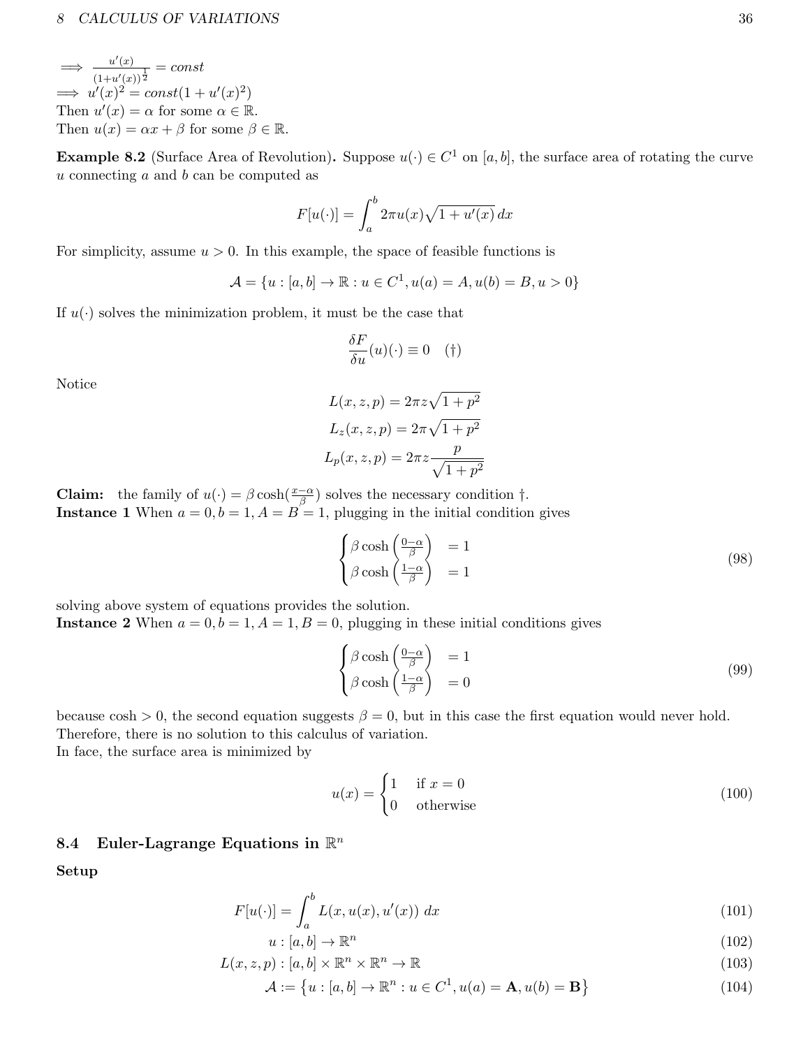$\implies \frac{u'(x)}{(1+u'(x))^{\frac{1}{2}}} = const$
$\implies u'(x)^2 = const(1 + u'(x)^2)$
Then $u'(x) = \alpha$ for some $\alpha \in \mathbb{R}$.
Then $u(x) = \alpha x + \beta$ for some $\beta \in \mathbb{R}$.

**Example 8.2** (Surface Area of Revolution)**.** Suppose $u(\cdot) \in C^1$ on $[a, b]$, the surface area of rotating the curve $u$ connecting $a$ and $b$ can be computed as

$$F[u(\cdot)] = \int_a^b 2\pi u(x)\sqrt{1 + u'(x)}\, dx$$

For simplicity, assume $u > 0$. In this example, the space of feasible functions is

$$\mathcal{A} = \{u : [a, b] \to \mathbb{R} : u \in C^1, u(a) = A, u(b) = B, u > 0\}$$

If $u(\cdot)$ solves the minimization problem, it must be the case that

$$\frac{\delta F}{\delta u}(u)(\cdot) \equiv 0 \quad (\dagger)$$

Notice

$$L(x, z, p) = 2\pi z\sqrt{1 + p^2}$$
$$L_z(x, z, p) = 2\pi\sqrt{1 + p^2}$$
$$L_p(x, z, p) = 2\pi z \frac{p}{\sqrt{1 + p^2}}$$

**Claim:** the family of $u(\cdot) = \beta \cosh(\frac{x-\alpha}{\beta})$ solves the necessary condition $\dagger$.
**Instance 1** When $a = 0, b = 1, A = B = 1$, plugging in the initial condition gives

$$\begin{cases} \beta \cosh\left(\frac{0-\alpha}{\beta}\right) & = 1 \\ \beta \cosh\left(\frac{1-\alpha}{\beta}\right) & = 1 \end{cases} \tag{98}$$

solving above system of equations provides the solution.
**Instance 2** When $a = 0, b = 1, A = 1, B = 0$, plugging in these initial conditions gives

$$\begin{cases} \beta \cosh\left(\frac{0-\alpha}{\beta}\right) & = 1 \\ \beta \cosh\left(\frac{1-\alpha}{\beta}\right) & = 0 \end{cases} \tag{99}$$

because $\cosh > 0$, the second equation suggests $\beta = 0$, but in this case the first equation would never hold. Therefore, there is no solution to this calculus of variation.
In face, the surface area is minimized by

$$u(x) = \begin{cases} 1 & \text{if } x = 0 \\ 0 & \text{otherwise} \end{cases} \tag{100}$$

## 8.4 Euler-Lagrange Equations in $\mathbb{R}^n$

**Setup**

$$F[u(\cdot)] = \int_a^b L(x, u(x), u'(x))\, dx \tag{101}$$
$$u : [a, b] \to \mathbb{R}^n \tag{102}$$
$$L(x, z, p) : [a, b] \times \mathbb{R}^n \times \mathbb{R}^n \to \mathbb{R} \tag{103}$$
$$\mathcal{A} := \left\{u : [a, b] \to \mathbb{R}^n : u \in C^1, u(a) = \mathbf{A}, u(b) = \mathbf{B}\right\} \tag{104}$$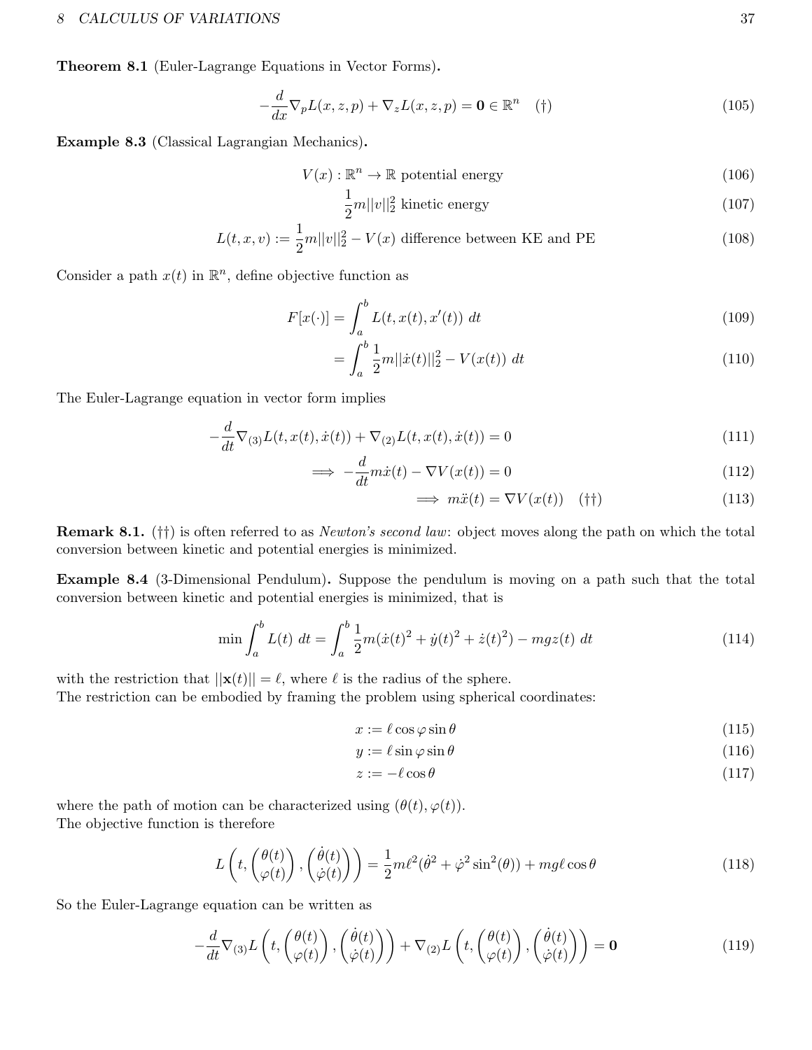**Theorem 8.1** (Euler-Lagrange Equations in Vector Forms)**.**

$$-\frac{d}{dx}\nabla_p L(x,z,p) + \nabla_z L(x,z,p) = \mathbf{0} \in \mathbb{R}^n \quad (\dagger) \tag{105}$$

**Example 8.3** (Classical Lagrangian Mechanics)**.**

$$V(x) : \mathbb{R}^n \to \mathbb{R} \text{ potential energy} \tag{106}$$

$$\frac{1}{2}m||v||_2^2 \text{ kinetic energy} \tag{107}$$

$$L(t,x,v) := \frac{1}{2}m||v||_2^2 - V(x) \text{ difference between KE and PE} \tag{108}$$

Consider a path $x(t)$ in $\mathbb{R}^n$, define objective function as

$$F[x(\cdot)] = \int_a^b L(t, x(t), x'(t))\ dt \tag{109}$$

$$= \int_a^b \frac{1}{2}m||\dot{x}(t)||_2^2 - V(x(t))\ dt \tag{110}$$

The Euler-Lagrange equation in vector form implies

$$-\frac{d}{dt}\nabla_{(3)}L(t,x(t),\dot{x}(t)) + \nabla_{(2)}L(t,x(t),\dot{x}(t)) = 0 \tag{111}$$

$$\implies -\frac{d}{dt}m\dot{x}(t) - \nabla V(x(t)) = 0 \tag{112}$$

$$\implies m\ddot{x}(t) = \nabla V(x(t)) \quad (\dagger\dagger) \tag{113}$$

**Remark 8.1.** ($\dagger\dagger$) is often referred to as *Newton's second law*: object moves along the path on which the total conversion between kinetic and potential energies is minimized.

**Example 8.4** (3-Dimensional Pendulum)**.** Suppose the pendulum is moving on a path such that the total conversion between kinetic and potential energies is minimized, that is

$$\min \int_a^b L(t)\ dt = \int_a^b \frac{1}{2}m(\dot{x}(t)^2 + \dot{y}(t)^2 + \dot{z}(t)^2) - mgz(t)\ dt \tag{114}$$

with the restriction that $||\mathbf{x}(t)|| = \ell$, where $\ell$ is the radius of the sphere.
The restriction can be embodied by framing the problem using spherical coordinates:

$$x := \ell\cos\varphi\sin\theta \tag{115}$$

$$y := \ell\sin\varphi\sin\theta \tag{116}$$

$$z := -\ell\cos\theta \tag{117}$$

where the path of motion can be characterized using $(\theta(t), \varphi(t))$.
The objective function is therefore

$$L\left(t, \begin{pmatrix}\theta(t)\\ \varphi(t)\end{pmatrix}, \begin{pmatrix}\dot{\theta}(t)\\ \dot{\varphi}(t)\end{pmatrix}\right) = \frac{1}{2}m\ell^2(\dot{\theta}^2 + \dot{\varphi}^2\sin^2(\theta)) + mg\ell\cos\theta \tag{118}$$

So the Euler-Lagrange equation can be written as

$$-\frac{d}{dt}\nabla_{(3)}L\left(t, \begin{pmatrix}\theta(t)\\ \varphi(t)\end{pmatrix}, \begin{pmatrix}\dot{\theta}(t)\\ \dot{\varphi}(t)\end{pmatrix}\right) + \nabla_{(2)}L\left(t, \begin{pmatrix}\theta(t)\\ \varphi(t)\end{pmatrix}, \begin{pmatrix}\dot{\theta}(t)\\ \dot{\varphi}(t)\end{pmatrix}\right) = \mathbf{0} \tag{119}$$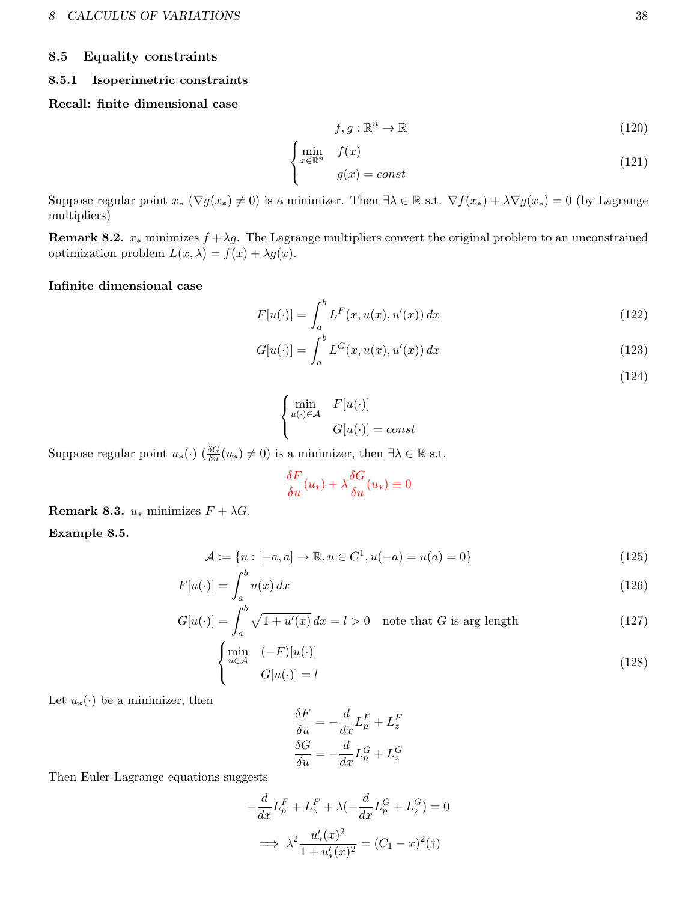## 8.5 Equality constraints

### 8.5.1 Isoperimetric constraints

**Recall: finite dimensional case**

$$f, g : \mathbb{R}^n \to \mathbb{R} \tag{120}$$

$$\begin{cases} \min_{x \in \mathbb{R}^n} & f(x) \\ & g(x) = const \end{cases} \tag{121}$$

Suppose regular point $x_*$ ($\nabla g(x_*) \neq 0$) is a minimizer. Then $\exists \lambda \in \mathbb{R}$ s.t. $\nabla f(x_*) + \lambda \nabla g(x_*) = 0$ (by Lagrange multipliers)

**Remark 8.2.** $x_*$ minimizes $f + \lambda g$. The Lagrange multipliers convert the original problem to an unconstrained optimization problem $L(x, \lambda) = f(x) + \lambda g(x)$.

**Infinite dimensional case**

$$F[u(\cdot)] = \int_a^b L^F(x, u(x), u'(x))\, dx \tag{122}$$

$$G[u(\cdot)] = \int_a^b L^G(x, u(x), u'(x))\, dx \tag{123}$$

$$\tag{124}$$

$$\begin{cases} \min_{u(\cdot) \in \mathcal{A}} & F[u(\cdot)] \\ & G[u(\cdot)] = const \end{cases}$$

Suppose regular point $u_*(\cdot)$ ($\frac{\delta G}{\delta u}(u_*) \neq 0$) is a minimizer, then $\exists \lambda \in \mathbb{R}$ s.t.

$$\frac{\delta F}{\delta u}(u_*) + \lambda \frac{\delta G}{\delta u}(u_*) \equiv 0$$

**Remark 8.3.** $u_*$ minimizes $F + \lambda G$.

**Example 8.5.**

$$\mathcal{A} := \{u : [-a, a] \to \mathbb{R}, u \in C^1, u(-a) = u(a) = 0\} \tag{125}$$

$$F[u(\cdot)] = \int_a^b u(x)\, dx \tag{126}$$

$$G[u(\cdot)] = \int_a^b \sqrt{1 + u'(x)}\, dx = l > 0 \quad \text{note that } G \text{ is arg length} \tag{127}$$

$$\begin{cases} \min_{u \in \mathcal{A}} & (-F)[u(\cdot)] \\ & G[u(\cdot)] = l \end{cases} \tag{128}$$

Let $u_*(\cdot)$ be a minimizer, then

$$\frac{\delta F}{\delta u} = -\frac{d}{dx} L_p^F + L_z^F$$

$$\frac{\delta G}{\delta u} = -\frac{d}{dx} L_p^G + L_z^G$$

Then Euler-Lagrange equations suggests

$$-\frac{d}{dx} L_p^F + L_z^F + \lambda\left(-\frac{d}{dx} L_p^G + L_z^G\right) = 0$$

$$\implies \lambda^2 \frac{u_*'(x)^2}{1 + u_*'(x)^2} = (C_1 - x)^2 (\dagger)$$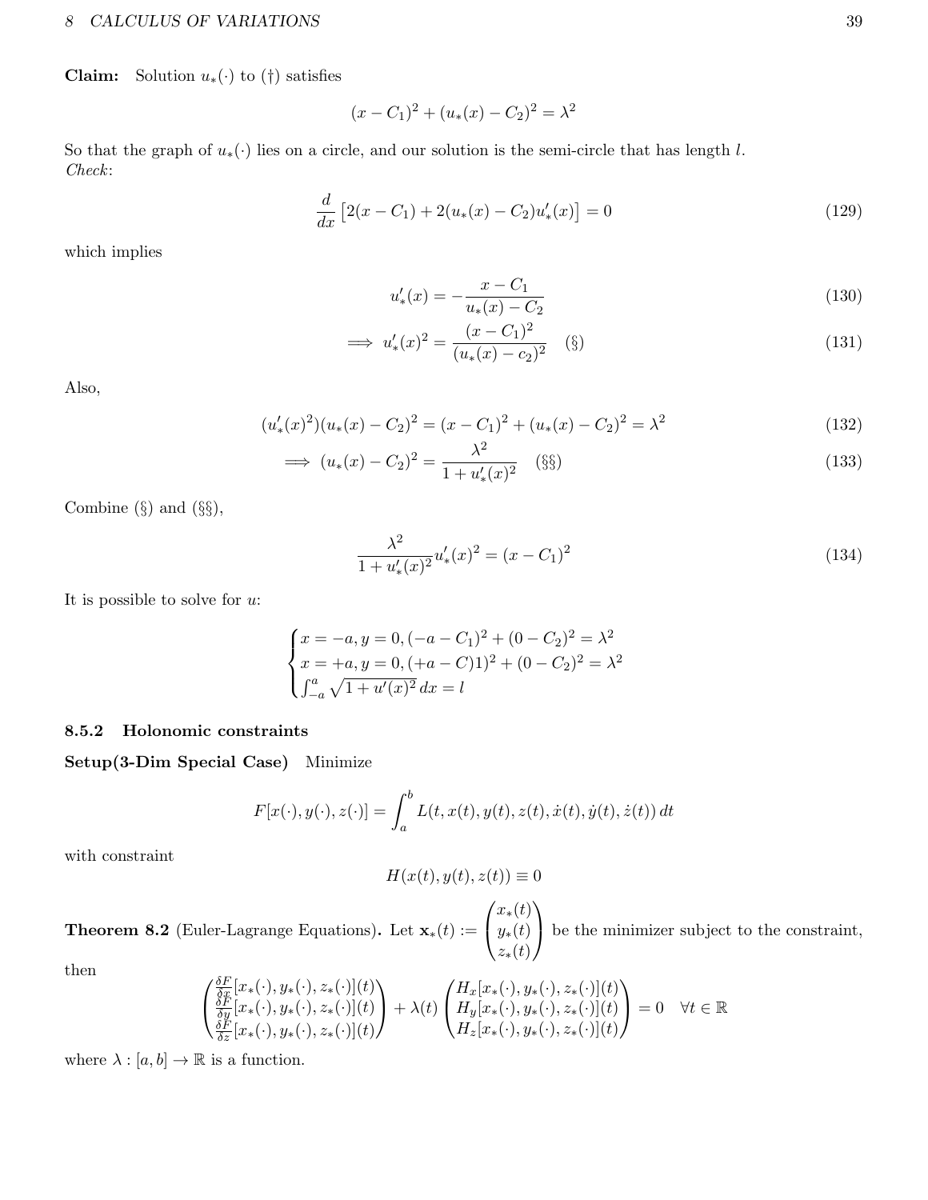**Claim:** Solution $u_*(\cdot)$ to (†) satisfies

$$(x - C_1)^2 + (u_*(x) - C_2)^2 = \lambda^2$$

So that the graph of $u_*(\cdot)$ lies on a circle, and our solution is the semi-circle that has length $l$.
*Check*:

$$\frac{d}{dx}\left[2(x - C_1) + 2(u_*(x) - C_2)u_*'(x)\right] = 0 \tag{129}$$

which implies

$$u_*'(x) = -\frac{x - C_1}{u_*(x) - C_2} \tag{130}$$

$$\implies u_*'(x)^2 = \frac{(x - C_1)^2}{(u_*(x) - c_2)^2} \quad (\S) \tag{131}$$

Also,

$$(u_*'(x)^2)(u_*(x) - C_2)^2 = (x - C_1)^2 + (u_*(x) - C_2)^2 = \lambda^2 \tag{132}$$

$$\implies (u_*(x) - C_2)^2 = \frac{\lambda^2}{1 + u_*'(x)^2} \quad (\S\S) \tag{133}$$

Combine (§) and (§§),

$$\frac{\lambda^2}{1 + u_*'(x)^2} u_*'(x)^2 = (x - C_1)^2 \tag{134}$$

It is possible to solve for $u$:

$$\begin{cases} x = -a, y = 0, (-a - C_1)^2 + (0 - C_2)^2 = \lambda^2 \\ x = +a, y = 0, (+a - C)1)^2 + (0 - C_2)^2 = \lambda^2 \\ \int_{-a}^{a} \sqrt{1 + u'(x)^2}\, dx = l \end{cases}$$

### 8.5.2 Holonomic constraints

**Setup(3-Dim Special Case)** Minimize

$$F[x(\cdot), y(\cdot), z(\cdot)] = \int_a^b L(t, x(t), y(t), z(t), \dot{x}(t), \dot{y}(t), \dot{z}(t))\, dt$$

with constraint

$$H(x(t), y(t), z(t)) \equiv 0$$

**Theorem 8.2** (Euler-Lagrange Equations)**.** Let $\mathbf{x}_*(t) := \begin{pmatrix} x_*(t) \\ y_*(t) \\ z_*(t) \end{pmatrix}$ be the minimizer subject to the constraint, then

$$\begin{pmatrix} \frac{\delta F}{\delta x}[x_*(\cdot), y_*(\cdot), z_*(\cdot)](t) \\ \frac{\delta F}{\delta y}[x_*(\cdot), y_*(\cdot), z_*(\cdot)](t) \\ \frac{\delta F}{\delta z}[x_*(\cdot), y_*(\cdot), z_*(\cdot)](t) \end{pmatrix} + \lambda(t) \begin{pmatrix} H_x[x_*(\cdot), y_*(\cdot), z_*(\cdot)](t) \\ H_y[x_*(\cdot), y_*(\cdot), z_*(\cdot)](t) \\ H_z[x_*(\cdot), y_*(\cdot), z_*(\cdot)](t) \end{pmatrix} = 0 \quad \forall t \in \mathbb{R}$$

where $\lambda : [a, b] \to \mathbb{R}$ is a function.